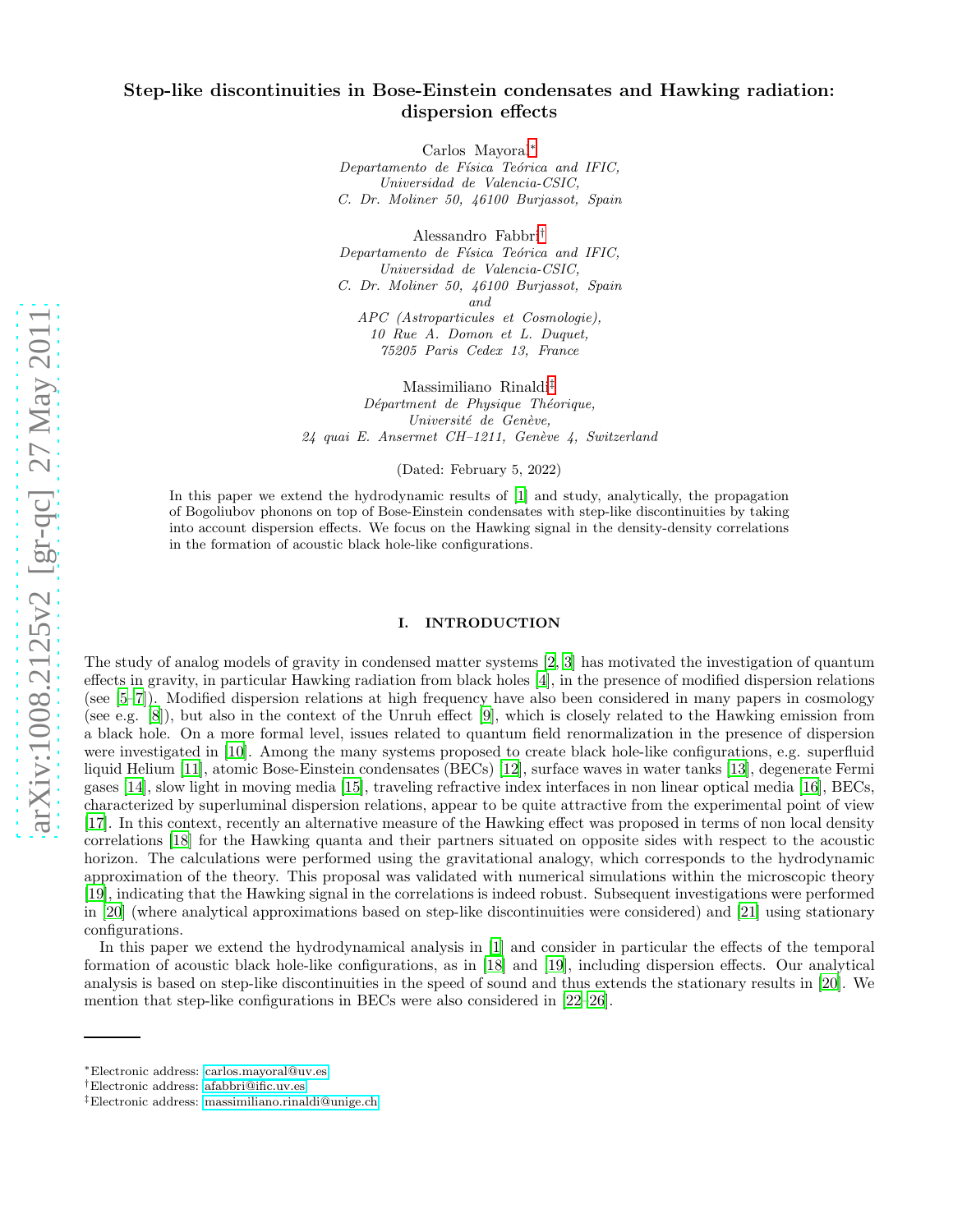# Step-like discontinuities in Bose-Einstein condensates and Hawking radiation: dispersion effects

Carlos Mayoral[*]
*Departamento de Física Teórica and IFIC,*
*Universidad de Valencia-CSIC,*
*C. Dr. Moliner 50, 46100 Burjassot, Spain*

Alessandro Fabbri[†]
*Departamento de Física Teórica and IFIC,*
*Universidad de Valencia-CSIC,*
*C. Dr. Moliner 50, 46100 Burjassot, Spain*
*and*
*APC (Astroparticules et Cosmologie),*
*10 Rue A. Domon et L. Duquet,*
*75205 Paris Cedex 13, France*

Massimiliano Rinaldi[‡]
*Départment de Physique Théorique,*
*Université de Genève,*
*24 quai E. Ansermet CH–1211, Genève 4, Switzerland*

(Dated: February 5, 2022)

In this paper we extend the hydrodynamic results of [1] and study, analytically, the propagation of Bogoliubov phonons on top of Bose-Einstein condensates with step-like discontinuities by taking into account dispersion effects. We focus on the Hawking signal in the density-density correlations in the formation of acoustic black hole-like configurations.

## I. INTRODUCTION

The study of analog models of gravity in condensed matter systems [2, 3] has motivated the investigation of quantum effects in gravity, in particular Hawking radiation from black holes [4], in the presence of modified dispersion relations (see [5–7]). Modified dispersion relations at high frequency have also been considered in many papers in cosmology (see e.g. [8]), but also in the context of the Unruh effect [9], which is closely related to the Hawking emission from a black hole. On a more formal level, issues related to quantum field renormalization in the presence of dispersion were investigated in [10]. Among the many systems proposed to create black hole-like configurations, e.g. superfluid liquid Helium [11], atomic Bose-Einstein condensates (BECs) [12], surface waves in water tanks [13], degenerate Fermi gases [14], slow light in moving media [15], traveling refractive index interfaces in non linear optical media [16], BECs, characterized by superluminal dispersion relations, appear to be quite attractive from the experimental point of view [17]. In this context, recently an alternative measure of the Hawking effect was proposed in terms of non local density correlations [18] for the Hawking quanta and their partners situated on opposite sides with respect to the acoustic horizon. The calculations were performed using the gravitational analogy, which corresponds to the hydrodynamic approximation of the theory. This proposal was validated with numerical simulations within the microscopic theory [19], indicating that the Hawking signal in the correlations is indeed robust. Subsequent investigations were performed in [20] (where analytical approximations based on step-like discontinuities were considered) and [21] using stationary configurations.

In this paper we extend the hydrodynamical analysis in [1] and consider in particular the effects of the temporal formation of acoustic black hole-like configurations, as in [18] and [19], including dispersion effects. Our analytical analysis is based on step-like discontinuities in the speed of sound and thus extends the stationary results in [20]. We mention that step-like configurations in BECs were also considered in [22–26].

---

*Electronic address: carlos.mayoral@uv.es
†Electronic address: afabbri@ific.uv.es
‡Electronic address: massimiliano.rinaldi@unige.ch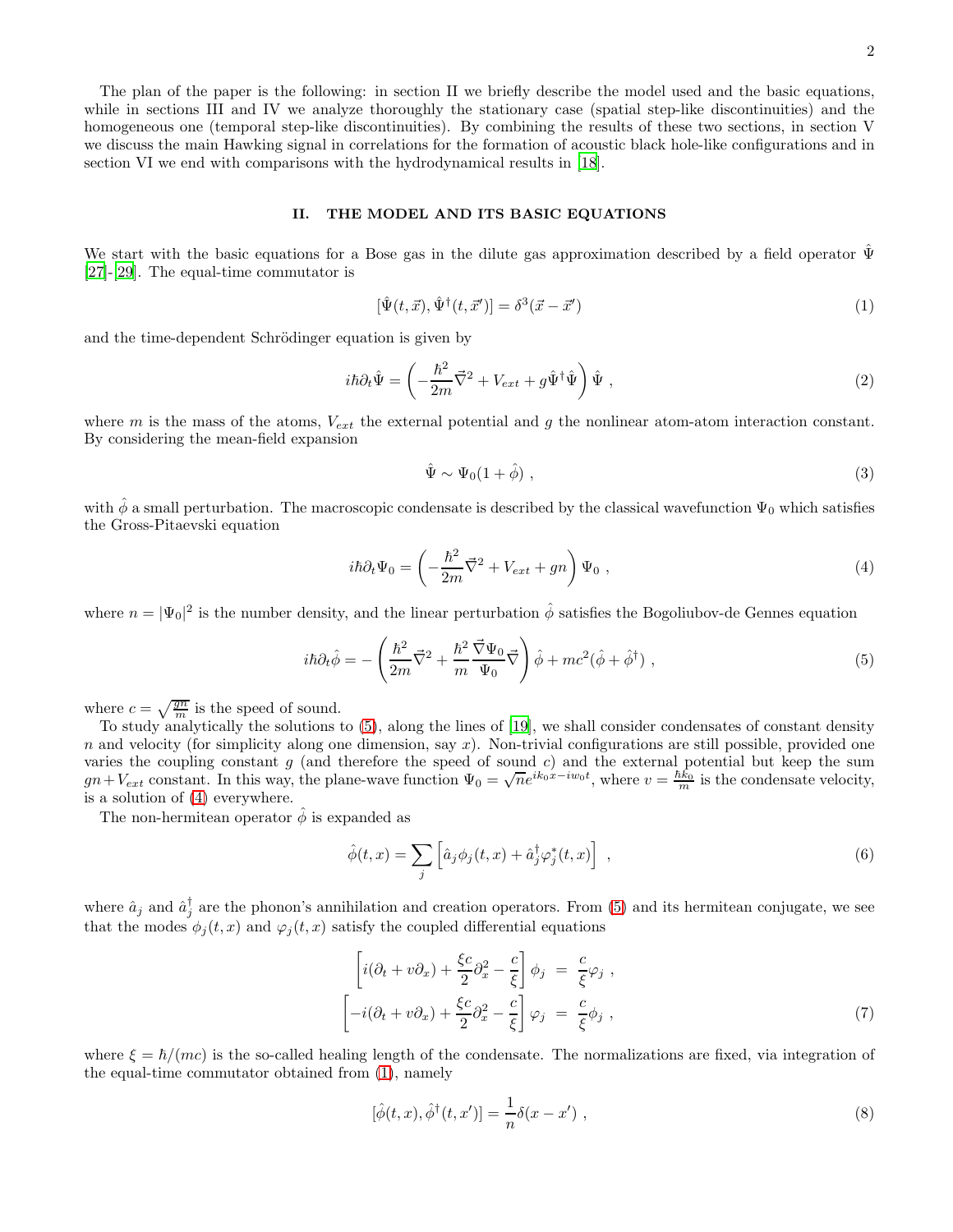The plan of the paper is the following: in section II we briefly describe the model used and the basic equations, while in sections III and IV we analyze thoroughly the stationary case (spatial step-like discontinuities) and the homogeneous one (temporal step-like discontinuities). By combining the results of these two sections, in section V we discuss the main Hawking signal in correlations for the formation of acoustic black hole-like configurations and in section VI we end with comparisons with the hydrodynamical results in [18].

## II. THE MODEL AND ITS BASIC EQUATIONS

We start with the basic equations for a Bose gas in the dilute gas approximation described by a field operator $\hat{\Psi}$ [27]-[29]. The equal-time commutator is

$$[\hat{\Psi}(t,\vec{x}), \hat{\Psi}^\dagger(t,\vec{x}')] = \delta^3(\vec{x}-\vec{x}') \tag{1}$$

and the time-dependent Schrödinger equation is given by

$$i\hbar\partial_t\hat{\Psi} = \left(-\frac{\hbar^2}{2m}\vec{\nabla}^2 + V_{ext} + g\hat{\Psi}^\dagger\hat{\Psi}\right)\hat{\Psi}\ , \tag{2}$$

where $m$ is the mass of the atoms, $V_{ext}$ the external potential and $g$ the nonlinear atom-atom interaction constant. By considering the mean-field expansion

$$\hat{\Psi} \sim \Psi_0(1+\hat{\phi})\ , \tag{3}$$

with $\hat{\phi}$ a small perturbation. The macroscopic condensate is described by the classical wavefunction $\Psi_0$ which satisfies the Gross-Pitaevski equation

$$i\hbar\partial_t\Psi_0 = \left(-\frac{\hbar^2}{2m}\vec{\nabla}^2 + V_{ext} + gn\right)\Psi_0\ , \tag{4}$$

where $n = |\Psi_0|^2$ is the number density, and the linear perturbation $\hat{\phi}$ satisfies the Bogoliubov-de Gennes equation

$$i\hbar\partial_t\hat{\phi} = -\left(\frac{\hbar^2}{2m}\vec{\nabla}^2 + \frac{\hbar^2}{m}\frac{\vec{\nabla}\Psi_0}{\Psi_0}\vec{\nabla}\right)\hat{\phi} + mc^2(\hat{\phi}+\hat{\phi}^\dagger)\ , \tag{5}$$

where $c = \sqrt{\frac{gn}{m}}$ is the speed of sound.

To study analytically the solutions to (5), along the lines of [19], we shall consider condensates of constant density $n$ and velocity (for simplicity along one dimension, say $x$). Non-trivial configurations are still possible, provided one varies the coupling constant $g$ (and therefore the speed of sound $c$) and the external potential but keep the sum $gn + V_{ext}$ constant. In this way, the plane-wave function $\Psi_0 = \sqrt{n}e^{ik_0x - iw_0t}$, where $v = \frac{\hbar k_0}{m}$ is the condensate velocity, is a solution of (4) everywhere.

The non-hermitean operator $\hat{\phi}$ is expanded as

$$\hat{\phi}(t,x) = \sum_j\left[\hat{a}_j\phi_j(t,x) + \hat{a}_j^\dagger\varphi_j^*(t,x)\right]\ , \tag{6}$$

where $\hat{a}_j$ and $\hat{a}_j^\dagger$ are the phonon's annihilation and creation operators. From (5) and its hermitean conjugate, we see that the modes $\phi_j(t,x)$ and $\varphi_j(t,x)$ satisfy the coupled differential equations

$$\begin{aligned}
\left[i(\partial_t + v\partial_x) + \frac{\xi c}{2}\partial_x^2 - \frac{c}{\xi}\right]\phi_j &= \frac{c}{\xi}\varphi_j\ , \\
\left[-i(\partial_t + v\partial_x) + \frac{\xi c}{2}\partial_x^2 - \frac{c}{\xi}\right]\varphi_j &= \frac{c}{\xi}\phi_j\ ,
\end{aligned} \tag{7}$$

where $\xi = \hbar/(mc)$ is the so-called healing length of the condensate. The normalizations are fixed, via integration of the equal-time commutator obtained from (1), namely

$$[\hat{\phi}(t,x), \hat{\phi}^\dagger(t,x')] = \frac{1}{n}\delta(x-x')\ , \tag{8}$$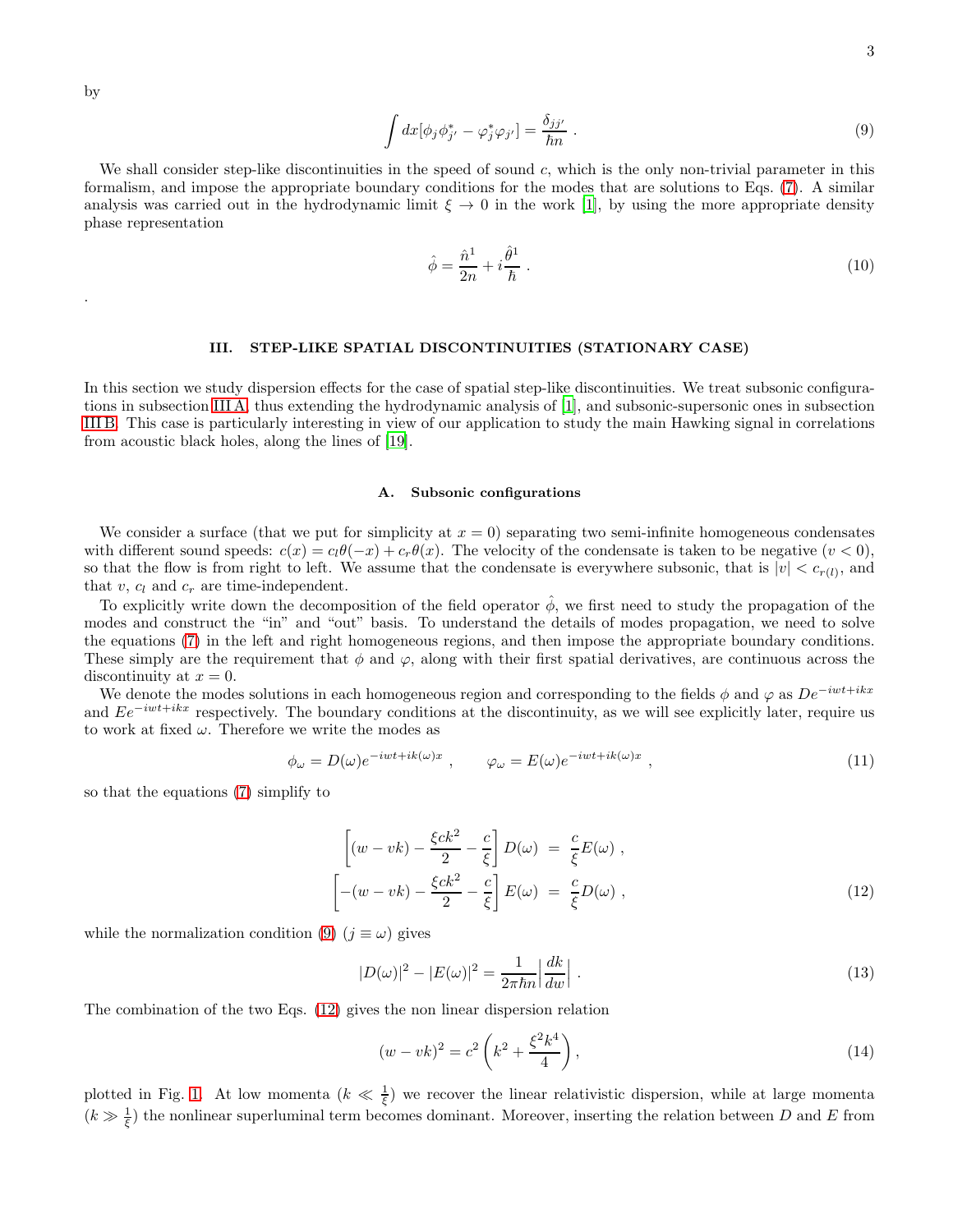by

$$\int dx[\phi_j \phi_{j'}^* - \varphi_j^* \varphi_{j'}] = \frac{\delta_{jj'}}{\hbar n} \ . \tag{9}$$

We shall consider step-like discontinuities in the speed of sound $c$, which is the only non-trivial parameter in this formalism, and impose the appropriate boundary conditions for the modes that are solutions to Eqs. (7). A similar analysis was carried out in the hydrodynamic limit $\xi \to 0$ in the work [1], by using the more appropriate density phase representation

$$\hat{\phi} = \frac{\hat{n}^1}{2n} + i\frac{\hat{\theta}^1}{\hbar} \ . \tag{10}$$

.

## III. STEP-LIKE SPATIAL DISCONTINUITIES (STATIONARY CASE)

In this section we study dispersion effects for the case of spatial step-like discontinuities. We treat subsonic configurations in subsection III A, thus extending the hydrodynamic analysis of [1], and subsonic-supersonic ones in subsection III B. This case is particularly interesting in view of our application to study the main Hawking signal in correlations from acoustic black holes, along the lines of [19].

### A. Subsonic configurations

We consider a surface (that we put for simplicity at $x = 0$) separating two semi-infinite homogeneous condensates with different sound speeds: $c(x) = c_l\theta(-x) + c_r\theta(x)$. The velocity of the condensate is taken to be negative ($v < 0$), so that the flow is from right to left. We assume that the condensate is everywhere subsonic, that is $|v| < c_{r(l)}$, and that $v$, $c_l$ and $c_r$ are time-independent.

To explicitly write down the decomposition of the field operator $\hat{\phi}$, we first need to study the propagation of the modes and construct the "in" and "out" basis. To understand the details of modes propagation, we need to solve the equations (7) in the left and right homogeneous regions, and then impose the appropriate boundary conditions. These simply are the requirement that $\phi$ and $\varphi$, along with their first spatial derivatives, are continuous across the discontinuity at $x = 0$.

We denote the modes solutions in each homogeneous region and corresponding to the fields $\phi$ and $\varphi$ as $De^{-iwt+ikx}$ and $Ee^{-iwt+ikx}$ respectively. The boundary conditions at the discontinuity, as we will see explicitly later, require us to work at fixed $\omega$. Therefore we write the modes as

$$\phi_\omega = D(\omega)e^{-iwt+ik(\omega)x} \ , \qquad \varphi_\omega = E(\omega)e^{-iwt+ik(\omega)x} \ , \tag{11}$$

so that the equations (7) simplify to

$$\begin{aligned}
\left[(w - vk) - \frac{\xi c k^2}{2} - \frac{c}{\xi}\right] D(\omega) \ &= \ \frac{c}{\xi} E(\omega) \ , \\
\left[-(w - vk) - \frac{\xi c k^2}{2} - \frac{c}{\xi}\right] E(\omega) \ &= \ \frac{c}{\xi} D(\omega) \ ,
\end{aligned} \tag{12}$$

while the normalization condition (9) ($j \equiv \omega$) gives

$$|D(\omega)|^2 - |E(\omega)|^2 = \frac{1}{2\pi\hbar n}\left|\frac{dk}{dw}\right| \ . \tag{13}$$

The combination of the two Eqs. (12) gives the non linear dispersion relation

$$(w - vk)^2 = c^2\left(k^2 + \frac{\xi^2 k^4}{4}\right), \tag{14}$$

plotted in Fig. 1. At low momenta ($k \ll \frac{1}{\xi}$) we recover the linear relativistic dispersion, while at large momenta ($k \gg \frac{1}{\xi}$) the nonlinear superluminal term becomes dominant. Moreover, inserting the relation between $D$ and $E$ from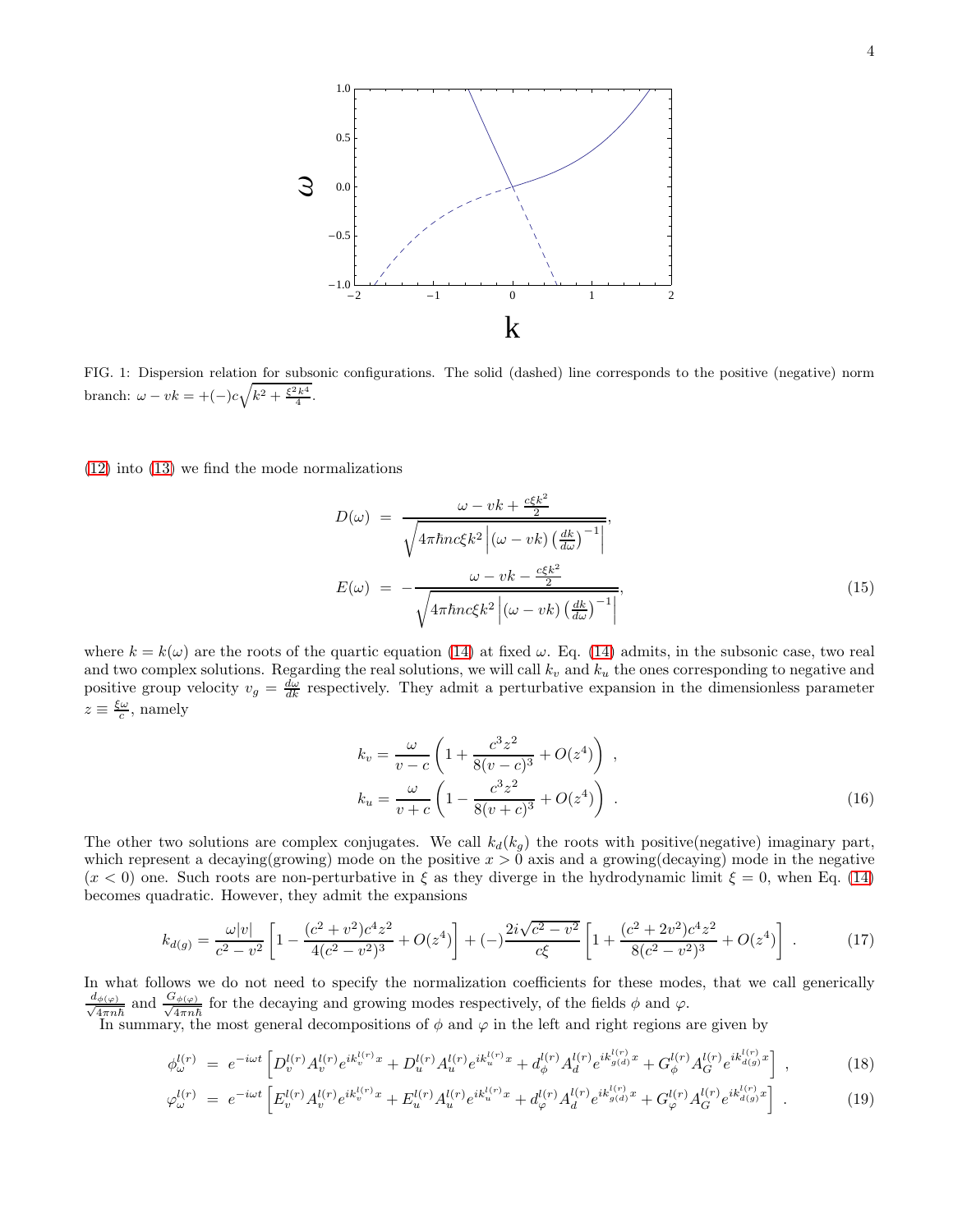FIG. 1: Dispersion relation for subsonic configurations. The solid (dashed) line corresponds to the positive (negative) norm branch: $\omega - vk = +(-)c\sqrt{k^2 + \frac{\xi^2 k^4}{4}}$.

(12) into (13) we find the mode normalizations

$$
\begin{aligned}
D(\omega) &= \frac{\omega - vk + \frac{c\xi k^2}{2}}{\sqrt{4\pi\hbar n c\xi k^2 \left|(\omega - vk)\left(\frac{dk}{d\omega}\right)^{-1}\right|}}, \\
E(\omega) &= -\frac{\omega - vk - \frac{c\xi k^2}{2}}{\sqrt{4\pi\hbar n c\xi k^2 \left|(\omega - vk)\left(\frac{dk}{d\omega}\right)^{-1}\right|}},
\end{aligned}
\tag{15}
$$

where $k = k(\omega)$ are the roots of the quartic equation (14) at fixed $\omega$. Eq. (14) admits, in the subsonic case, two real and two complex solutions. Regarding the real solutions, we will call $k_v$ and $k_u$ the ones corresponding to negative and positive group velocity $v_g = \frac{d\omega}{dk}$ respectively. They admit a perturbative expansion in the dimensionless parameter $z \equiv \frac{\xi\omega}{c}$, namely

$$
\begin{aligned}
k_v &= \frac{\omega}{v-c}\left(1 + \frac{c^3 z^2}{8(v-c)^3} + O(z^4)\right) , \\
k_u &= \frac{\omega}{v+c}\left(1 - \frac{c^3 z^2}{8(v+c)^3} + O(z^4)\right) .
\end{aligned}
\tag{16}
$$

The other two solutions are complex conjugates. We call $k_d(k_g)$ the roots with positive(negative) imaginary part, which represent a decaying(growing) mode on the positive $x > 0$ axis and a growing(decaying) mode in the negative $(x < 0)$ one. Such roots are non-perturbative in $\xi$ as they diverge in the hydrodynamic limit $\xi = 0$, when Eq. (14) becomes quadratic. However, they admit the expansions

$$
k_{d(g)} = \frac{\omega|v|}{c^2 - v^2}\left[1 - \frac{(c^2+v^2)c^4 z^2}{4(c^2-v^2)^3} + O(z^4)\right] + (-)\frac{2i\sqrt{c^2-v^2}}{c\xi}\left[1 + \frac{(c^2+2v^2)c^4 z^2}{8(c^2-v^2)^3} + O(z^4)\right] . \tag{17}
$$

In what follows we do not need to specify the normalization coefficients for these modes, that we call generically $\frac{d_{\phi(\varphi)}}{\sqrt{4\pi n\hbar}}$ and $\frac{G_{\phi(\varphi)}}{\sqrt{4\pi n\hbar}}$ for the decaying and growing modes respectively, of the fields $\phi$ and $\varphi$.

In summary, the most general decompositions of $\phi$ and $\varphi$ in the left and right regions are given by

$$
\phi^{l(r)}_\omega = e^{-i\omega t}\left[D^{l(r)}_v A^{l(r)}_v e^{ik^{l(r)}_v x} + D^{l(r)}_u A^{l(r)}_u e^{ik^{l(r)}_u x} + d^{l(r)}_\phi A^{l(r)}_d e^{ik^{l(r)}_{g(d)} x} + G^{l(r)}_\phi A^{l(r)}_G e^{ik^{l(r)}_{d(g)} x}\right] , \tag{18}
$$

$$
\varphi^{l(r)}_\omega = e^{-i\omega t}\left[E^{l(r)}_v A^{l(r)}_v e^{ik^{l(r)}_v x} + E^{l(r)}_u A^{l(r)}_u e^{ik^{l(r)}_u x} + d^{l(r)}_\varphi A^{l(r)}_d e^{ik^{l(r)}_{g(d)} x} + G^{l(r)}_\varphi A^{l(r)}_G e^{ik^{l(r)}_{d(g)} x}\right] . \tag{19}
$$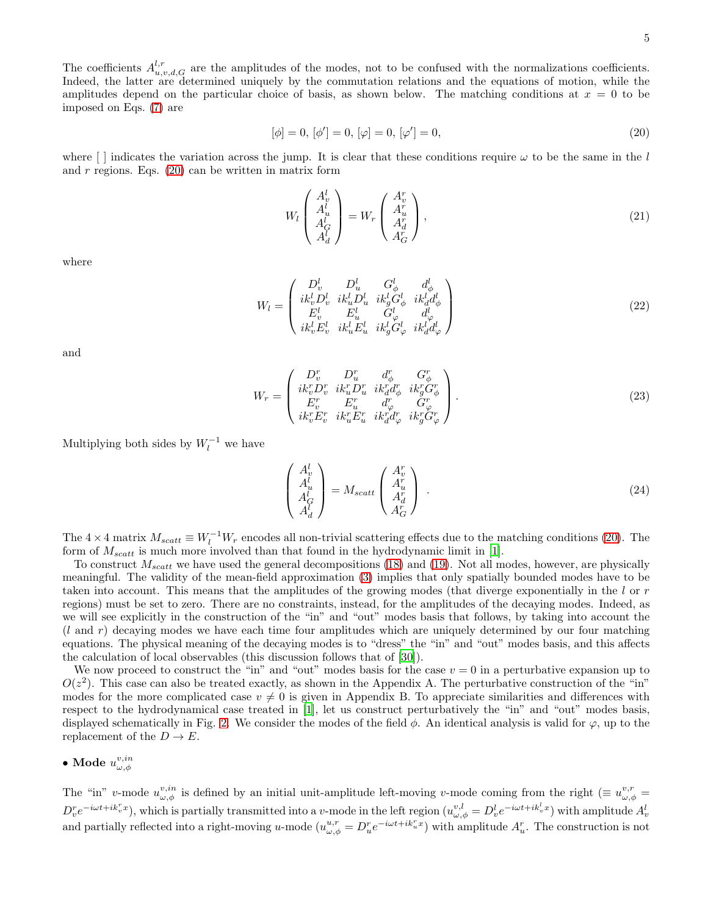The coefficients $A^{l,r}_{u,v,d,G}$ are the amplitudes of the modes, not to be confused with the normalizations coefficients. Indeed, the latter are determined uniquely by the commutation relations and the equations of motion, while the amplitudes depend on the particular choice of basis, as shown below. The matching conditions at $x = 0$ to be imposed on Eqs. (7) are

$$[\phi] = 0,\ [\phi'] = 0,\ [\varphi] = 0,\ [\varphi'] = 0, \tag{20}$$

where [ ] indicates the variation across the jump. It is clear that these conditions require $\omega$ to be the same in the $l$ and $r$ regions. Eqs. (20) can be written in matrix form

$$W_l \begin{pmatrix} A^l_v \\ A^l_u \\ A^l_G \\ A^l_d \end{pmatrix} = W_r \begin{pmatrix} A^r_v \\ A^r_u \\ A^r_d \\ A^r_G \end{pmatrix}, \tag{21}$$

where

$$W_l = \begin{pmatrix} D^l_v & D^l_u & G^l_\phi & d^l_\phi \\ ik^l_v D^l_v & ik^l_u D^l_u & ik^l_g G^l_\phi & ik^l_d d^l_\phi \\ E^l_v & E^l_u & G^l_\varphi & d^l_\varphi \\ ik^l_v E^l_v & ik^l_u E^l_u & ik^l_g G^l_\varphi & ik^l_d d^l_\varphi \end{pmatrix} \tag{22}$$

and

$$W_r = \begin{pmatrix} D^r_v & D^r_u & d^r_\phi & G^r_\phi \\ ik^r_v D^r_v & ik^r_u D^r_u & ik^r_d d^r_\phi & ik^r_g G^r_\phi \\ E^r_v & E^r_u & d^r_\varphi & G^r_\varphi \\ ik^r_v E^r_v & ik^r_u E^r_u & ik^r_d d^r_\varphi & ik^r_g G^r_\varphi \end{pmatrix}. \tag{23}$$

Multiplying both sides by $W_l^{-1}$ we have

$$\begin{pmatrix} A^l_v \\ A^l_u \\ A^l_G \\ A^l_d \end{pmatrix} = M_{scatt} \begin{pmatrix} A^r_v \\ A^r_u \\ A^r_d \\ A^r_G \end{pmatrix} . \tag{24}$$

The $4 \times 4$ matrix $M_{scatt} \equiv W_l^{-1} W_r$ encodes all non-trivial scattering effects due to the matching conditions (20). The form of $M_{scatt}$ is much more involved than that found in the hydrodynamic limit in [1].

To construct $M_{scatt}$ we have used the general decompositions (18) and (19). Not all modes, however, are physically meaningful. The validity of the mean-field approximation (3) implies that only spatially bounded modes have to be taken into account. This means that the amplitudes of the growing modes (that diverge exponentially in the $l$ or $r$ regions) must be set to zero. There are no constraints, instead, for the amplitudes of the decaying modes. Indeed, as we will see explicitly in the construction of the "in" and "out" modes basis that follows, by taking into account the ($l$ and $r$) decaying modes we have each time four amplitudes which are uniquely determined by our four matching equations. The physical meaning of the decaying modes is to "dress" the "in" and "out" modes basis, and this affects the calculation of local observables (this discussion follows that of [30]).

We now proceed to construct the "in" and "out" modes basis for the case $v = 0$ in a perturbative expansion up to $O(z^2)$. This case can also be treated exactly, as shown in the Appendix A. The perturbative construction of the "in" modes for the more complicated case $v \neq 0$ is given in Appendix B. To appreciate similarities and differences with respect to the hydrodynamical case treated in [1], let us construct perturbatively the "in" and "out" modes basis, displayed schematically in Fig. 2. We consider the modes of the field $\phi$. An identical analysis is valid for $\varphi$, up to the replacement of the $D \to E$.

- **Mode $u^{v,in}_{\omega,\phi}$**

The "in" $v$-mode $u^{v,in}_{\omega,\phi}$ is defined by an initial unit-amplitude left-moving $v$-mode coming from the right ($\equiv u^{v,r}_{\omega,\phi} = D^r_v e^{-i\omega t + ik^r_v x}$), which is partially transmitted into a $v$-mode in the left region ($u^{v,l}_{\omega,\phi} = D^l_v e^{-i\omega t + ik^l_v x}$) with amplitude $A^l_v$ and partially reflected into a right-moving $u$-mode ($u^{u,r}_{\omega,\phi} = D^r_u e^{-i\omega t + ik^r_u x}$) with amplitude $A^r_u$. The construction is not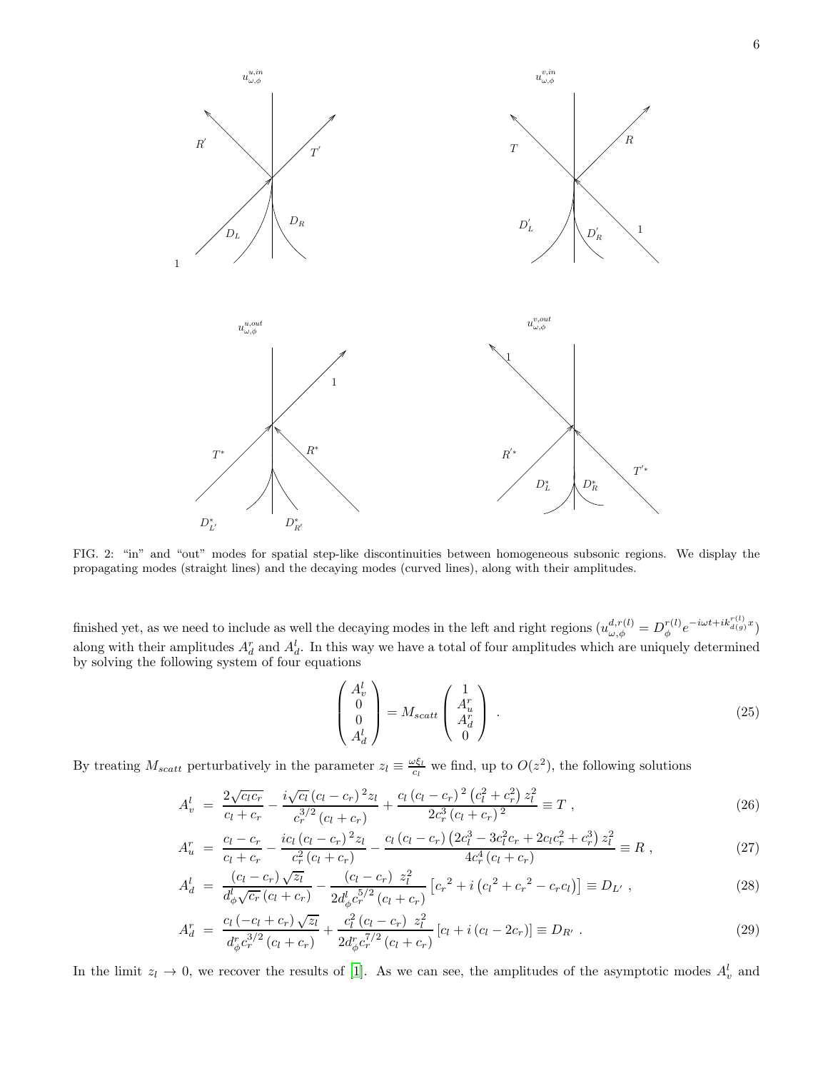FIG. 2: "in" and "out" modes for spatial step-like discontinuities between homogeneous subsonic regions. We display the propagating modes (straight lines) and the decaying modes (curved lines), along with their amplitudes.

finished yet, as we need to include as well the decaying modes in the left and right regions ($u^{d,r(l)}_{\omega,\phi} = D^{r(l)}_{\phi} e^{-i\omega t + i k^{r(l)}_{d(g)} x}$) along with their amplitudes $A^r_d$ and $A^l_d$. In this way we have a total of four amplitudes which are uniquely determined by solving the following system of four equations

$$
\begin{pmatrix} A^l_v \\ 0 \\ 0 \\ A^l_d \end{pmatrix} = M_{scatt} \begin{pmatrix} 1 \\ A^r_u \\ A^r_d \\ 0 \end{pmatrix} . \tag{25}
$$

By treating $M_{scatt}$ perturbatively in the parameter $z_l \equiv \frac{\omega \xi_l}{c_l}$ we find, up to $O(z^2)$, the following solutions

$$
A^l_v = \frac{2\sqrt{c_l c_r}}{c_l + c_r} - \frac{i\sqrt{c_l}\,(c_l - c_r)^2 z_l}{c_r^{3/2}(c_l + c_r)} + \frac{c_l\,(c_l - c_r)^2\left(c_l^2 + c_r^2\right) z_l^2}{2c_r^3\,(c_l + c_r)^2} \equiv T \ , \tag{26}
$$

$$
A^r_u = \frac{c_l - c_r}{c_l + c_r} - \frac{i c_l\,(c_l - c_r)^2 z_l}{c_r^2\,(c_l + c_r)} - \frac{c_l\,(c_l - c_r)\left(2c_l^3 - 3c_l^2 c_r + 2c_l c_r^2 + c_r^3\right) z_l^2}{4c_r^4\,(c_l + c_r)} \equiv R \ , \tag{27}
$$

$$
A^l_d = \frac{(c_l - c_r)\sqrt{z_l}}{d^l_\phi \sqrt{c_r}\,(c_l + c_r)} - \frac{(c_l - c_r)\ z_l^2}{2d^l_\phi c_r^{5/2}\,(c_l + c_r)}\left[{c_r}^2 + i\left({c_l}^2 + {c_r}^2 - c_r c_l\right)\right] \equiv D_{L'} \ , \tag{28}
$$

$$
A^r_d = \frac{c_l\,(-c_l + c_r)\sqrt{z_l}}{d^r_\phi c_r^{3/2}\,(c_l + c_r)} + \frac{c_l^2\,(c_l - c_r)\ z_l^2}{2d^r_\phi c_r^{7/2}\,(c_l + c_r)}\left[c_l + i\,(c_l - 2c_r)\right] \equiv D_{R'} \ . \tag{29}
$$

In the limit $z_l \to 0$, we recover the results of [1]. As we can see, the amplitudes of the asymptotic modes $A^l_v$ and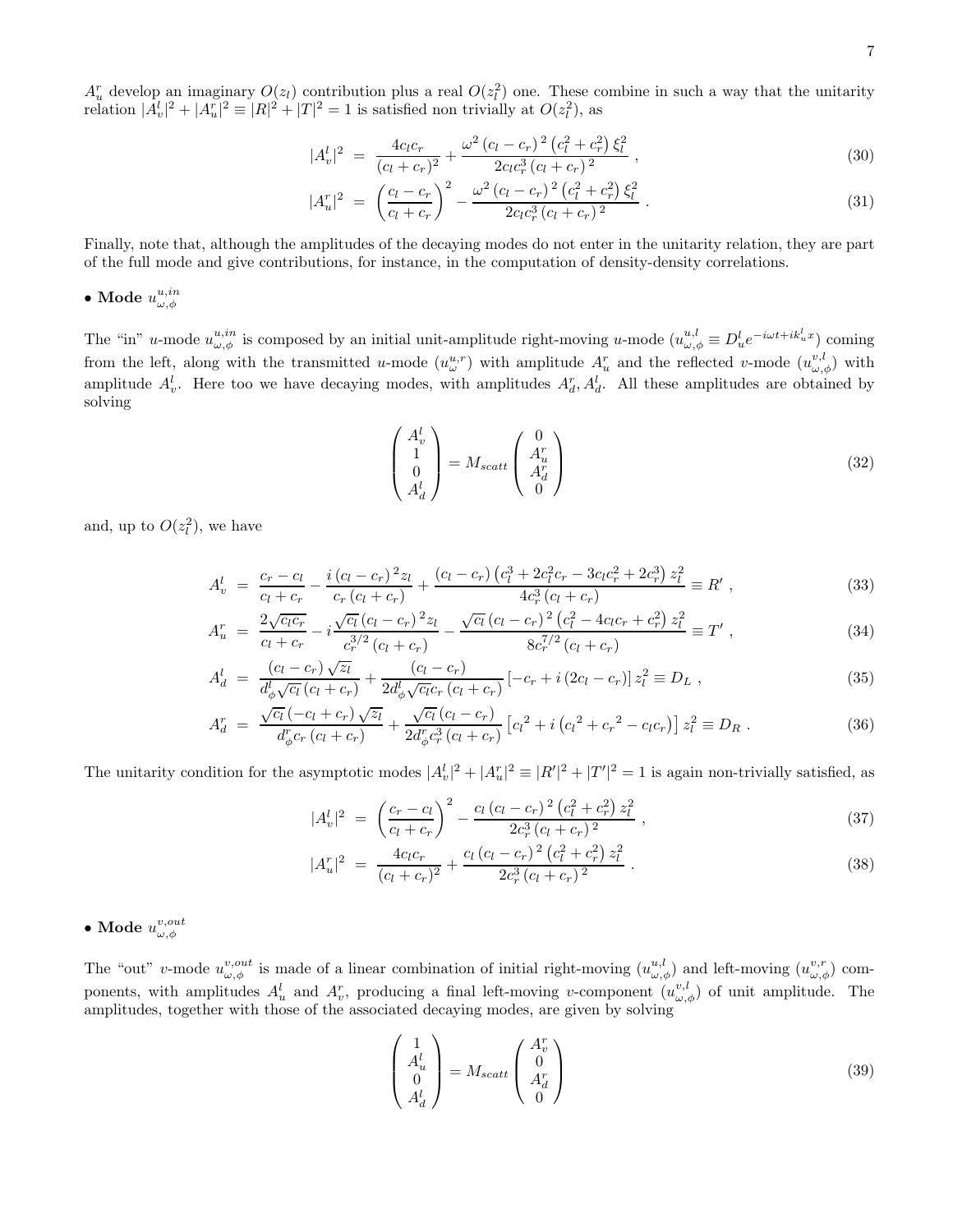$A_u^r$ develop an imaginary $O(z_l)$ contribution plus a real $O(z_l^2)$ one. These combine in such a way that the unitarity relation $|A_v^l|^2 + |A_u^r|^2 \equiv |R|^2 + |T|^2 = 1$ is satisfied non trivially at $O(z_l^2)$, as

$$|A_v^l|^2 = \frac{4c_l c_r}{(c_l + c_r)^2} + \frac{\omega^2 (c_l - c_r)^2 (c_l^2 + c_r^2) \xi_l^2}{2c_l c_r^3 (c_l + c_r)^2} , \tag{30}$$

$$|A_u^r|^2 = \left(\frac{c_l - c_r}{c_l + c_r}\right)^2 - \frac{\omega^2 (c_l - c_r)^2 (c_l^2 + c_r^2) \xi_l^2}{2c_l c_r^3 (c_l + c_r)^2} . \tag{31}$$

Finally, note that, although the amplitudes of the decaying modes do not enter in the unitarity relation, they are part of the full mode and give contributions, for instance, in the computation of density-density correlations.

**• Mode $u_{\omega,\phi}^{u,in}$**

The "in" $u$-mode $u_{\omega,\phi}^{u,in}$ is composed by an initial unit-amplitude right-moving $u$-mode ($u_{\omega,\phi}^{u,l} \equiv D_u^l e^{-i\omega t + ik_u^l x}$) coming from the left, along with the transmitted $u$-mode ($u_\omega^{u,r}$) with amplitude $A_u^r$ and the reflected $v$-mode ($u_{\omega,\phi}^{v,l}$) with amplitude $A_v^l$. Here too we have decaying modes, with amplitudes $A_d^r, A_d^l$. All these amplitudes are obtained by solving

$$\begin{pmatrix} A_v^l \\ 1 \\ 0 \\ A_d^l \end{pmatrix} = M_{scatt} \begin{pmatrix} 0 \\ A_u^r \\ A_d^r \\ 0 \end{pmatrix} \tag{32}$$

and, up to $O(z_l^2)$, we have

$$A_v^l = \frac{c_r - c_l}{c_l + c_r} - \frac{i (c_l - c_r)^2 z_l}{c_r (c_l + c_r)} + \frac{(c_l - c_r)(c_l^3 + 2c_l^2 c_r - 3c_l c_r^2 + 2c_r^3) z_l^2}{4c_r^3 (c_l + c_r)} \equiv R' , \tag{33}$$

$$A_u^r = \frac{2\sqrt{c_l c_r}}{c_l + c_r} - i\frac{\sqrt{c_l}(c_l - c_r)^2 z_l}{c_r^{3/2}(c_l + c_r)} - \frac{\sqrt{c_l}(c_l - c_r)^2 (c_l^2 - 4c_l c_r + c_r^2) z_l^2}{8c_r^{7/2}(c_l + c_r)} \equiv T' , \tag{34}$$

$$A_d^l = \frac{(c_l - c_r)\sqrt{z_l}}{d_\phi^l \sqrt{c_l}(c_l + c_r)} + \frac{(c_l - c_r)}{2d_\phi^l \sqrt{c_l} c_r (c_l + c_r)} \left[-c_r + i(2c_l - c_r)\right] z_l^2 \equiv D_L , \tag{35}$$

$$A_d^r = \frac{\sqrt{c_l}(-c_l + c_r)\sqrt{z_l}}{d_\phi^r c_r (c_l + c_r)} + \frac{\sqrt{c_l}(c_l - c_r)}{2d_\phi^r c_r^3 (c_l + c_r)} \left[{c_l}^2 + i\left({c_l}^2 + {c_r}^2 - c_l c_r\right)\right] z_l^2 \equiv D_R . \tag{36}$$

The unitarity condition for the asymptotic modes $|A_v^l|^2 + |A_u^r|^2 \equiv |R'|^2 + |T'|^2 = 1$ is again non-trivially satisfied, as

$$|A_v^l|^2 = \left(\frac{c_r - c_l}{c_l + c_r}\right)^2 - \frac{c_l (c_l - c_r)^2 (c_l^2 + c_r^2) z_l^2}{2c_r^3 (c_l + c_r)^2} , \tag{37}$$

$$|A_u^r|^2 = \frac{4c_l c_r}{(c_l + c_r)^2} + \frac{c_l (c_l - c_r)^2 (c_l^2 + c_r^2) z_l^2}{2c_r^3 (c_l + c_r)^2} . \tag{38}$$

**• Mode $u_{\omega,\phi}^{v,out}$**

The "out" $v$-mode $u_{\omega,\phi}^{v,out}$ is made of a linear combination of initial right-moving ($u_{\omega,\phi}^{u,l}$) and left-moving ($u_{\omega,\phi}^{v,r}$) components, with amplitudes $A_u^l$ and $A_v^r$, producing a final left-moving $v$-component ($u_{\omega,\phi}^{v,l}$) of unit amplitude. The amplitudes, together with those of the associated decaying modes, are given by solving

$$\begin{pmatrix} 1 \\ A_u^l \\ 0 \\ A_d^l \end{pmatrix} = M_{scatt} \begin{pmatrix} A_v^r \\ 0 \\ A_d^r \\ 0 \end{pmatrix} \tag{39}$$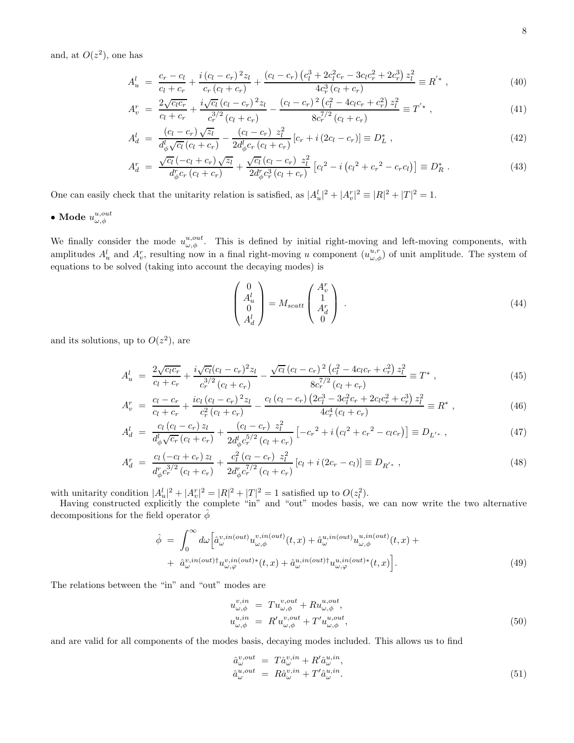and, at $O(z^2)$, one has

$$
\begin{aligned}
A_u^l &= \frac{c_r - c_l}{c_l + c_r} + \frac{i\,(c_l - c_r)^2 z_l}{c_r\,(c_l + c_r)} + \frac{(c_l - c_r)\left(c_l^3 + 2c_l^2 c_r - 3c_l c_r^2 + 2c_r^3\right) z_l^2}{4c_r^3\,(c_l + c_r)} \equiv R^{'*} \ , &(40)\\
A_v^r &= \frac{2\sqrt{c_l c_r}}{c_l + c_r} + \frac{i\sqrt{c_l}\,(c_l - c_r)^2 z_l}{c_r^{3/2}\,(c_l + c_r)} - \frac{(c_l - c_r)^2\left(c_l^2 - 4c_l c_r + c_r^2\right) z_l^2}{8c_r^{7/2}\,(c_l + c_r)} \equiv T^{'*} \ , &(41)\\
A_d^l &= \frac{(c_l - c_r)\sqrt{z_l}}{d_\phi^l \sqrt{c_l}\,(c_l + c_r)} - \frac{(c_l - c_r)\ z_l^2}{2d_\phi^l c_r\,(c_l + c_r)}\left[c_r + i\,(2c_l - c_r)\right] \equiv D_L^* \ , &(42)\\
A_d^r &= \frac{\sqrt{c_l}\,(-c_l + c_r)\sqrt{z_l}}{d_\phi^r c_r\,(c_l + c_r)} + \frac{\sqrt{c_l}\,(c_l - c_r)\ z_l^2}{2d_\phi^r c_r^3\,(c_l + c_r)}\left[{c_l}^2 - i\left({c_l}^2 + {c_r}^2 - c_r c_l\right)\right] \equiv D_R^* \ . &(43)
\end{aligned}
$$

One can easily check that the unitarity relation is satisfied, as $|A_u^l|^2 + |A_v^r|^2 \equiv |R|^2 + |T|^2 = 1$.

**• Mode $u_{\omega,\phi}^{u,out}$**

We finally consider the mode $u_{\omega,\phi}^{u,out}$. This is defined by initial right-moving and left-moving components, with amplitudes $A_u^l$ and $A_v^r$, resulting now in a final right-moving $u$ component ($u_{\omega,\phi}^{u,r}$) of unit amplitude. The system of equations to be solved (taking into account the decaying modes) is

$$
\begin{pmatrix} 0 \\ A_u^l \\ 0 \\ A_d^l \end{pmatrix} = M_{scatt} \begin{pmatrix} A_v^r \\ 1 \\ A_d^r \\ 0 \end{pmatrix} \ . \tag{44}
$$

and its solutions, up to $O(z^2)$, are

$$
\begin{aligned}
A_u^l &= \frac{2\sqrt{c_l c_r}}{c_l + c_r} + \frac{i\sqrt{c_l}(c_l - c_r)^2 z_l}{c_r^{3/2}\,(c_l + c_r)} - \frac{\sqrt{c_l}\,(c_l - c_r)^2\left(c_l^2 - 4c_l c_r + c_r^2\right) z_l^2}{8c_r^{7/2}\,(c_l + c_r)} \equiv T^* \ , &(45)\\
A_v^r &= \frac{c_l - c_r}{c_l + c_r} + \frac{i c_l\,(c_l - c_r)^2 z_l}{c_r^2\,(c_l + c_r)} - \frac{c_l\,(c_l - c_r)\left(2c_l^3 - 3c_l^2 c_r + 2c_l c_r^2 + c_r^3\right) z_l^2}{4c_r^4\,(c_l + c_r)} \equiv R^* \ , &(46)\\
A_d^l &= \frac{c_l\,(c_l - c_r)\,z_l}{d_\phi^l \sqrt{c_r}\,(c_l + c_r)} + \frac{(c_l - c_r)\ z_l^2}{2d_\phi^l c_r^{5/2}\,(c_l + c_r)}\left[-{c_r}^2 + i\left({c_l}^2 + {c_r}^2 - c_l c_r\right)\right] \equiv D_{L'^*} \ , &(47)\\
A_d^r &= \frac{c_l\,(-c_l + c_r)\,z_l}{d_\phi^r c_r^{3/2}\,(c_l + c_r)} + \frac{c_l^2\,(c_l - c_r)\ z_l^2}{2d_\phi^r c_r^{7/2}\,(c_l + c_r)}\left[c_l + i\,(2c_r - c_l)\right] \equiv D_{R'^*} \ , &(48)
\end{aligned}
$$

with unitarity condition $|A_u^l|^2 + |A_v^r|^2 = |R|^2 + |T|^2 = 1$ satisfied up to $O(z_l^2)$.

Having constructed explicitly the complete "in" and "out" modes basis, we can now write the two alternative decompositions for the field operator $\hat\phi$

$$
\begin{aligned}
\hat\phi \ =& \int_0^\infty d\omega\Big[\hat a_\omega^{v,in(out)} u_{\omega,\phi}^{v,in(out)}(t,x) + \hat a_\omega^{u,in(out)} u_{\omega,\phi}^{u,in(out)}(t,x) + \\
&+\ \hat a_\omega^{v,in(out)\dagger} u_{\omega,\varphi}^{v,in(out)*}(t,x) + \hat a_\omega^{u,in(out)\dagger} u_{\omega,\varphi}^{u,in(out)*}(t,x)\Big].
\end{aligned} \tag{49}
$$

The relations between the "in" and "out" modes are

$$
\begin{aligned}
u_{\omega,\phi}^{v,in} &= T u_{\omega,\phi}^{v,out} + R u_{\omega,\phi}^{u,out}, \\
u_{\omega,\phi}^{u,in} &= R' u_{\omega,\phi}^{v,out} + T' u_{\omega,\phi}^{u,out},
\end{aligned} \tag{50}
$$

and are valid for all components of the modes basis, decaying modes included. This allows us to find

$$
\begin{aligned}
\hat a_\omega^{v,out} &= T\hat a_\omega^{v,in} + R'\hat a_\omega^{u,in}, \\
\hat a_\omega^{u,out} &= R\hat a_\omega^{v,in} + T'\hat a_\omega^{u,in}.
\end{aligned} \tag{51}
$$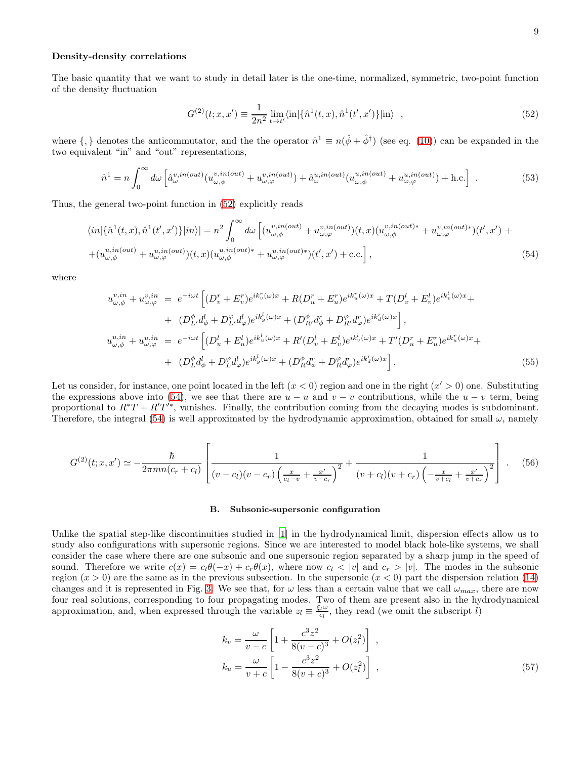**Density-density correlations**

The basic quantity that we want to study in detail later is the one-time, normalized, symmetric, two-point function of the density fluctuation

$$G^{(2)}(t;x,x') \equiv \frac{1}{2n^2}\lim_{t\to t'}\langle \text{in}|\{\hat{n}^1(t,x),\hat{n}^1(t',x')\}|\text{in}\rangle \quad , \tag{52}$$

where $\{,\}$ denotes the anticommutator, and the the operator $\hat{n}^1 \equiv n(\hat{\phi}+\hat{\phi}^\dagger)$ (see eq. (10)) can be expanded in the two equivalent "in" and "out" representations,

$$\hat{n}^1 = n\int_0^\infty d\omega\left[\hat{a}_\omega^{v,in(out)}(u_{\omega,\phi}^{v,in(out)}+u_{\omega,\varphi}^{v,in(out)})+\hat{a}_\omega^{u,in(out)}(u_{\omega,\phi}^{u,in(out)}+u_{\omega,\varphi}^{u,in(out)})+\text{h.c.}\right] \ . \tag{53}$$

Thus, the general two-point function in (52) explicitly reads

$$\begin{aligned}\langle in|\{\hat{n}^1(t,x),\hat{n}^1(t',x')\}|in\rangle| = n^2\int_0^\infty d\omega &\Big[(u_{\omega,\phi}^{v,in(out)}+u_{\omega,\varphi}^{v,in(out)})(t,x)(u_{\omega,\phi}^{v,in(out)*}+u_{\omega,\varphi}^{v,in(out)*})(t',x') + \\ &+(u_{\omega,\phi}^{u,in(out)}+u_{\omega,\varphi}^{u,in(out)})(t,x)(u_{\omega,\phi}^{u,in(out)*}+u_{\omega,\varphi}^{u,in(out)*})(t',x')+\text{c.c.}\Big] ,\end{aligned} \tag{54}$$

where

$$\begin{aligned}
u_{\omega,\phi}^{v,in}+u_{\omega,\varphi}^{v,in} &= e^{-i\omega t}\Big[(D_v^r+E_v^r)e^{ik_v^r(\omega)x}+R(D_u^r+E_u^r)e^{ik_u^r(\omega)x}+T(D_v^l+E_v^l)e^{ik_v^l(\omega)x}+ \\
&+ (D_{L'}^\phi d_\phi^l+D_{L'}^\varphi d_\varphi^l)e^{ik_g^l(\omega)x}+(D_{R'}^\phi d_\phi^r+D_{R'}^\varphi d_\varphi^r)e^{ik_d^r(\omega)x}\Big] , \\
u_{\omega,\phi}^{u,in}+u_{\omega,\varphi}^{u,in} &= e^{-i\omega t}\Big[(D_u^l+E_u^l)e^{ik_u^l(\omega)x}+R'(D_v^l+E_v^l)e^{ik_v^l(\omega)x}+T'(D_u^r+E_u^r)e^{ik_u^r(\omega)x}+ \\
&+ (D_L^\phi d_\phi^l+D_L^\varphi d_\varphi^l)e^{ik_g^l(\omega)x}+(D_R^\phi d_\phi^r+D_R^\varphi d_\varphi^r)e^{ik_d^r(\omega)x}\Big] .
\end{aligned} \tag{55}$$

Let us consider, for instance, one point located in the left ($x<0$) region and one in the right ($x'>0$) one. Substituting the expressions above into (54), we see that there are $u-u$ and $v-v$ contributions, while the $u-v$ term, being proportional to $R^*T+R'T'^*$, vanishes. Finally, the contribution coming from the decaying modes is subdominant. Therefore, the integral (54) is well approximated by the hydrodynamic approximation, obtained for small $\omega$, namely

$$G^{(2)}(t;x,x') \simeq -\frac{\hbar}{2\pi mn(c_r+c_l)}\left[\frac{1}{(v-c_l)(v-c_r)\left(\frac{x}{c_l-v}+\frac{x'}{v-c_r}\right)^2}+\frac{1}{(v+c_l)(v+c_r)\left(-\frac{x}{v+c_l}+\frac{x'}{v+c_r}\right)^2}\right] . \tag{56}$$

### B. Subsonic-supersonic configuration

Unlike the spatial step-like discontinuities studied in [1] in the hydrodynamical limit, dispersion effects allow us to study also configurations with supersonic regions. Since we are interested to model black hole-like systems, we shall consider the case where there are one subsonic and one supersonic region separated by a sharp jump in the speed of sound. Therefore we write $c(x)=c_l\theta(-x)+c_r\theta(x)$, where now $c_l<|v|$ and $c_r>|v|$. The modes in the subsonic region ($x>0$) are the same as in the previous subsection. In the supersonic ($x<0$) part the dispersion relation (14) changes and it is represented in Fig. 3. We see that, for $\omega$ less than a certain value that we call $\omega_{max}$, there are now four real solutions, corresponding to four propagating modes. Two of them are present also in the hydrodynamical approximation, and, when expressed through the variable $z_l \equiv \frac{\xi_l\omega}{c_l}$, they read (we omit the subscript $l$)

$$\begin{aligned}
k_v &= \frac{\omega}{v-c}\left[1+\frac{c^3z^2}{8(v-c)^3}+O(z_l^2)\right] \ , \\
k_u &= \frac{\omega}{v+c}\left[1-\frac{c^3z^2}{8(v+c)^3}+O(z_l^2)\right] \ ,
\end{aligned} \tag{57}$$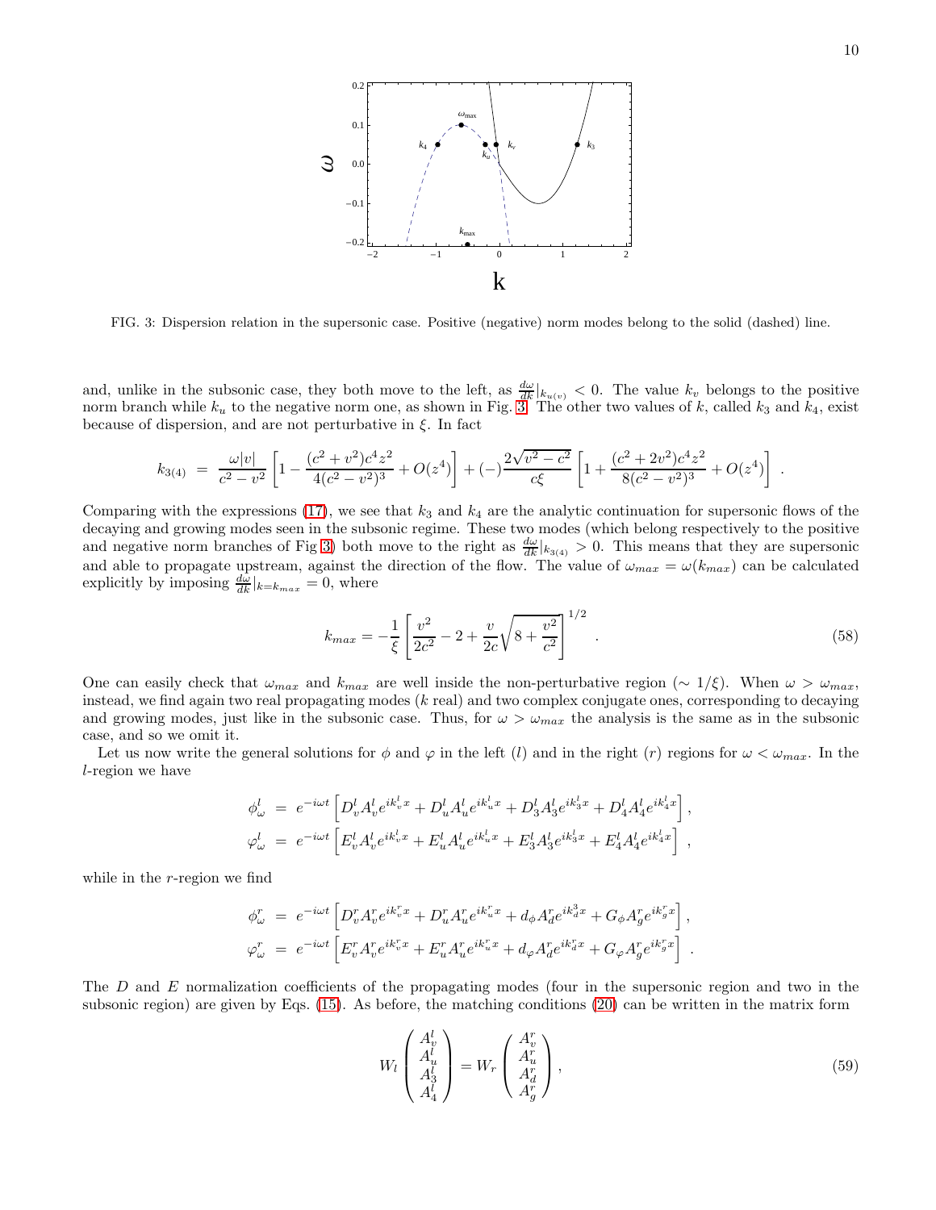FIG. 3: Dispersion relation in the supersonic case. Positive (negative) norm modes belong to the solid (dashed) line.

and, unlike in the subsonic case, they both move to the left, as $\frac{d\omega}{dk}|_{k_{u(v)}} < 0$. The value $k_v$ belongs to the positive norm branch while $k_u$ to the negative norm one, as shown in Fig. 3. The other two values of $k$, called $k_3$ and $k_4$, exist because of dispersion, and are not perturbative in $\xi$. In fact

$$
k_{3(4)} \;=\; \frac{\omega|v|}{c^2-v^2}\left[1-\frac{(c^2+v^2)c^4z^2}{4(c^2-v^2)^3}+O(z^4)\right]+(-)\frac{2\sqrt{v^2-c^2}}{c\xi}\left[1+\frac{(c^2+2v^2)c^4z^2}{8(c^2-v^2)^3}+O(z^4)\right]\;.
$$

Comparing with the expressions (17), we see that $k_3$ and $k_4$ are the analytic continuation for supersonic flows of the decaying and growing modes seen in the subsonic regime. These two modes (which belong respectively to the positive and negative norm branches of Fig 3) both move to the right as $\frac{d\omega}{dk}|_{k_{3(4)}} > 0$. This means that they are supersonic and able to propagate upstream, against the direction of the flow. The value of $\omega_{max} = \omega(k_{max})$ can be calculated explicitly by imposing $\frac{d\omega}{dk}|_{k=k_{max}} = 0$, where

$$
k_{max} = -\frac{1}{\xi}\left[\frac{v^2}{2c^2}-2+\frac{v}{2c}\sqrt{8+\frac{v^2}{c^2}}\right]^{1/2} \;. \tag{58}
$$

One can easily check that $\omega_{max}$ and $k_{max}$ are well inside the non-perturbative region ($\sim 1/\xi$). When $\omega > \omega_{max}$, instead, we find again two real propagating modes ($k$ real) and two complex conjugate ones, corresponding to decaying and growing modes, just like in the subsonic case. Thus, for $\omega > \omega_{max}$ the analysis is the same as in the subsonic case, and so we omit it.

Let us now write the general solutions for $\phi$ and $\varphi$ in the left ($l$) and in the right ($r$) regions for $\omega < \omega_{max}$. In the $l$-region we have

$$
\begin{aligned}
\phi^l_\omega &= e^{-i\omega t}\left[D^l_v A^l_v e^{ik^l_v x} + D^l_u A^l_u e^{ik^l_u x} + D^l_3 A^l_3 e^{ik^l_3 x} + D^l_4 A^l_4 e^{ik^l_4 x}\right],\\
\varphi^l_\omega &= e^{-i\omega t}\left[E^l_v A^l_v e^{ik^l_v x} + E^l_u A^l_u e^{ik^l_u x} + E^l_3 A^l_3 e^{ik^l_3 x} + E^l_4 A^l_4 e^{ik^l_4 x}\right]\;,
\end{aligned}
$$

while in the $r$-region we find

$$
\begin{aligned}
\phi^r_\omega &= e^{-i\omega t}\left[D^r_v A^r_v e^{ik^r_v x} + D^r_u A^r_u e^{ik^r_u x} + d_\phi A^r_d e^{ik^3_d x} + G_\phi A^r_g e^{ik^r_g x}\right],\\
\varphi^r_\omega &= e^{-i\omega t}\left[E^r_v A^r_v e^{ik^r_v x} + E^r_u A^r_u e^{ik^r_u x} + d_\varphi A^r_d e^{ik^r_d x} + G_\varphi A^r_g e^{ik^r_g x}\right]\;.
\end{aligned}
$$

The $D$ and $E$ normalization coefficients of the propagating modes (four in the supersonic region and two in the subsonic region) are given by Eqs. (15). As before, the matching conditions (20) can be written in the matrix form

$$
W_l \begin{pmatrix} A^l_v \\ A^l_u \\ A^l_3 \\ A^l_4 \end{pmatrix} = W_r \begin{pmatrix} A^r_v \\ A^r_u \\ A^r_d \\ A^r_g \end{pmatrix}, \tag{59}
$$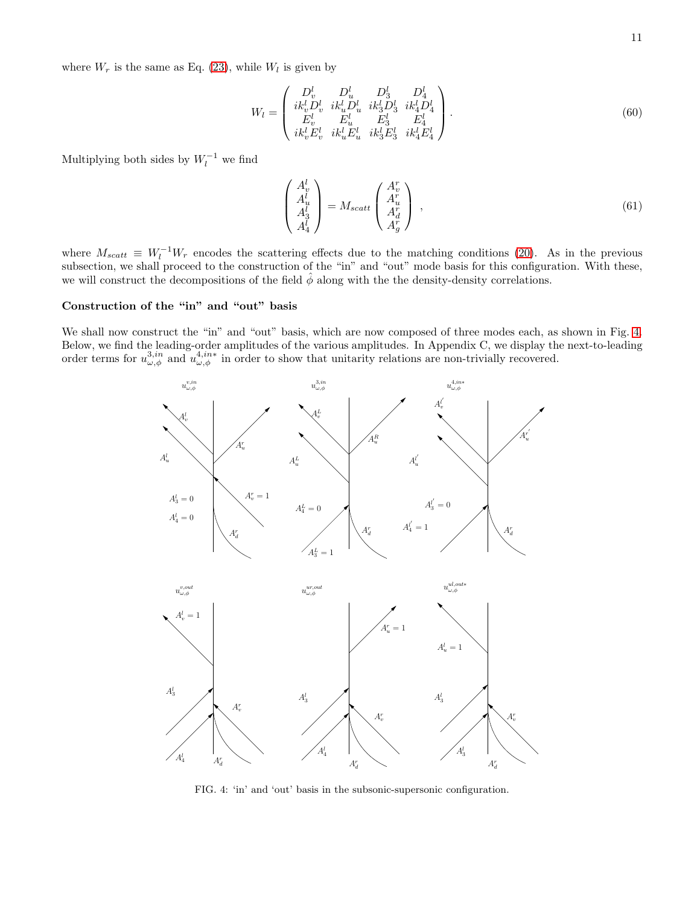where $W_r$ is the same as Eq. (23), while $W_l$ is given by

$$
W_l = \begin{pmatrix} D_v^l & D_u^l & D_3^l & D_4^l \\ ik_v^l D_v^l & ik_u^l D_u^l & ik_3^l D_3^l & ik_4^l D_4^l \\ E_v^l & E_u^l & E_3^l & E_4^l \\ ik_v^l E_v^l & ik_u^l E_u^l & ik_3^l E_3^l & ik_4^l E_4^l \end{pmatrix} . \tag{60}
$$

Multiplying both sides by $W_l^{-1}$ we find

$$
\begin{pmatrix} A_v^l \\ A_u^l \\ A_3^l \\ A_4^l \end{pmatrix} = M_{scatt} \begin{pmatrix} A_v^r \\ A_u^r \\ A_d^r \\ A_g^r \end{pmatrix} , \tag{61}
$$

where $M_{scatt} \equiv W_l^{-1} W_r$ encodes the scattering effects due to the matching conditions (20). As in the previous subsection, we shall proceed to the construction of the "in" and "out" mode basis for this configuration. With these, we will construct the decompositions of the field $\hat{\phi}$ along with the the density-density correlations.

**Construction of the "in" and "out" basis**

We shall now construct the "in" and "out" basis, which are now composed of three modes each, as shown in Fig. 4. Below, we find the leading-order amplitudes of the various amplitudes. In Appendix C, we display the next-to-leading order terms for $u_{\omega,\phi}^{3,in}$ and $u_{\omega,\phi}^{4,in*}$ in order to show that unitarity relations are non-trivially recovered.

FIG. 4: 'in' and 'out' basis in the subsonic-supersonic configuration.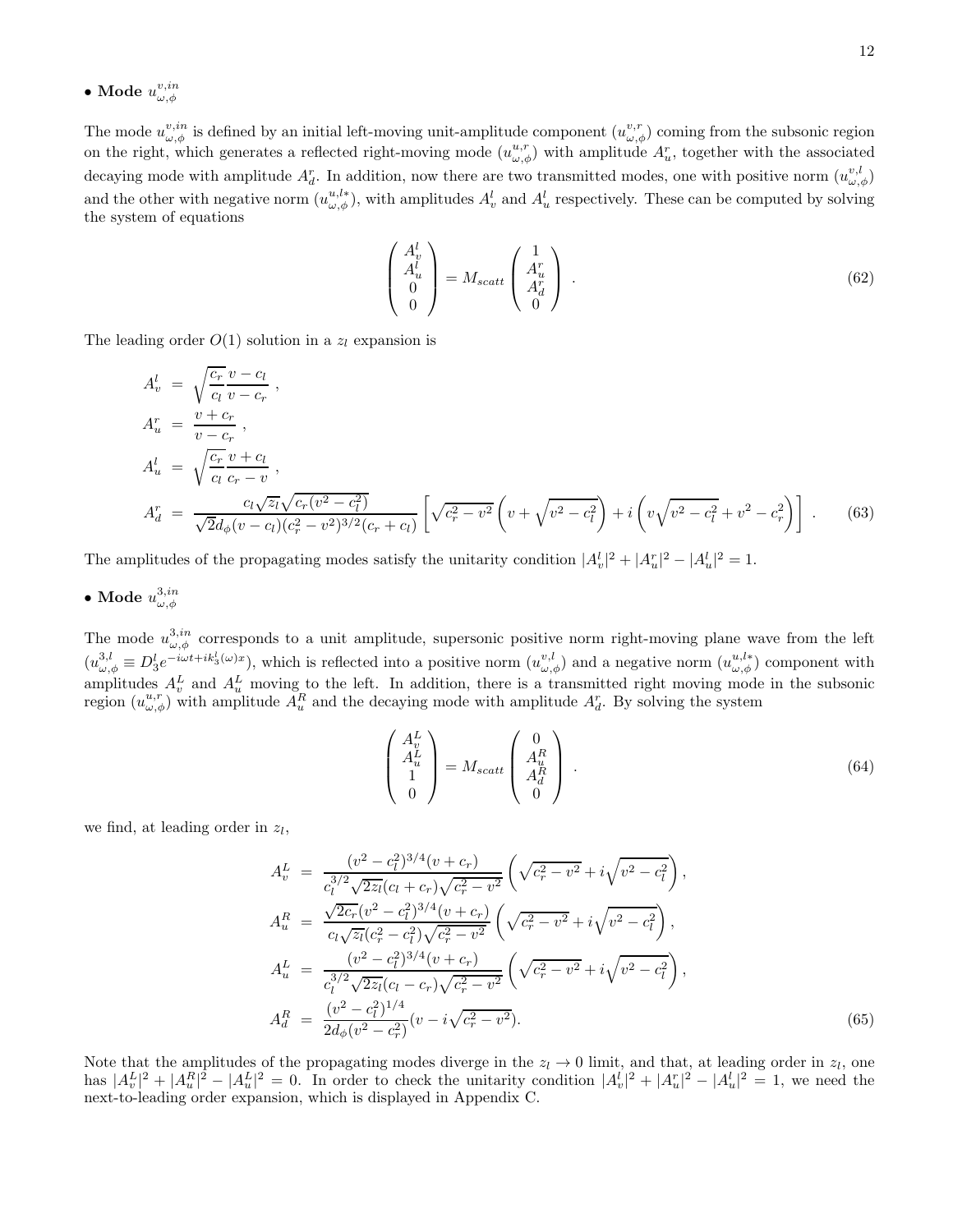• **Mode** $u^{v,in}_{\omega,\phi}$

The mode $u^{v,in}_{\omega,\phi}$ is defined by an initial left-moving unit-amplitude component ($u^{v,r}_{\omega,\phi}$) coming from the subsonic region on the right, which generates a reflected right-moving mode ($u^{u,r}_{\omega,\phi}$) with amplitude $A^r_u$, together with the associated decaying mode with amplitude $A^r_d$. In addition, now there are two transmitted modes, one with positive norm ($u^{v,l}_{\omega,\phi}$) and the other with negative norm ($u^{u,l*}_{\omega,\phi}$), with amplitudes $A^l_v$ and $A^l_u$ respectively. These can be computed by solving the system of equations

$$
\begin{pmatrix} A^l_v \\ A^l_u \\ 0 \\ 0 \end{pmatrix} = M_{scatt} \begin{pmatrix} 1 \\ A^r_u \\ A^r_d \\ 0 \end{pmatrix} . \tag{62}
$$

The leading order $O(1)$ solution in a $z_l$ expansion is

$$
\begin{aligned}
A^l_v &= \sqrt{\frac{c_r}{c_l}} \frac{v - c_l}{v - c_r} , \\
A^r_u &= \frac{v + c_r}{v - c_r} , \\
A^l_u &= \sqrt{\frac{c_r}{c_l}} \frac{v + c_l}{c_r - v} , \\
A^r_d &= \frac{c_l\sqrt{z_l}\sqrt{c_r(v^2 - c_l^2)}}{\sqrt{2} d_\phi (v - c_l)(c_r^2 - v^2)^{3/2}(c_r + c_l)} \left[ \sqrt{c_r^2 - v^2} \left( v + \sqrt{v^2 - c_l^2} \right) + i \left( v\sqrt{v^2 - c_l^2} + v^2 - c_r^2 \right) \right] .
\end{aligned} \tag{63}
$$

The amplitudes of the propagating modes satisfy the unitarity condition $|A^l_v|^2 + |A^r_u|^2 - |A^l_u|^2 = 1$.

• **Mode** $u^{3,in}_{\omega,\phi}$

The mode $u^{3,in}_{\omega,\phi}$ corresponds to a unit amplitude, supersonic positive norm right-moving plane wave from the left ($u^{3,l}_{\omega,\phi} \equiv D^l_3 e^{-i\omega t + ik^l_3(\omega)x}$), which is reflected into a positive norm ($u^{v,l}_{\omega,\phi}$) and a negative norm ($u^{u,l*}_{\omega,\phi}$) component with amplitudes $A^L_v$ and $A^L_u$ moving to the left. In addition, there is a transmitted right moving mode in the subsonic region ($u^{u,r}_{\omega,\phi}$) with amplitude $A^R_u$ and the decaying mode with amplitude $A^r_d$. By solving the system

$$
\begin{pmatrix} A^L_v \\ A^L_u \\ 1 \\ 0 \end{pmatrix} = M_{scatt} \begin{pmatrix} 0 \\ A^R_u \\ A^R_d \\ 0 \end{pmatrix} . \tag{64}
$$

we find, at leading order in $z_l$,

$$
\begin{aligned}
A^L_v &= \frac{(v^2 - c_l^2)^{3/4}(v + c_r)}{c_l^{3/2}\sqrt{2z_l}(c_l + c_r)\sqrt{c_r^2 - v^2}} \left( \sqrt{c_r^2 - v^2} + i\sqrt{v^2 - c_l^2} \right), \\
A^R_u &= \frac{\sqrt{2c_r}(v^2 - c_l^2)^{3/4}(v + c_r)}{c_l\sqrt{z_l}(c_r^2 - c_l^2)\sqrt{c_r^2 - v^2}} \left( \sqrt{c_r^2 - v^2} + i\sqrt{v^2 - c_l^2} \right), \\
A^L_u &= \frac{(v^2 - c_l^2)^{3/4}(v + c_r)}{c_l^{3/2}\sqrt{2z_l}(c_l - c_r)\sqrt{c_r^2 - v^2}} \left( \sqrt{c_r^2 - v^2} + i\sqrt{v^2 - c_l^2} \right), \\
A^R_d &= \frac{(v^2 - c_l^2)^{1/4}}{2d_\phi(v^2 - c_r^2)}(v - i\sqrt{c_r^2 - v^2}).
\end{aligned} \tag{65}
$$

Note that the amplitudes of the propagating modes diverge in the $z_l \to 0$ limit, and that, at leading order in $z_l$, one has $|A^L_v|^2 + |A^R_u|^2 - |A^L_u|^2 = 0$. In order to check the unitarity condition $|A^l_v|^2 + |A^r_u|^2 - |A^l_u|^2 = 1$, we need the next-to-leading order expansion, which is displayed in Appendix C.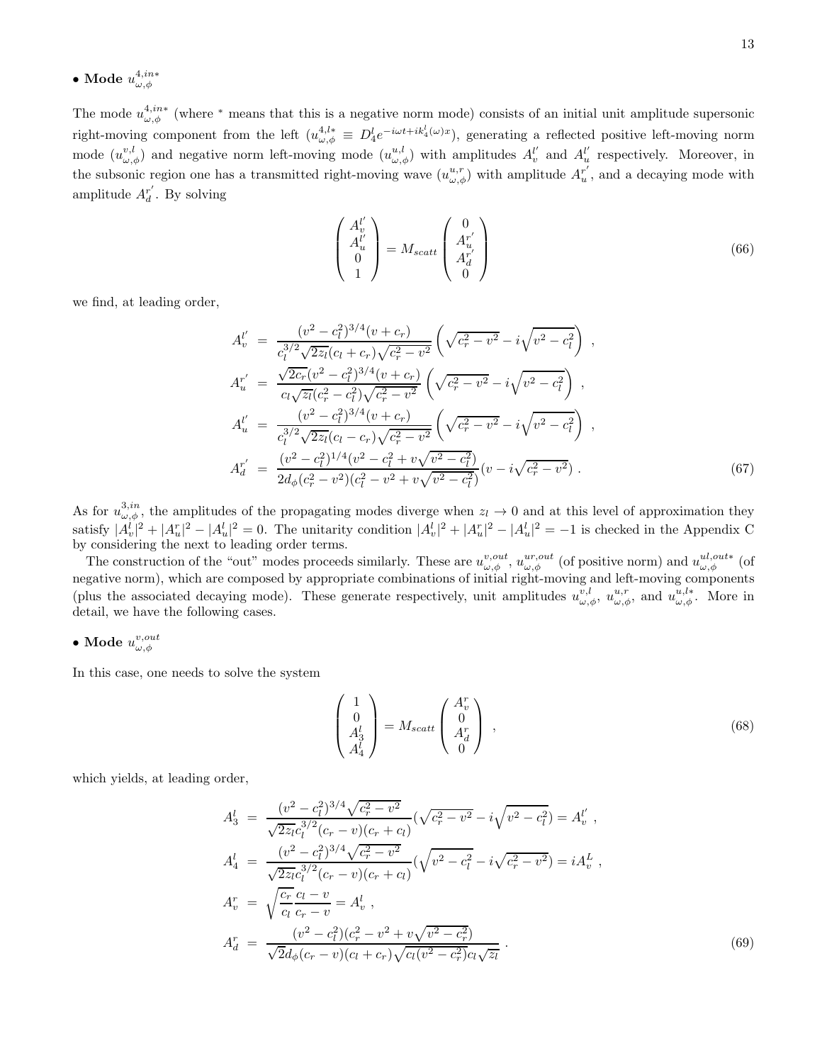• **Mode** $u^{4,in*}_{\omega,\phi}$

The mode $u^{4,in*}_{\omega,\phi}$ (where $^*$ means that this is a negative norm mode) consists of an initial unit amplitude supersonic right-moving component from the left ($u^{4,l*}_{\omega,\phi} \equiv D^l_4 e^{-i\omega t + ik^l_4(\omega)x}$), generating a reflected positive left-moving norm mode ($u^{v,l}_{\omega,\phi}$) and negative norm left-moving mode ($u^{u,l}_{\omega,\phi}$) with amplitudes $A^{l'}_v$ and $A^{l'}_u$ respectively. Moreover, in the subsonic region one has a transmitted right-moving wave ($u^{u,r}_{\omega,\phi}$) with amplitude $A^{r'}_u$, and a decaying mode with amplitude $A^{r'}_d$. By solving

$$
\begin{pmatrix} A^{l'}_v \\ A^{l'}_u \\ 0 \\ 1 \end{pmatrix} = M_{scatt} \begin{pmatrix} 0 \\ A^{r'}_u \\ A^{r'}_d \\ 0 \end{pmatrix} \tag{66}
$$

we find, at leading order,

$$
\begin{aligned}
A^{l'}_v &= \frac{(v^2 - c_l^2)^{3/4}(v + c_r)}{c_l^{3/2}\sqrt{2z_l}(c_l + c_r)\sqrt{c_r^2 - v^2}} \left( \sqrt{c_r^2 - v^2} - i\sqrt{v^2 - c_l^2} \right) , \\
A^{r'}_u &= \frac{\sqrt{2c_r}(v^2 - c_l^2)^{3/4}(v + c_r)}{c_l\sqrt{z_l}(c_r^2 - c_l^2)\sqrt{c_r^2 - v^2}} \left( \sqrt{c_r^2 - v^2} - i\sqrt{v^2 - c_l^2} \right) , \\
A^{l'}_u &= \frac{(v^2 - c_l^2)^{3/4}(v + c_r)}{c_l^{3/2}\sqrt{2z_l}(c_l - c_r)\sqrt{c_r^2 - v^2}} \left( \sqrt{c_r^2 - v^2} - i\sqrt{v^2 - c_l^2} \right) , \\
A^{r'}_d &= \frac{(v^2 - c_l^2)^{1/4}(v^2 - c_l^2 + v\sqrt{v^2 - c_l^2})}{2d_\phi(c_r^2 - v^2)(c_l^2 - v^2 + v\sqrt{v^2 - c_l^2})}(v - i\sqrt{c_r^2 - v^2}) .
\end{aligned} \tag{67}
$$

As for $u^{3,in}_{\omega,\phi}$, the amplitudes of the propagating modes diverge when $z_l \to 0$ and at this level of approximation they satisfy $|A^l_v|^2 + |A^r_u|^2 - |A^l_u|^2 = 0$. The unitarity condition $|A^l_v|^2 + |A^r_u|^2 - |A^l_u|^2 = -1$ is checked in the Appendix C by considering the next to leading order terms.

The construction of the "out" modes proceeds similarly. These are $u^{v,out}_{\omega,\phi}$, $u^{ur,out}_{\omega,\phi}$ (of positive norm) and $u^{ul,out*}_{\omega,\phi}$ (of negative norm), which are composed by appropriate combinations of initial right-moving and left-moving components (plus the associated decaying mode). These generate respectively, unit amplitudes $u^{v,l}_{\omega,\phi}$, $u^{u,r}_{\omega,\phi}$, and $u^{u,l*}_{\omega,\phi}$. More in detail, we have the following cases.

• **Mode** $u^{v,out}_{\omega,\phi}$

In this case, one needs to solve the system

$$
\begin{pmatrix} 1 \\ 0 \\ A^l_3 \\ A^l_4 \end{pmatrix} = M_{scatt} \begin{pmatrix} A^r_v \\ 0 \\ A^r_d \\ 0 \end{pmatrix} , \tag{68}
$$

which yields, at leading order,

$$
\begin{aligned}
A^l_3 &= \frac{(v^2 - c_l^2)^{3/4}\sqrt{c_r^2 - v^2}}{\sqrt{2z_l}c_l^{3/2}(c_r - v)(c_r + c_l)}(\sqrt{c_r^2 - v^2} - i\sqrt{v^2 - c_l^2}) = A^{l'}_v , \\
A^l_4 &= \frac{(v^2 - c_l^2)^{3/4}\sqrt{c_r^2 - v^2}}{\sqrt{2z_l}c_l^{3/2}(c_r - v)(c_r + c_l)}(\sqrt{v^2 - c_l^2} - i\sqrt{c_r^2 - v^2}) = iA^L_v , \\
A^r_v &= \sqrt{\frac{c_r}{c_l}}\frac{c_l - v}{c_r - v} = A^l_v , \\
A^r_d &= \frac{(v^2 - c_l^2)(c_r^2 - v^2 + v\sqrt{v^2 - c_r^2})}{\sqrt{2}d_\phi(c_r - v)(c_l + c_r)\sqrt{c_l(v^2 - c_r^2)}c_l\sqrt{z_l}} .
\end{aligned} \tag{69}
$$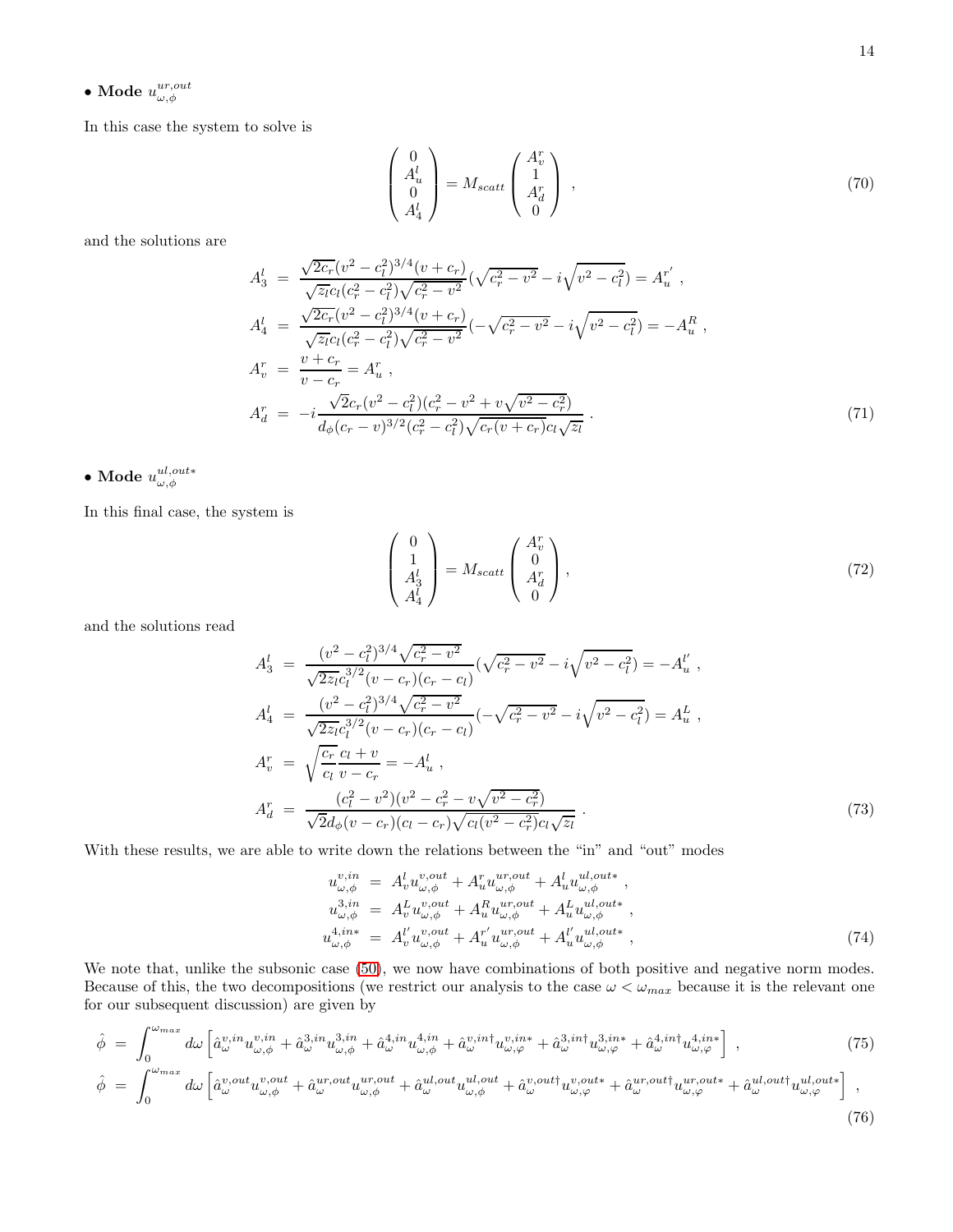• **Mode** $u^{ur,out}_{\omega,\phi}$

In this case the system to solve is

$$
\begin{pmatrix} 0 \\ A^l_u \\ 0 \\ A^l_4 \end{pmatrix} = M_{scatt} \begin{pmatrix} A^r_v \\ 1 \\ A^r_d \\ 0 \end{pmatrix} \ , \tag{70}
$$

and the solutions are

$$
\begin{aligned}
A^l_3 &= \frac{\sqrt{2c_r}(v^2-c_l^2)^{3/4}(v+c_r)}{\sqrt{z_l}c_l(c_r^2-c_l^2)\sqrt{c_r^2-v^2}}(\sqrt{c_r^2-v^2}-i\sqrt{v^2-c_l^2}) = A^{r'}_u \ , \\
A^l_4 &= \frac{\sqrt{2c_r}(v^2-c_l^2)^{3/4}(v+c_r)}{\sqrt{z_l}c_l(c_r^2-c_l^2)\sqrt{c_r^2-v^2}}(-\sqrt{c_r^2-v^2}-i\sqrt{v^2-c_l^2}) = -A^R_u \ , \\
A^r_v &= \frac{v+c_r}{v-c_r} = A^r_u \ , \\
A^r_d &= -i\frac{\sqrt{2}c_r(v^2-c_l^2)(c_r^2-v^2+v\sqrt{v^2-c_r^2})}{d_\phi(c_r-v)^{3/2}(c_r^2-c_l^2)\sqrt{c_r(v+c_r)}c_l\sqrt{z_l}} \ .
\end{aligned} \tag{71}
$$

• **Mode** $u^{ul,out*}_{\omega,\phi}$

In this final case, the system is

$$
\begin{pmatrix} 0 \\ 1 \\ A^l_3 \\ A^l_4 \end{pmatrix} = M_{scatt} \begin{pmatrix} A^r_v \\ 0 \\ A^r_d \\ 0 \end{pmatrix} , \tag{72}
$$

and the solutions read

$$
\begin{aligned}
A^l_3 &= \frac{(v^2-c_l^2)^{3/4}\sqrt{c_r^2-v^2}}{\sqrt{2z_l}c_l^{3/2}(v-c_r)(c_r-c_l)}(\sqrt{c_r^2-v^2}-i\sqrt{v^2-c_l^2}) = -A^{l'}_u \ , \\
A^l_4 &= \frac{(v^2-c_l^2)^{3/4}\sqrt{c_r^2-v^2}}{\sqrt{2z_l}c_l^{3/2}(v-c_r)(c_r-c_l)}(-\sqrt{c_r^2-v^2}-i\sqrt{v^2-c_l^2}) = A^L_u \ , \\
A^r_v &= \sqrt{\frac{c_r}{c_l}}\frac{c_l+v}{v-c_r} = -A^l_u \ , \\
A^r_d &= \frac{(c_l^2-v^2)(v^2-c_r^2-v\sqrt{v^2-c_r^2})}{\sqrt{2}d_\phi(v-c_r)(c_l-c_r)\sqrt{c_l(v^2-c_r^2)}c_l\sqrt{z_l}} \ .
\end{aligned} \tag{73}
$$

With these results, we are able to write down the relations between the "in" and "out" modes

$$
\begin{aligned}
u^{v,in}_{\omega,\phi} &= A^l_v u^{v,out}_{\omega,\phi} + A^r_u u^{ur,out}_{\omega,\phi} + A^l_u u^{ul,out*}_{\omega,\phi} \ , \\
u^{3,in}_{\omega,\phi} &= A^L_v u^{v,out}_{\omega,\phi} + A^R_u u^{ur,out}_{\omega,\phi} + A^L_u u^{ul,out*}_{\omega,\phi} \ , \\
u^{4,in*}_{\omega,\phi} &= A^{l'}_v u^{v,out}_{\omega,\phi} + A^{r'}_u u^{ur,out}_{\omega,\phi} + A^{l'}_u u^{ul,out*}_{\omega,\phi} \ ,
\end{aligned} \tag{74}
$$

We note that, unlike the subsonic case (50), we now have combinations of both positive and negative norm modes. Because of this, the two decompositions (we restrict our analysis to the case $\omega < \omega_{max}$ because it is the relevant one for our subsequent discussion) are given by

$$
\hat{\phi} = \int_0^{\omega_{max}} d\omega \left[\hat{a}^{v,in}_\omega u^{v,in}_{\omega,\phi} + \hat{a}^{3,in}_\omega u^{3,in}_{\omega,\phi} + \hat{a}^{4,in}_\omega u^{4,in}_{\omega,\phi} + \hat{a}^{v,in\dagger}_\omega u^{v,in*}_{\omega,\varphi} + \hat{a}^{3,in\dagger}_\omega u^{3,in*}_{\omega,\varphi} + \hat{a}^{4,in\dagger}_\omega u^{4,in*}_{\omega,\varphi}\right] \ , \tag{75}
$$

$$
\hat{\phi} = \int_0^{\omega_{max}} d\omega \left[\hat{a}^{v,out}_\omega u^{v,out}_{\omega,\phi} + \hat{a}^{ur,out}_\omega u^{ur,out}_{\omega,\phi} + \hat{a}^{ul,out}_\omega u^{ul,out}_{\omega,\phi} + \hat{a}^{v,out\dagger}_\omega u^{v,out*}_{\omega,\varphi} + \hat{a}^{ur,out\dagger}_\omega u^{ur,out*}_{\omega,\varphi} + \hat{a}^{ul,out\dagger}_\omega u^{ul,out*}_{\omega,\varphi}\right] \ , \tag{76}
$$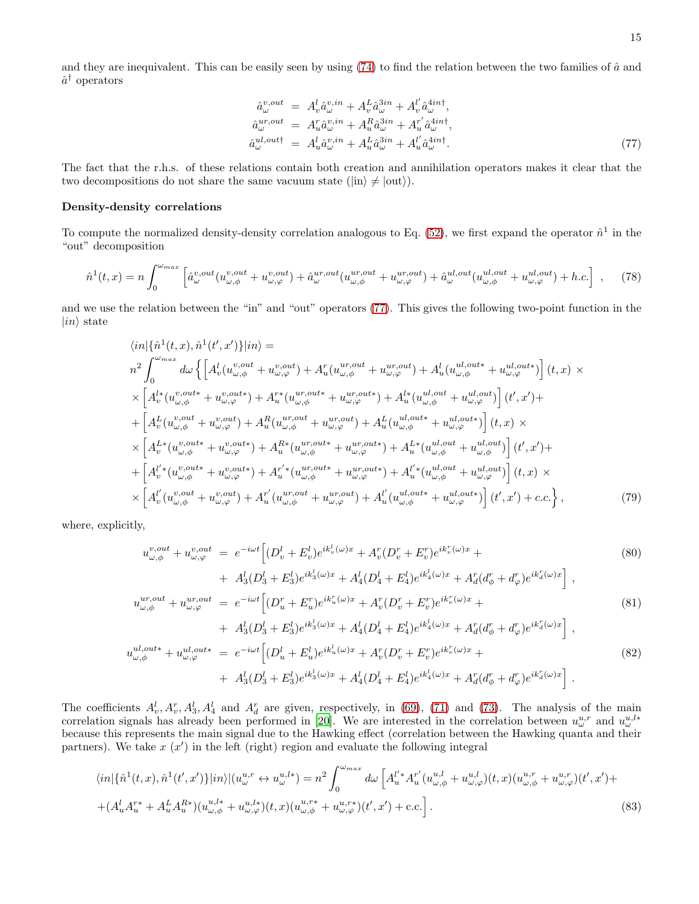and they are inequivalent. This can be easily seen by using (74) to find the relation between the two families of $\hat{a}$ and $\hat{a}^\dagger$ operators

$$
\begin{aligned}
\hat{a}^{v,out}_\omega &= A^l_v \hat{a}^{v,in}_\omega + A^L_v \hat{a}^{3in}_\omega + A^{l'}_v \hat{a}^{4in\dagger}_\omega, \\
\hat{a}^{ur,out}_\omega &= A^r_u \hat{a}^{v,in}_\omega + A^R_u \hat{a}^{3in}_\omega + A^{r'}_u \hat{a}^{4in\dagger}_\omega, \\
\hat{a}^{ul,out\dagger}_\omega &= A^l_u \hat{a}^{v,in}_\omega + A^L_u \hat{a}^{3in}_\omega + A^{l'}_u \hat{a}^{4in\dagger}_\omega.
\end{aligned} \tag{77}
$$

The fact that the r.h.s. of these relations contain both creation and annihilation operators makes it clear that the two decompositions do not share the same vacuum state ($|\text{in}\rangle \neq |\text{out}\rangle$).

**Density-density correlations**

To compute the normalized density-density correlation analogous to Eq. (52), we first expand the operator $\hat{n}^1$ in the "out" decomposition

$$
\hat{n}^1(t,x) = n \int_0^{\omega_{max}} \left[ \hat{a}^{v,out}_\omega (u^{v,out}_{\omega,\phi} + u^{v,out}_{\omega,\varphi}) + \hat{a}^{ur,out}_\omega (u^{ur,out}_{\omega,\phi} + u^{ur,out}_{\omega,\varphi}) + \hat{a}^{ul,out}_\omega (u^{ul,out}_{\omega,\phi} + u^{ul,out}_{\omega,\varphi}) + h.c. \right] , \tag{78}
$$

and we use the relation between the "in" and "out" operators (77). This gives the following two-point function in the $|in\rangle$ state

$$
\begin{aligned}
&\langle in|\{\hat{n}^1(t,x), \hat{n}^1(t',x')\}|in\rangle = \\
&n^2 \int_0^{\omega_{max}} d\omega \Big\{ \Big[ A^l_v (u^{v,out}_{\omega,\phi} + u^{v,out}_{\omega,\varphi}) + A^r_u (u^{ur,out}_{\omega,\phi} + u^{ur,out}_{\omega,\varphi}) + A^l_u (u^{ul,out*}_{\omega,\phi} + u^{ul,out*}_{\omega,\varphi}) \Big] (t,x) \times \\
&\times \Big[ A^{l*}_v (u^{v,out*}_{\omega,\phi} + u^{v,out*}_{\omega,\varphi}) + A^{r*}_u (u^{ur,out*}_{\omega,\phi} + u^{ur,out*}_{\omega,\varphi}) + A^{l*}_u (u^{ul,out}_{\omega,\phi} + u^{ul,out}_{\omega,\varphi}) \Big] (t',x') + \\
&+ \Big[ A^L_v (u^{v,out}_{\omega,\phi} + u^{v,out}_{\omega,\varphi}) + A^R_u (u^{ur,out}_{\omega,\phi} + u^{ur,out}_{\omega,\varphi}) + A^L_u (u^{ul,out*}_{\omega,\phi} + u^{ul,out*}_{\omega,\varphi}) \Big] (t,x) \times \\
&\times \Big[ A^{L*}_v (u^{v,out*}_{\omega,\phi} + u^{v,out*}_{\omega,\varphi}) + A^{R*}_u (u^{ur,out*}_{\omega,\phi} + u^{ur,out*}_{\omega,\varphi}) + A^{L*}_u (u^{ul,out}_{\omega,\phi} + u^{ul,out}_{\omega,\phi}) \Big] (t',x') + \\
&+ \Big[ A^{l'*}_v (u^{v,out*}_{\omega,\phi} + u^{v,out*}_{\omega,\varphi}) + A^{r'*}_u (u^{ur,out*}_{\omega,\phi} + u^{ur,out*}_{\omega,\varphi}) + A^{l'*}_u (u^{ul,out}_{\omega,\phi} + u^{ul,out}_{\omega,\varphi}) \Big] (t,x) \times \\
&\times \Big[ A^{l'}_v (u^{v,out}_{\omega,\phi} + u^{v,out}_{\omega,\varphi}) + A^{r'}_u (u^{ur,out}_{\omega,\phi} + u^{ur,out}_{\omega,\varphi}) + A^{l'}_u (u^{ul,out*}_{\omega,\phi} + u^{ul,out*}_{\omega,\varphi}) \Big] (t',x') + \text{c.c.} \Big\} ,
\end{aligned} \tag{79}
$$

where, explicitly,

$$
\begin{aligned}
u^{v,out}_{\omega,\phi} + u^{v,out}_{\omega,\varphi} &= e^{-i\omega t} \Big[ (D^l_v + E^l_v) e^{ik^l_v(\omega)x} + A^r_v (D^r_v + E^r_v) e^{ik^r_v(\omega)x} + \\
&+ A^l_3 (D^l_3 + E^l_3) e^{ik^l_3(\omega)x} + A^l_4 (D^l_4 + E^l_4) e^{ik^l_4(\omega)x} + A^r_d (d^r_\phi + d^r_\varphi) e^{ik^r_d(\omega)x} \Big] ,
\end{aligned} \tag{80}
$$

$$
\begin{aligned}
u^{ur,out}_{\omega,\phi} + u^{ur,out}_{\omega,\varphi} &= e^{-i\omega t} \Big[ (D^r_u + E^r_u) e^{ik^r_u(\omega)x} + A^r_v (D^r_v + E^r_v) e^{ik^r_v(\omega)x} + \\
&+ A^l_3 (D^l_3 + E^l_3) e^{ik^l_3(\omega)x} + A^l_4 (D^l_4 + E^l_4) e^{ik^l_4(\omega)x} + A^r_d (d^r_\phi + d^r_\varphi) e^{ik^r_d(\omega)x} \Big] ,
\end{aligned} \tag{81}
$$

$$
\begin{aligned}
u^{ul,out*}_{\omega,\phi} + u^{ul,out*}_{\omega,\varphi} &= e^{-i\omega t} \Big[ (D^l_u + E^l_u) e^{ik^l_u(\omega)x} + A^r_v (D^r_v + E^r_v) e^{ik^r_v(\omega)x} + \\
&+ A^l_3 (D^l_3 + E^l_3) e^{ik^l_3(\omega)x} + A^l_4 (D^l_4 + E^l_4) e^{ik^l_4(\omega)x} + A^r_d (d^r_\phi + d^r_\varphi) e^{ik^r_d(\omega)x} \Big] .
\end{aligned} \tag{82}
$$

The coefficients $A^l_v, A^r_v, A^l_3, A^l_4$ and $A^r_d$ are given, respectively, in (69), (71) and (73). The analysis of the main correlation signals has already been performed in [20]. We are interested in the correlation between $u^{u,r}_\omega$ and $u^{u,l*}_\omega$ because this represents the main signal due to the Hawking effect (correlation between the Hawking quanta and their partners). We take $x$ ($x'$) in the left (right) region and evaluate the following integral

$$
\begin{aligned}
\langle in|\{\hat{n}^1(t,x), \hat{n}^1(t',x')\}|in\rangle|(u^{u,r}_\omega \leftrightarrow u^{u,l*}_\omega) &= n^2 \int_0^{\omega_{max}} d\omega \Big[ A^{l'*}_u A^{r'}_u (u^{u,l}_{\omega,\phi} + u^{u,l}_{\omega,\varphi})(t,x)(u^{u,r}_{\omega,\phi} + u^{u,r}_{\omega,\varphi})(t',x') + \\
&+ (A^l_u A^{r*}_u + A^L_u A^{R*}_u)(u^{u,l*}_{\omega,\phi} + u^{u,l*}_{\omega,\varphi})(t,x)(u^{u,r*}_{\omega,\phi} + u^{u,r*}_{\omega,\varphi})(t',x') + \text{c.c.} \Big] .
\end{aligned} \tag{83}
$$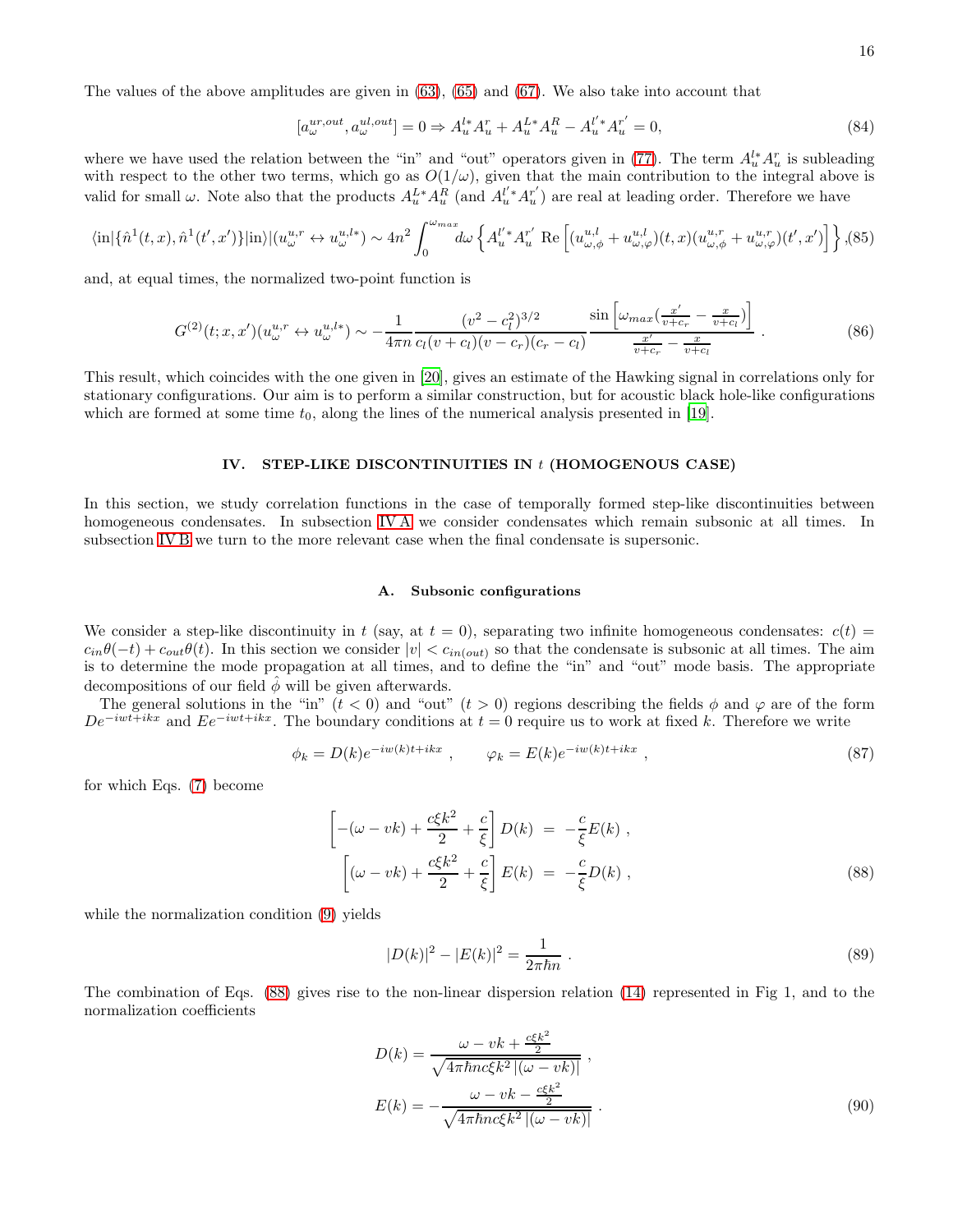The values of the above amplitudes are given in (63), (65) and (67). We also take into account that

$$[a^{ur,out}_\omega, a^{ul,out}_\omega] = 0 \Rightarrow A^{l*}_u A^r_u + A^{L*}_u A^R_u - A^{l'*}_u A^{r'}_u = 0, \tag{84}$$

where we have used the relation between the "in" and "out" operators given in (77). The term $A^{l*}_u A^r_u$ is subleading with respect to the other two terms, which go as $O(1/\omega)$, given that the main contribution to the integral above is valid for small $\omega$. Note also that the products $A^{L*}_u A^R_u$ (and $A^{l'*}_u A^{r'}_u$) are real at leading order. Therefore we have

$$\langle \text{in}|\{\hat{n}^1(t,x), \hat{n}^1(t',x')\}|\text{in}\rangle|(u^{u,r}_\omega \leftrightarrow u^{u,l*}_\omega) \sim 4n^2 \int_0^{\omega_{max}} d\omega \left\{ A^{l'*}_u A^{r'}_u \ \text{Re}\left[ (u^{u,l}_{\omega,\phi} + u^{u,l}_{\omega,\varphi})(t,x)(u^{u,r}_{\omega,\phi} + u^{u,r}_{\omega,\varphi})(t',x') \right] \right\}, \tag{85}$$

and, at equal times, the normalized two-point function is

$$G^{(2)}(t;x,x')(u^{u,r}_\omega \leftrightarrow u^{u,l*}_\omega) \sim -\frac{1}{4\pi n} \frac{(v^2-c_l^2)^{3/2}}{c_l(v+c_l)(v-c_r)(c_r-c_l)} \frac{\sin\left[\omega_{max}(\frac{x'}{v+c_r} - \frac{x}{v+c_l})\right]}{\frac{x'}{v+c_r} - \frac{x}{v+c_l}} \ . \tag{86}$$

This result, which coincides with the one given in [20], gives an estimate of the Hawking signal in correlations only for stationary configurations. Our aim is to perform a similar construction, but for acoustic black hole-like configurations which are formed at some time $t_0$, along the lines of the numerical analysis presented in [19].

## IV. STEP-LIKE DISCONTINUITIES IN $t$ (HOMOGENOUS CASE)

In this section, we study correlation functions in the case of temporally formed step-like discontinuities between homogeneous condensates. In subsection IV A we consider condensates which remain subsonic at all times. In subsection IV B we turn to the more relevant case when the final condensate is supersonic.

### A. Subsonic configurations

We consider a step-like discontinuity in $t$ (say, at $t=0$), separating two infinite homogeneous condensates: $c(t) = c_{in}\theta(-t) + c_{out}\theta(t)$. In this section we consider $|v| < c_{in(out)}$ so that the condensate is subsonic at all times. The aim is to determine the mode propagation at all times, and to define the "in" and "out" mode basis. The appropriate decompositions of our field $\hat{\phi}$ will be given afterwards.

The general solutions in the "in" ($t<0$) and "out" ($t>0$) regions describing the fields $\phi$ and $\varphi$ are of the form $De^{-iwt+ikx}$ and $Ee^{-iwt+ikx}$. The boundary conditions at $t=0$ require us to work at fixed $k$. Therefore we write

$$\phi_k = D(k)e^{-iw(k)t+ikx} \ , \qquad \varphi_k = E(k)e^{-iw(k)t+ikx} \ , \tag{87}$$

for which Eqs. (7) become

$$\begin{aligned} \left[ -(\omega - vk) + \frac{c\xi k^2}{2} + \frac{c}{\xi} \right] D(k) \ &= \ -\frac{c}{\xi} E(k) \ , \\ \left[ (\omega - vk) + \frac{c\xi k^2}{2} + \frac{c}{\xi} \right] E(k) \ &= \ -\frac{c}{\xi} D(k) \ , \end{aligned} \tag{88}$$

while the normalization condition (9) yields

$$|D(k)|^2 - |E(k)|^2 = \frac{1}{2\pi\hbar n} \ . \tag{89}$$

The combination of Eqs. (88) gives rise to the non-linear dispersion relation (14) represented in Fig 1, and to the normalization coefficients

$$\begin{aligned} D(k) &= \frac{\omega - vk + \frac{c\xi k^2}{2}}{\sqrt{4\pi\hbar n c\xi k^2 \, |(\omega - vk)|}} \ , \\ E(k) &= -\frac{\omega - vk - \frac{c\xi k^2}{2}}{\sqrt{4\pi\hbar n c\xi k^2 \, |(\omega - vk)|}} \ . \end{aligned} \tag{90}$$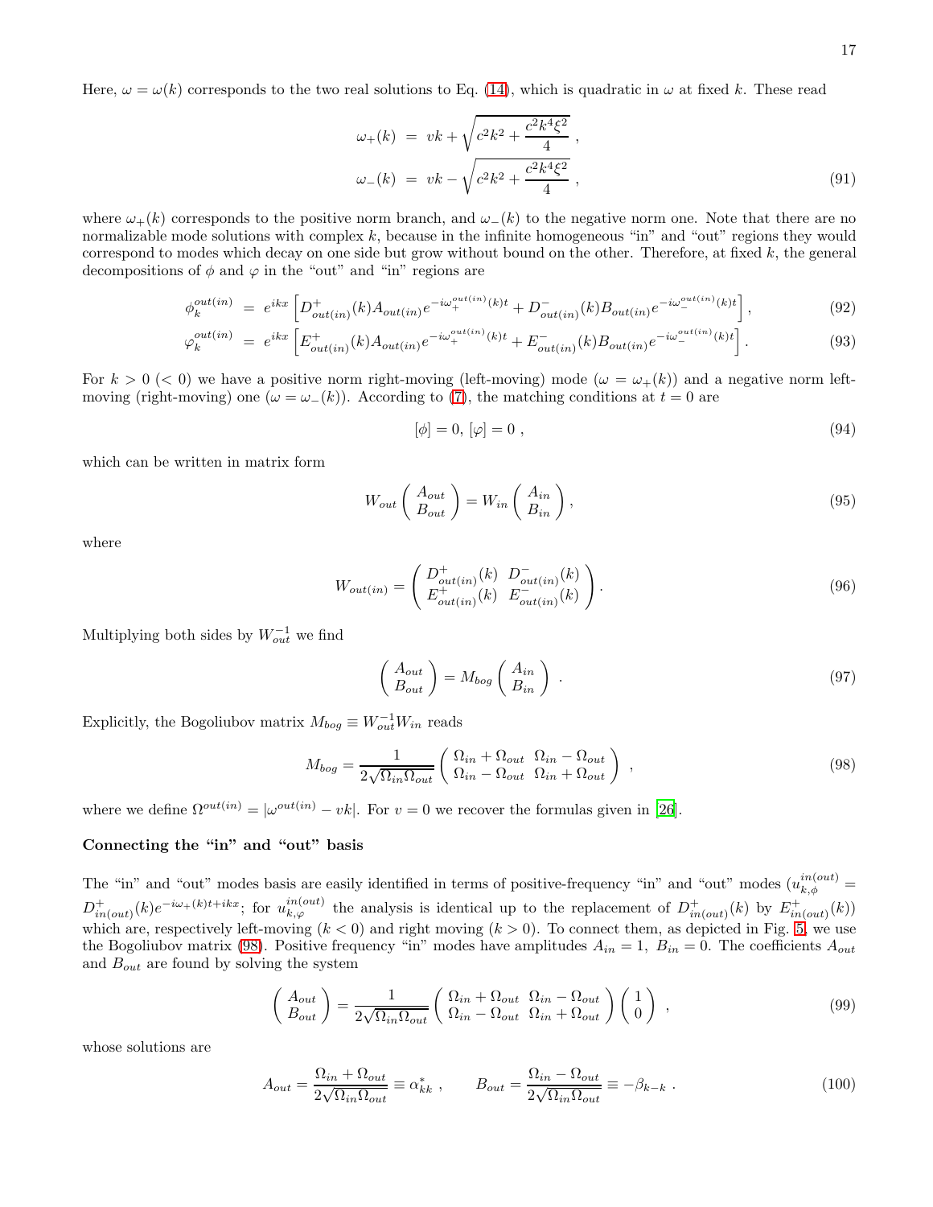Here, $\omega = \omega(k)$ corresponds to the two real solutions to Eq. (14), which is quadratic in $\omega$ at fixed $k$. These read

$$
\begin{aligned}
\omega_+(k) &= vk + \sqrt{c^2k^2 + \frac{c^2k^4\xi^2}{4}} \ , \\
\omega_-(k) &= vk - \sqrt{c^2k^2 + \frac{c^2k^4\xi^2}{4}} \ ,
\end{aligned} \tag{91}
$$

where $\omega_+(k)$ corresponds to the positive norm branch, and $\omega_-(k)$ to the negative norm one. Note that there are no normalizable mode solutions with complex $k$, because in the infinite homogeneous "in" and "out" regions they would correspond to modes which decay on one side but grow without bound on the other. Therefore, at fixed $k$, the general decompositions of $\phi$ and $\varphi$ in the "out" and "in" regions are

$$
\phi_k^{out(in)} = e^{ikx}\left[D^+_{out(in)}(k)A_{out(in)}e^{-i\omega_+^{out(in)}(k)t} + D^-_{out(in)}(k)B_{out(in)}e^{-i\omega_-^{out(in)}(k)t}\right], \tag{92}
$$

$$
\varphi_k^{out(in)} = e^{ikx}\left[E^+_{out(in)}(k)A_{out(in)}e^{-i\omega_+^{out(in)}(k)t} + E^-_{out(in)}(k)B_{out(in)}e^{-i\omega_-^{out(in)}(k)t}\right]. \tag{93}
$$

For $k > 0$ ($< 0$) we have a positive norm right-moving (left-moving) mode ($\omega = \omega_+(k)$) and a negative norm left-moving (right-moving) one ($\omega = \omega_-(k)$). According to (7), the matching conditions at $t = 0$ are

$$
[\phi] = 0, \ [\varphi] = 0 \ , \tag{94}
$$

which can be written in matrix form

$$
W_{out}\begin{pmatrix} A_{out} \\ B_{out} \end{pmatrix} = W_{in}\begin{pmatrix} A_{in} \\ B_{in} \end{pmatrix}, \tag{95}
$$

where

$$
W_{out(in)} = \begin{pmatrix} D^+_{out(in)}(k) & D^-_{out(in)}(k) \\ E^+_{out(in)}(k) & E^-_{out(in)}(k) \end{pmatrix}. \tag{96}
$$

Multiplying both sides by $W_{out}^{-1}$ we find

$$
\begin{pmatrix} A_{out} \\ B_{out} \end{pmatrix} = M_{bog}\begin{pmatrix} A_{in} \\ B_{in} \end{pmatrix} \ . \tag{97}
$$

Explicitly, the Bogoliubov matrix $M_{bog} \equiv W_{out}^{-1}W_{in}$ reads

$$
M_{bog} = \frac{1}{2\sqrt{\Omega_{in}\Omega_{out}}}\begin{pmatrix} \Omega_{in} + \Omega_{out} & \Omega_{in} - \Omega_{out} \\ \Omega_{in} - \Omega_{out} & \Omega_{in} + \Omega_{out} \end{pmatrix} \ , \tag{98}
$$

where we define $\Omega^{out(in)} = |\omega^{out(in)} - vk|$. For $v = 0$ we recover the formulas given in [26].

**Connecting the "in" and "out" basis**

The "in" and "out" modes basis are easily identified in terms of positive-frequency "in" and "out" modes ($u_{k,\phi}^{in(out)} = D^+_{in(out)}(k)e^{-i\omega_+(k)t+ikx}$; for $u_{k,\varphi}^{in(out)}$ the analysis is identical up to the replacement of $D^+_{in(out)}(k)$ by $E^+_{in(out)}(k)$) which are, respectively left-moving ($k < 0$) and right moving ($k > 0$). To connect them, as depicted in Fig. 5, we use the Bogoliubov matrix (98). Positive frequency "in" modes have amplitudes $A_{in} = 1$, $B_{in} = 0$. The coefficients $A_{out}$ and $B_{out}$ are found by solving the system

$$
\begin{pmatrix} A_{out} \\ B_{out} \end{pmatrix} = \frac{1}{2\sqrt{\Omega_{in}\Omega_{out}}}\begin{pmatrix} \Omega_{in} + \Omega_{out} & \Omega_{in} - \Omega_{out} \\ \Omega_{in} - \Omega_{out} & \Omega_{in} + \Omega_{out} \end{pmatrix}\begin{pmatrix} 1 \\ 0 \end{pmatrix} \ , \tag{99}
$$

whose solutions are

$$
A_{out} = \frac{\Omega_{in} + \Omega_{out}}{2\sqrt{\Omega_{in}\Omega_{out}}} \equiv \alpha^*_{kk} \ , \qquad B_{out} = \frac{\Omega_{in} - \Omega_{out}}{2\sqrt{\Omega_{in}\Omega_{out}}} \equiv -\beta_{k-k} \ . \tag{100}
$$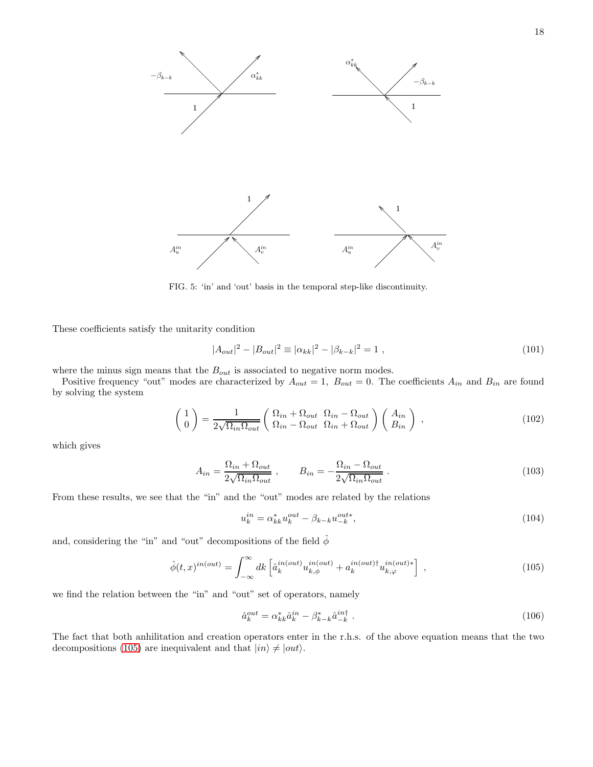FIG. 5: ‘in’ and ‘out’ basis in the temporal step-like discontinuity.

These coefficients satisfy the unitarity condition

$$|A_{out}|^2 - |B_{out}|^2 \equiv |\alpha_{kk}|^2 - |\beta_{k-k}|^2 = 1 \ , \tag{101}$$

where the minus sign means that the $B_{out}$ is associated to negative norm modes.

Positive frequency “out” modes are characterized by $A_{out} = 1, \ B_{out} = 0$. The coefficients $A_{in}$ and $B_{in}$ are found by solving the system

$$\begin{pmatrix} 1 \\ 0 \end{pmatrix} = \frac{1}{2\sqrt{\Omega_{in}\Omega_{out}}} \begin{pmatrix} \Omega_{in} + \Omega_{out} & \Omega_{in} - \Omega_{out} \\ \Omega_{in} - \Omega_{out} & \Omega_{in} + \Omega_{out} \end{pmatrix} \begin{pmatrix} A_{in} \\ B_{in} \end{pmatrix} \ , \tag{102}$$

which gives

$$A_{in} = \frac{\Omega_{in} + \Omega_{out}}{2\sqrt{\Omega_{in}\Omega_{out}}} \ , \qquad B_{in} = -\frac{\Omega_{in} - \Omega_{out}}{2\sqrt{\Omega_{in}\Omega_{out}}} \ . \tag{103}$$

From these results, we see that the “in” and the “out” modes are related by the relations

$$u_k^{in} = \alpha_{kk}^* u_k^{out} - \beta_{k-k} u_{-k}^{out*}, \tag{104}$$

and, considering the “in” and “out” decompositions of the field $\hat{\phi}$

$$\hat{\phi}(t,x)^{in(out)} = \int_{-\infty}^{\infty} dk \left[ \hat{a}_k^{in(out)} u_{k,\phi}^{in(out)} + a_k^{in(out)\dagger} u_{k,\varphi}^{in(out)*} \right] \ , \tag{105}$$

we find the relation between the “in” and “out” set of operators, namely

$$\hat{a}_k^{out} = \alpha_{kk}^* \hat{a}_k^{in} - \beta_{k-k}^* \hat{a}_{-k}^{in\dagger} \ . \tag{106}$$

The fact that both anhilitation and creation operators enter in the r.h.s. of the above equation means that the two decompositions (105) are inequivalent and that $|in\rangle \neq |out\rangle$.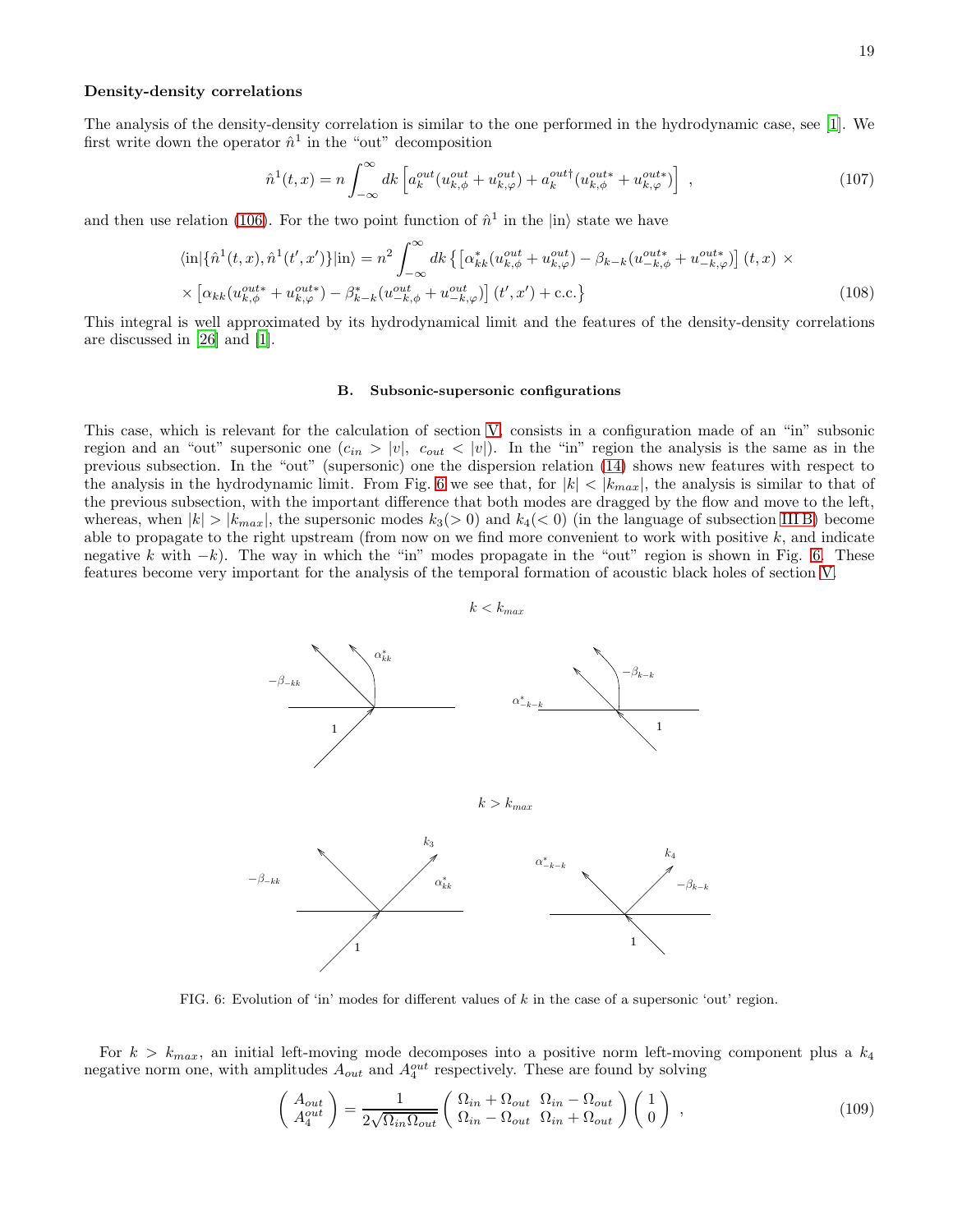### Density-density correlations

The analysis of the density-density correlation is similar to the one performed in the hydrodynamic case, see [1]. We first write down the operator $\hat{n}^1$ in the "out" decomposition

$$\hat{n}^1(t,x) = n\int_{-\infty}^{\infty} dk\left[a_k^{out}(u_{k,\phi}^{out}+u_{k,\varphi}^{out}) + a_k^{out\dagger}(u_{k,\phi}^{out*}+u_{k,\varphi}^{out*})\right] \ , \tag{107}$$

and then use relation (106). For the two point function of $\hat{n}^1$ in the $|\mathrm{in}\rangle$ state we have

$$\langle \mathrm{in}|\{\hat{n}^1(t,x),\hat{n}^1(t',x')\}|\mathrm{in}\rangle = n^2\int_{-\infty}^{\infty} dk\left\{\left[\alpha_{kk}^*(u_{k,\phi}^{out}+u_{k,\varphi}^{out}) - \beta_{k-k}(u_{-k,\phi}^{out*}+u_{-k,\varphi}^{out*})\right](t,x) \times \right.$$
$$\left. \times\left[\alpha_{kk}(u_{k,\phi}^{out*}+u_{k,\varphi}^{out*}) - \beta_{k-k}^*(u_{-k,\phi}^{out}+u_{-k,\varphi}^{out})\right](t',x') + \mathrm{c.c.}\right\} \tag{108}$$

This integral is well approximated by its hydrodynamical limit and the features of the density-density correlations are discussed in [26] and [1].

## B. Subsonic-supersonic configurations

This case, which is relevant for the calculation of section V, consists in a configuration made of an "in" subsonic region and an "out" supersonic one ($c_{in} > |v|,\ c_{out} < |v|$). In the "in" region the analysis is the same as in the previous subsection. In the "out" (supersonic) one the dispersion relation (14) shows new features with respect to the analysis in the hydrodynamic limit. From Fig. 6 we see that, for $|k| < |k_{max}|$, the analysis is similar to that of the previous subsection, with the important difference that both modes are dragged by the flow and move to the left, whereas, when $|k| > |k_{max}|$, the supersonic modes $k_3(>0)$ and $k_4(<0)$ (in the language of subsection III B) become able to propagate to the right upstream (from now on we find more convenient to work with positive $k$, and indicate negative $k$ with $-k$). The way in which the "in" modes propagate in the "out" region is shown in Fig. 6. These features become very important for the analysis of the temporal formation of acoustic black holes of section V.

FIG. 6: Evolution of 'in' modes for different values of $k$ in the case of a supersonic 'out' region.

For $k > k_{max}$, an initial left-moving mode decomposes into a positive norm left-moving component plus a $k_4$ negative norm one, with amplitudes $A_{out}$ and $A_4^{out}$ respectively. These are found by solving

$$\begin{pmatrix} A_{out} \\ A_4^{out}\end{pmatrix} = \frac{1}{2\sqrt{\Omega_{in}\Omega_{out}}}\begin{pmatrix} \Omega_{in}+\Omega_{out} & \Omega_{in}-\Omega_{out} \\ \Omega_{in}-\Omega_{out} & \Omega_{in}+\Omega_{out}\end{pmatrix}\begin{pmatrix} 1 \\ 0\end{pmatrix} \ , \tag{109}$$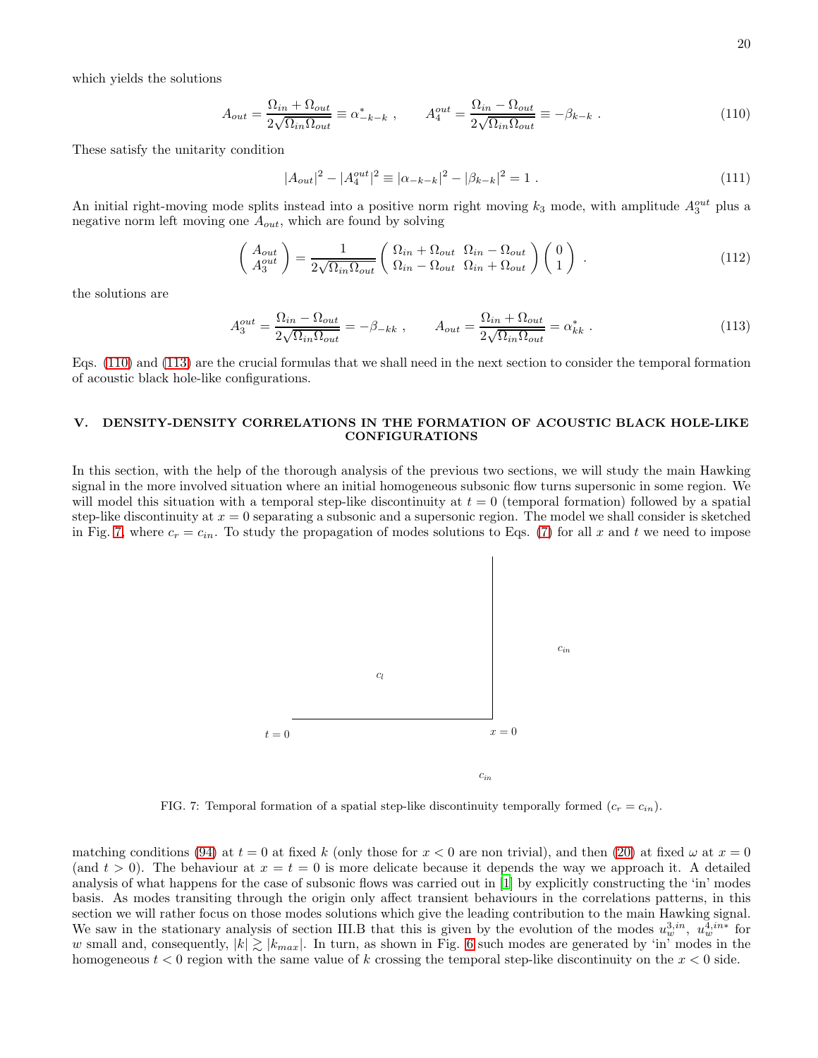which yields the solutions

$$A_{out} = \frac{\Omega_{in} + \Omega_{out}}{2\sqrt{\Omega_{in}\Omega_{out}}} \equiv \alpha^*_{-k-k} \ , \qquad A_4^{out} = \frac{\Omega_{in} - \Omega_{out}}{2\sqrt{\Omega_{in}\Omega_{out}}} \equiv -\beta_{k-k} \ . \tag{110}$$

These satisfy the unitarity condition

$$|A_{out}|^2 - |A_4^{out}|^2 \equiv |\alpha_{-k-k}|^2 - |\beta_{k-k}|^2 = 1 \ . \tag{111}$$

An initial right-moving mode splits instead into a positive norm right moving $k_3$ mode, with amplitude $A_3^{out}$ plus a negative norm left moving one $A_{out}$, which are found by solving

$$\begin{pmatrix} A_{out} \\ A_3^{out} \end{pmatrix} = \frac{1}{2\sqrt{\Omega_{in}\Omega_{out}}} \begin{pmatrix} \Omega_{in} + \Omega_{out} & \Omega_{in} - \Omega_{out} \\ \Omega_{in} - \Omega_{out} & \Omega_{in} + \Omega_{out} \end{pmatrix} \begin{pmatrix} 0 \\ 1 \end{pmatrix} \ . \tag{112}$$

the solutions are

$$A_3^{out} = \frac{\Omega_{in} - \Omega_{out}}{2\sqrt{\Omega_{in}\Omega_{out}}} = -\beta_{-kk} \ , \qquad A_{out} = \frac{\Omega_{in} + \Omega_{out}}{2\sqrt{\Omega_{in}\Omega_{out}}} = \alpha^*_{kk} \ . \tag{113}$$

Eqs. (110) and (113) are the crucial formulas that we shall need in the next section to consider the temporal formation of acoustic black hole-like configurations.

## V. DENSITY-DENSITY CORRELATIONS IN THE FORMATION OF ACOUSTIC BLACK HOLE-LIKE CONFIGURATIONS

In this section, with the help of the thorough analysis of the previous two sections, we will study the main Hawking signal in the more involved situation where an initial homogeneous subsonic flow turns supersonic in some region. We will model this situation with a temporal step-like discontinuity at $t = 0$ (temporal formation) followed by a spatial step-like discontinuity at $x = 0$ separating a subsonic and a supersonic region. The model we shall consider is sketched in Fig. 7, where $c_r = c_{in}$. To study the propagation of modes solutions to Eqs. (7) for all $x$ and $t$ we need to impose

$c_l$ $\quad$ $c_{in}$

$t = 0$ $\quad$ $x = 0$

$c_{in}$

FIG. 7: Temporal formation of a spatial step-like discontinuity temporally formed ($c_r = c_{in}$).

matching conditions (94) at $t = 0$ at fixed $k$ (only those for $x < 0$ are non trivial), and then (20) at fixed $\omega$ at $x = 0$ (and $t > 0$). The behaviour at $x = t = 0$ is more delicate because it depends the way we approach it. A detailed analysis of what happens for the case of subsonic flows was carried out in [1] by explicitly constructing the 'in' modes basis. As modes transiting through the origin only affect transient behaviours in the correlations patterns, in this section we will rather focus on those modes solutions which give the leading contribution to the main Hawking signal. We saw in the stationary analysis of section III.B that this is given by the evolution of the modes $u_w^{3,in}$, $u_w^{4,in*}$ for $w$ small and, consequently, $|k| \gtrsim |k_{max}|$. In turn, as shown in Fig. 6 such modes are generated by 'in' modes in the homogeneous $t < 0$ region with the same value of $k$ crossing the temporal step-like discontinuity on the $x < 0$ side.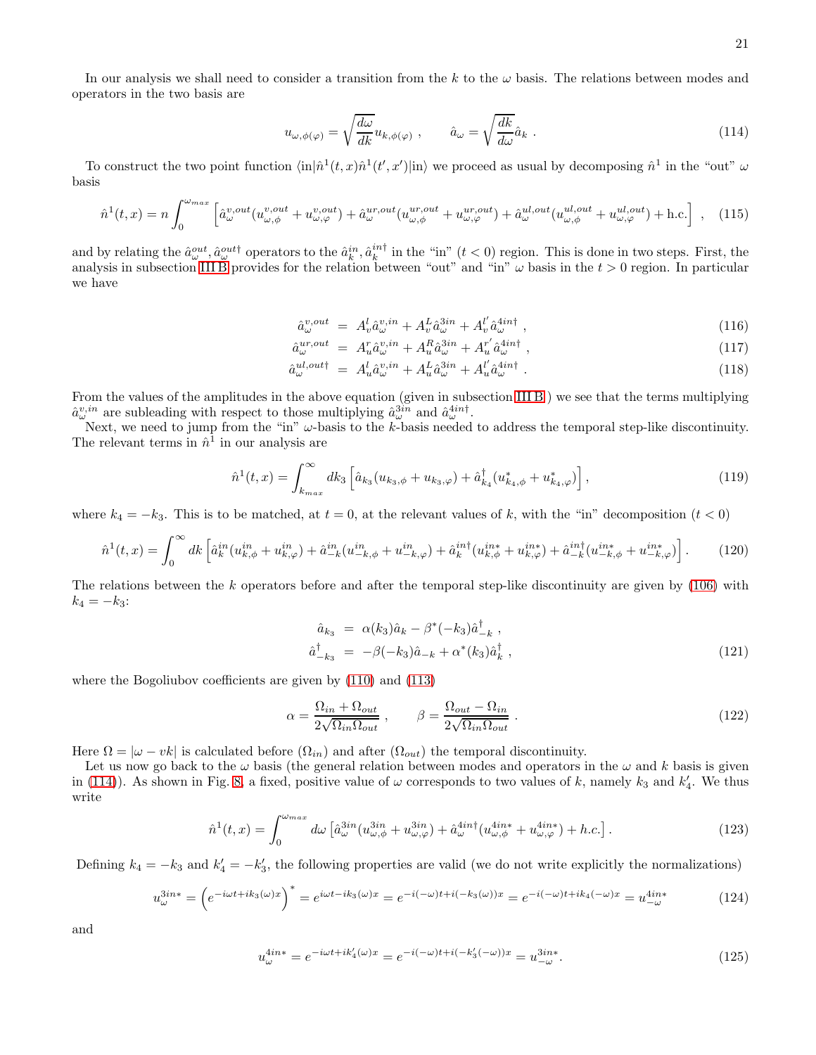In our analysis we shall need to consider a transition from the $k$ to the $\omega$ basis. The relations between modes and operators in the two basis are

$$u_{\omega,\phi(\varphi)} = \sqrt{\frac{d\omega}{dk}} u_{k,\phi(\varphi)} \ , \qquad \hat{a}_\omega = \sqrt{\frac{dk}{d\omega}} \hat{a}_k \ . \tag{114}$$

To construct the two point function $\langle \text{in} | \hat{n}^1(t,x) \hat{n}^1(t',x') | \text{in} \rangle$ we proceed as usual by decomposing $\hat{n}^1$ in the "out" $\omega$ basis

$$\hat{n}^1(t,x) = n \int_0^{\omega_{max}} \left[ \hat{a}_\omega^{v,out}(u_{\omega,\phi}^{v,out} + u_{\omega,\varphi}^{v,out}) + \hat{a}_\omega^{ur,out}(u_{\omega,\phi}^{ur,out} + u_{\omega,\varphi}^{ur,out}) + \hat{a}_\omega^{ul,out}(u_{\omega,\phi}^{ul,out} + u_{\omega,\varphi}^{ul,out}) + \text{h.c.} \right] \ , \tag{115}$$

and by relating the $\hat{a}_\omega^{out}, \hat{a}_\omega^{out\dagger}$ operators to the $\hat{a}_k^{in}, \hat{a}_k^{in\dagger}$ in the "in" ($t < 0$) region. This is done in two steps. First, the analysis in subsection III B provides for the relation between "out" and "in" $\omega$ basis in the $t > 0$ region. In particular we have

$$\hat{a}_\omega^{v,out} = A_v^l \hat{a}_\omega^{v,in} + A_v^L \hat{a}_\omega^{3in} + A_v^{l'} \hat{a}_\omega^{4in\dagger} \ , \tag{116}$$

$$\hat{a}_\omega^{ur,out} = A_u^r \hat{a}_\omega^{v,in} + A_u^R \hat{a}_\omega^{3in} + A_u^{r'} \hat{a}_\omega^{4in\dagger} \ , \tag{117}$$

$$\hat{a}_\omega^{ul,out\dagger} = A_u^l \hat{a}_\omega^{v,in} + A_u^L \hat{a}_\omega^{3in} + A_u^{l'} \hat{a}_\omega^{4in\dagger} \ . \tag{118}$$

From the values of the amplitudes in the above equation (given in subsection III B ) we see that the terms multiplying $\hat{a}_\omega^{v,in}$ are subleading with respect to those multiplying $\hat{a}_\omega^{3in}$ and $\hat{a}_\omega^{4in\dagger}$.

Next, we need to jump from the "in" $\omega$-basis to the $k$-basis needed to address the temporal step-like discontinuity. The relevant terms in $\hat{n}^1$ in our analysis are

$$\hat{n}^1(t,x) = \int_{k_{max}}^\infty dk_3 \left[ \hat{a}_{k_3}(u_{k_3,\phi} + u_{k_3,\varphi}) + \hat{a}_{k_4}^\dagger (u_{k_4,\phi}^* + u_{k_4,\varphi}^*) \right], \tag{119}$$

where $k_4 = -k_3$. This is to be matched, at $t = 0$, at the relevant values of $k$, with the "in" decomposition ($t < 0$)

$$\hat{n}^1(t,x) = \int_0^\infty dk \left[ \hat{a}_k^{in}(u_{k,\phi}^{in} + u_{k,\varphi}^{in}) + \hat{a}_{-k}^{in}(u_{-k,\phi}^{in} + u_{-k,\varphi}^{in}) + \hat{a}_k^{in\dagger}(u_{k,\phi}^{in*} + u_{k,\varphi}^{in*}) + \hat{a}_{-k}^{in\dagger}(u_{-k,\phi}^{in*} + u_{-k,\varphi}^{in*}) \right]. \tag{120}$$

The relations between the $k$ operators before and after the temporal step-like discontinuity are given by (106) with $k_4 = -k_3$:

$$\begin{aligned} \hat{a}_{k_3} &= \alpha(k_3)\hat{a}_k - \beta^*(-k_3)\hat{a}_{-k}^\dagger \ , \\ \hat{a}_{-k_3}^\dagger &= -\beta(-k_3)\hat{a}_{-k} + \alpha^*(k_3)\hat{a}_k^\dagger \ , \end{aligned} \tag{121}$$

where the Bogoliubov coefficients are given by (110) and (113)

$$\alpha = \frac{\Omega_{in} + \Omega_{out}}{2\sqrt{\Omega_{in}\Omega_{out}}} \ , \qquad \beta = \frac{\Omega_{out} - \Omega_{in}}{2\sqrt{\Omega_{in}\Omega_{out}}} \ . \tag{122}$$

Here $\Omega = |\omega - vk|$ is calculated before ($\Omega_{in}$) and after ($\Omega_{out}$) the temporal discontinuity.

Let us now go back to the $\omega$ basis (the general relation between modes and operators in the $\omega$ and $k$ basis is given in (114)). As shown in Fig. 8, a fixed, positive value of $\omega$ corresponds to two values of $k$, namely $k_3$ and $k_4'$. We thus write

$$\hat{n}^1(t,x) = \int_0^{\omega_{max}} d\omega \left[ \hat{a}_\omega^{3in}(u_{\omega,\phi}^{3in} + u_{\omega,\varphi}^{3in}) + \hat{a}_\omega^{4in\dagger}(u_{\omega,\phi}^{4in*} + u_{\omega,\varphi}^{4in*}) + h.c. \right]. \tag{123}$$

Defining $k_4 = -k_3$ and $k_4' = -k_3'$, the following properties are valid (we do not write explicitly the normalizations)

$$u_\omega^{3in*} = \left( e^{-i\omega t + ik_3(\omega)x} \right)^* = e^{i\omega t - ik_3(\omega)x} = e^{-i(-\omega)t + i(-k_3(\omega))x} = e^{-i(-\omega)t + ik_4(-\omega)x} = u_{-\omega}^{4in*} \tag{124}$$

and

$$u_\omega^{4in*} = e^{-i\omega t + ik_4'(\omega)x} = e^{-i(-\omega)t + i(-k_3'(-\omega))x} = u_{-\omega}^{3in*}. \tag{125}$$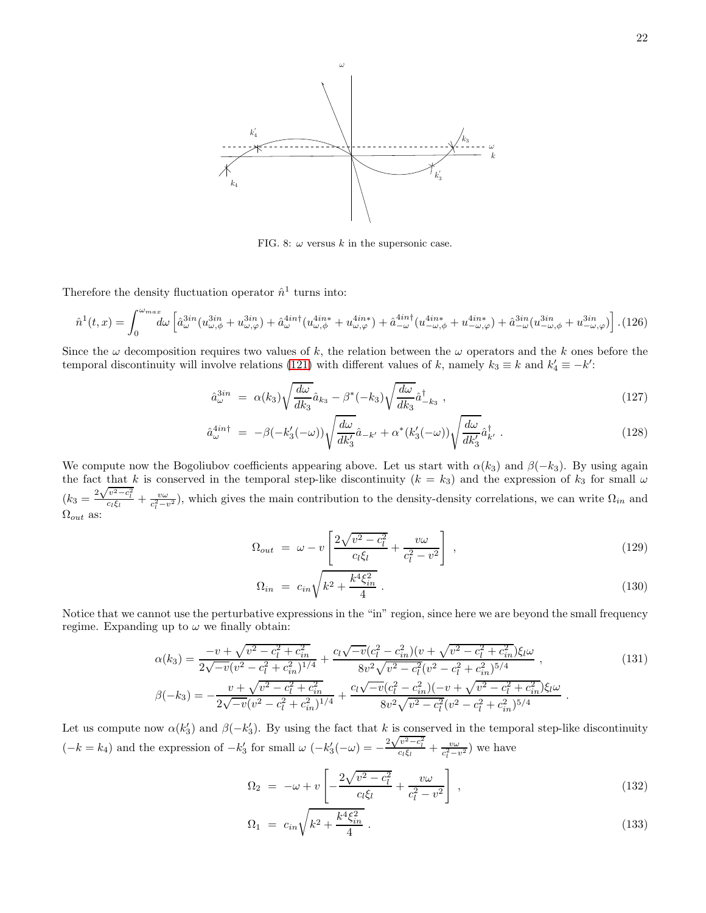FIG. 8: $\omega$ versus $k$ in the supersonic case.

Therefore the density fluctuation operator $\hat{n}^1$ turns into:

$$\hat{n}^1(t,x) = \int_0^{\omega_{max}} d\omega \left[ \hat{a}^{3in}_\omega (u^{3in}_{\omega,\phi} + u^{3in}_{\omega,\varphi}) + \hat{a}^{4in\dagger}_\omega (u^{4in*}_{\omega,\phi} + u^{4in*}_{\omega,\varphi}) + \hat{a}^{4in\dagger}_{-\omega} (u^{4in*}_{-\omega,\phi} + u^{4in*}_{-\omega,\varphi}) + \hat{a}^{3in}_{-\omega} (u^{3in}_{-\omega,\phi} + u^{3in}_{-\omega,\varphi}) \right] . \quad (126)$$

Since the $\omega$ decomposition requires two values of $k$, the relation between the $\omega$ operators and the $k$ ones before the temporal discontinuity will involve relations (121) with different values of $k$, namely $k_3 \equiv k$ and $k'_4 \equiv -k'$:

$$\hat{a}^{3in}_\omega = \alpha(k_3) \sqrt{\frac{d\omega}{dk_3}} \hat{a}_{k_3} - \beta^*(-k_3) \sqrt{\frac{d\omega}{dk_3}} \hat{a}^\dagger_{-k_3} , \quad (127)$$

$$\hat{a}^{4in\dagger}_\omega = -\beta(-k'_3(-\omega)) \sqrt{\frac{d\omega}{dk'_3}} \hat{a}_{-k'} + \alpha^*(k'_3(-\omega)) \sqrt{\frac{d\omega}{dk'_3}} \hat{a}^\dagger_{k'} . \quad (128)$$

We compute now the Bogoliubov coefficients appearing above. Let us start with $\alpha(k_3)$ and $\beta(-k_3)$. By using again the fact that $k$ is conserved in the temporal step-like discontinuity ($k = k_3$) and the expression of $k_3$ for small $\omega$ ($k_3 = \frac{2\sqrt{v^2 - c_l^2}}{c_l \xi_l} + \frac{v\omega}{c_l^2 - v^2}$), which gives the main contribution to the density-density correlations, we can write $\Omega_{in}$ and $\Omega_{out}$ as:

$$\Omega_{out} = \omega - v \left[ \frac{2\sqrt{v^2 - c_l^2}}{c_l \xi_l} + \frac{v\omega}{c_l^2 - v^2} \right] , \quad (129)$$

$$\Omega_{in} = c_{in} \sqrt{k^2 + \frac{k^4 \xi_{in}^2}{4}} . \quad (130)$$

Notice that we cannot use the perturbative expressions in the "in" region, since here we are beyond the small frequency regime. Expanding up to $\omega$ we finally obtain:

$$\alpha(k_3) = \frac{-v + \sqrt{v^2 - c_l^2 + c_{in}^2}}{2\sqrt{-v}(v^2 - c_l^2 + c_{in}^2)^{1/4}} + \frac{c_l \sqrt{-v}(c_l^2 - c_{in}^2)(v + \sqrt{v^2 - c_l^2 + c_{in}^2})\xi_l \omega}{8v^2 \sqrt{v^2 - c_l^2}(v^2 - c_l^2 + c_{in}^2)^{5/4}} , \quad (131)$$

$$\beta(-k_3) = -\frac{v + \sqrt{v^2 - c_l^2 + c_{in}^2}}{2\sqrt{-v}(v^2 - c_l^2 + c_{in}^2)^{1/4}} + \frac{c_l \sqrt{-v}(c_l^2 - c_{in}^2)(-v + \sqrt{v^2 - c_l^2 + c_{in}^2})\xi_l \omega}{8v^2 \sqrt{v^2 - c_l^2}(v^2 - c_l^2 + c_{in}^2)^{5/4}} .$$

Let us compute now $\alpha(k'_3)$ and $\beta(-k'_3)$. By using the fact that $k$ is conserved in the temporal step-like discontinuity ($-k = k_4$) and the expression of $-k'_3$ for small $\omega$ ($-k'_3(-\omega) = -\frac{2\sqrt{v^2 - c_l^2}}{c_l \xi_l} + \frac{v\omega}{c_l^2 - v^2}$) we have

$$\Omega_2 = -\omega + v \left[ -\frac{2\sqrt{v^2 - c_l^2}}{c_l \xi_l} + \frac{v\omega}{c_l^2 - v^2} \right] , \quad (132)$$

$$\Omega_1 = c_{in} \sqrt{k^2 + \frac{k^4 \xi_{in}^2}{4}} . \quad (133)$$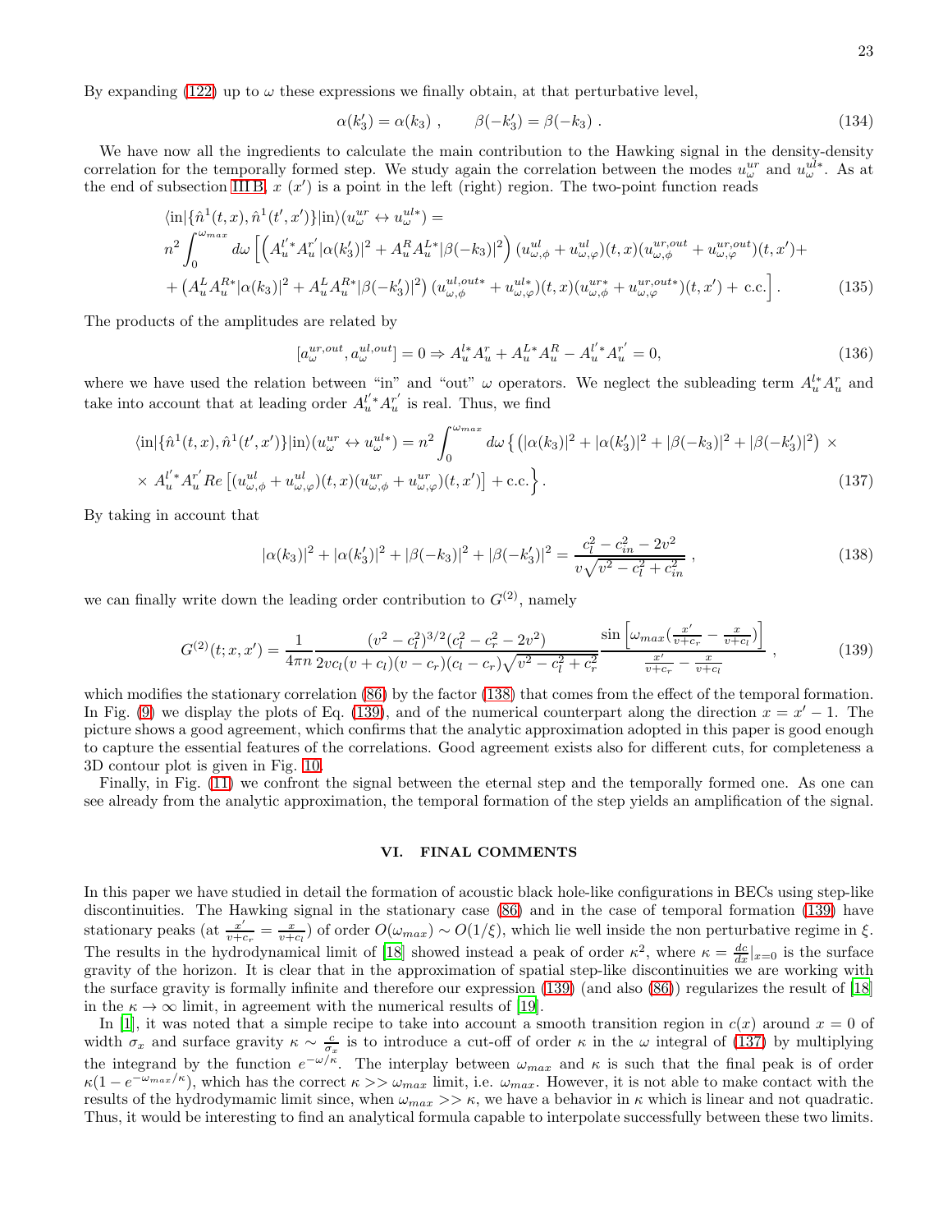By expanding (122) up to $\omega$ these expressions we finally obtain, at that perturbative level,

$$\alpha(k_3') = \alpha(k_3) , \qquad \beta(-k_3') = \beta(-k_3) . \tag{134}$$

We have now all the ingredients to calculate the main contribution to the Hawking signal in the density-density correlation for the temporally formed step. We study again the correlation between the modes $u^{ur}_\omega$ and $u^{ul*}_\omega$. As at the end of subsection III B, $x$ ($x'$) is a point in the left (right) region. The two-point function reads

$$\begin{aligned}
&\langle \text{in}|\{\hat{n}^1(t,x), \hat{n}^1(t',x')\}|\text{in}\rangle (u^{ur}_\omega \leftrightarrow u^{ul*}_\omega) = \\
&n^2 \int_0^{\omega_{max}} d\omega \Big[ \left( A^{l'*}_u A^{r'}_u |\alpha(k_3')|^2 + A^R_u A^{L*}_u |\beta(-k_3)|^2 \right) (u^{ul}_{\omega,\phi} + u^{ul}_{\omega,\varphi})(t,x)(u^{ur,out}_{\omega,\phi} + u^{ur,out}_{\omega,\varphi})(t,x') + \\
&+ \left( A^L_u A^{R*}_u |\alpha(k_3)|^2 + A^L_u A^{R*}_u |\beta(-k_3')|^2 \right) (u^{ul,out*}_{\omega,\phi} + u^{ul*}_{\omega,\varphi})(t,x)(u^{ur*}_{\omega,\phi} + u^{ur,out*}_{\omega,\varphi})(t,x') + \text{c.c.} \Big] .
\end{aligned} \tag{135}$$

The products of the amplitudes are related by

$$[a^{ur,out}_\omega, a^{ul,out}_\omega] = 0 \Rightarrow A^{l*}_u A^r_u + A^{L*}_u A^R_u - A^{l'*}_u A^{r'}_u = 0, \tag{136}$$

where we have used the relation between "in" and "out" $\omega$ operators. We neglect the subleading term $A^{l*}_u A^r_u$ and take into account that at leading order $A^{l'*}_u A^{r'}_u$ is real. Thus, we find

$$\begin{aligned}
\langle \text{in}|\{\hat{n}^1(t,x), \hat{n}^1(t',x')\}|\text{in}\rangle (u^{ur}_\omega \leftrightarrow u^{ul*}_\omega) &= n^2 \int_0^{\omega_{max}} d\omega \Big\{ \left( |\alpha(k_3)|^2 + |\alpha(k_3')|^2 + |\beta(-k_3)|^2 + |\beta(-k_3')|^2 \right) \times \\
&\times A^{l'*}_u A^{r'}_u Re \left[ (u^{ul}_{\omega,\phi} + u^{ul}_{\omega,\varphi})(t,x)(u^{ur}_{\omega,\phi} + u^{ur}_{\omega,\varphi})(t,x') \right] + \text{c.c.} \Big\} .
\end{aligned} \tag{137}$$

By taking in account that

$$|\alpha(k_3)|^2 + |\alpha(k_3')|^2 + |\beta(-k_3)|^2 + |\beta(-k_3')|^2 = \frac{c_l^2 - c_{in}^2 - 2v^2}{v\sqrt{v^2 - c_l^2 + c_{in}^2}} , \tag{138}$$

we can finally write down the leading order contribution to $G^{(2)}$, namely

$$G^{(2)}(t;x,x') = \frac{1}{4\pi n} \frac{(v^2 - c_l^2)^{3/2}(c_l^2 - c_r^2 - 2v^2)}{2vc_l(v+c_l)(v-c_r)(c_l - c_r)\sqrt{v^2 - c_l^2 + c_r^2}} \frac{\sin\left[\omega_{max}\left(\frac{x'}{v+c_r} - \frac{x}{v+c_l}\right)\right]}{\frac{x'}{v+c_r} - \frac{x}{v+c_l}} , \tag{139}$$

which modifies the stationary correlation (86) by the factor (138) that comes from the effect of the temporal formation. In Fig. (9) we display the plots of Eq. (139), and of the numerical counterpart along the direction $x = x' - 1$. The picture shows a good agreement, which confirms that the analytic approximation adopted in this paper is good enough to capture the essential features of the correlations. Good agreement exists also for different cuts, for completeness a 3D contour plot is given in Fig. 10.

Finally, in Fig. (11) we confront the signal between the eternal step and the temporally formed one. As one can see already from the analytic approximation, the temporal formation of the step yields an amplification of the signal.

## VI. FINAL COMMENTS

In this paper we have studied in detail the formation of acoustic black hole-like configurations in BECs using step-like discontinuities. The Hawking signal in the stationary case (86) and in the case of temporal formation (139) have stationary peaks (at $\frac{x'}{v+c_r} = \frac{x}{v+c_l}$) of order $O(\omega_{max}) \sim O(1/\xi)$, which lie well inside the non perturbative regime in $\xi$. The results in the hydrodynamical limit of [18] showed instead a peak of order $\kappa^2$, where $\kappa = \frac{dc}{dx}|_{x=0}$ is the surface gravity of the horizon. It is clear that in the approximation of spatial step-like discontinuities we are working with the surface gravity is formally infinite and therefore our expression (139) (and also (86)) regularizes the result of [18] in the $\kappa \to \infty$ limit, in agreement with the numerical results of [19].

In [1], it was noted that a simple recipe to take into account a smooth transition region in $c(x)$ around $x = 0$ of width $\sigma_x$ and surface gravity $\kappa \sim \frac{c}{\sigma_x}$ is to introduce a cut-off of order $\kappa$ in the $\omega$ integral of (137) by multiplying the integrand by the function $e^{-\omega/\kappa}$. The interplay between $\omega_{max}$ and $\kappa$ is such that the final peak is of order $\kappa(1 - e^{-\omega_{max}/\kappa})$, which has the correct $\kappa >> \omega_{max}$ limit, i.e. $\omega_{max}$. However, it is not able to make contact with the results of the hydrodymamic limit since, when $\omega_{max} >> \kappa$, we have a behavior in $\kappa$ which is linear and not quadratic. Thus, it would be interesting to find an analytical formula capable to interpolate successfully between these two limits.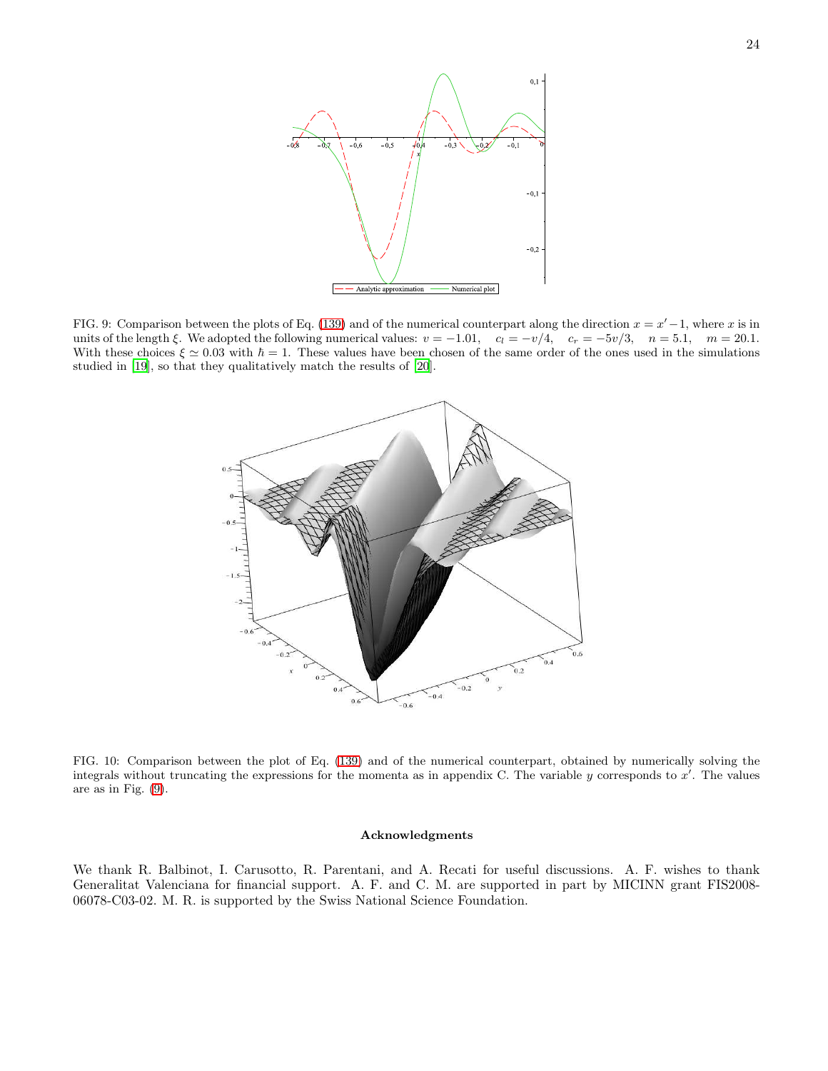FIG. 9: Comparison between the plots of Eq. (139) and of the numerical counterpart along the direction $x = x' - 1$, where $x$ is in units of the length $\xi$. We adopted the following numerical values: $v = -1.01$, $c_l = -v/4$, $c_r = -5v/3$, $n = 5.1$, $m = 20.1$. With these choices $\xi \simeq 0.03$ with $\hbar = 1$. These values have been chosen of the same order of the ones used in the simulations studied in [19], so that they qualitatively match the results of [20].

FIG. 10: Comparison between the plot of Eq. (139) and of the numerical counterpart, obtained by numerically solving the integrals without truncating the expressions for the momenta as in appendix C. The variable $y$ corresponds to $x'$. The values are as in Fig. (9).

### Acknowledgments

We thank R. Balbinot, I. Carusotto, R. Parentani, and A. Recati for useful discussions. A. F. wishes to thank Generalitat Valenciana for financial support. A. F. and C. M. are supported in part by MICINN grant FIS2008-06078-C03-02. M. R. is supported by the Swiss National Science Foundation.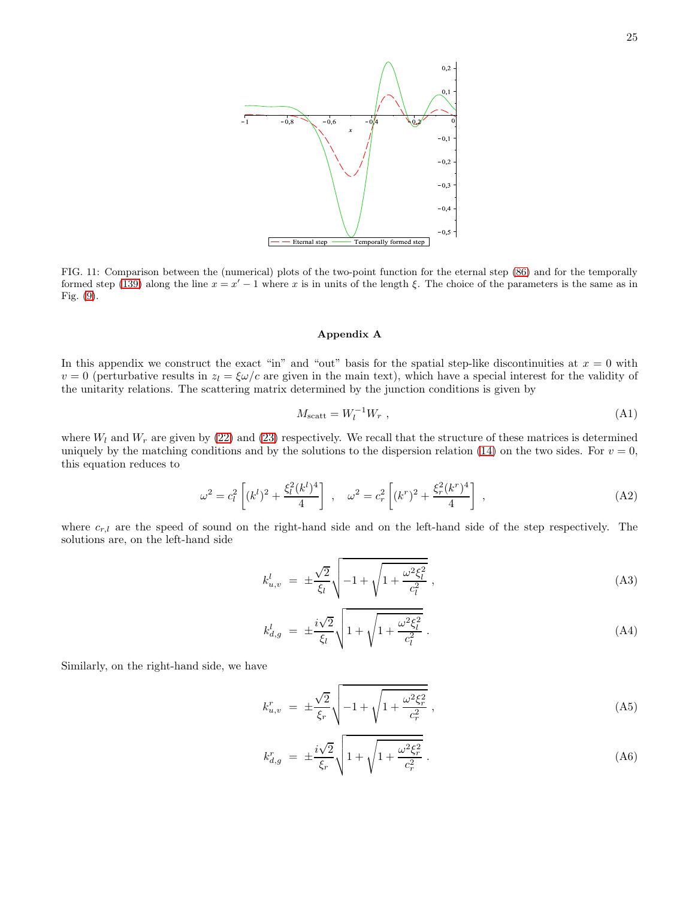FIG. 11: Comparison between the (numerical) plots of the two-point function for the eternal step (86) and for the temporally formed step (139) along the line $x = x' - 1$ where $x$ is in units of the length $\xi$. The choice of the parameters is the same as in Fig. (9).

## Appendix A

In this appendix we construct the exact "in" and "out" basis for the spatial step-like discontinuities at $x = 0$ with $v = 0$ (perturbative results in $z_l = \xi\omega/c$ are given in the main text), which have a special interest for the validity of the unitarity relations. The scattering matrix determined by the junction conditions is given by

$$M_{\rm scatt} = W_l^{-1} W_r \ , \tag{A1}$$

where $W_l$ and $W_r$ are given by (22) and (23) respectively. We recall that the structure of these matrices is determined uniquely by the matching conditions and by the solutions to the dispersion relation (14) on the two sides. For $v = 0$, this equation reduces to

$$\omega^2 = c_l^2 \left[ (k^l)^2 + \frac{\xi_l^2 (k^l)^4}{4} \right] \ , \quad \omega^2 = c_r^2 \left[ (k^r)^2 + \frac{\xi_r^2 (k^r)^4}{4} \right] \ , \tag{A2}$$

where $c_{r,l}$ are the speed of sound on the right-hand side and on the left-hand side of the step respectively. The solutions are, on the left-hand side

$$k^l_{u,v} \ = \ \pm \frac{\sqrt{2}}{\xi_l} \sqrt{-1 + \sqrt{1 + \frac{\omega^2 \xi_l^2}{c_l^2}}} \ , \tag{A3}$$

$$k^l_{d,g} \ = \ \pm \frac{i\sqrt{2}}{\xi_l} \sqrt{1 + \sqrt{1 + \frac{\omega^2 \xi_l^2}{c_l^2}}} \ . \tag{A4}$$

Similarly, on the right-hand side, we have

$$k^r_{u,v} \ = \ \pm \frac{\sqrt{2}}{\xi_r} \sqrt{-1 + \sqrt{1 + \frac{\omega^2 \xi_r^2}{c_r^2}}} \ , \tag{A5}$$

$$k^r_{d,g} \ = \ \pm \frac{i\sqrt{2}}{\xi_r} \sqrt{1 + \sqrt{1 + \frac{\omega^2 \xi_r^2}{c_r^2}}} \ . \tag{A6}$$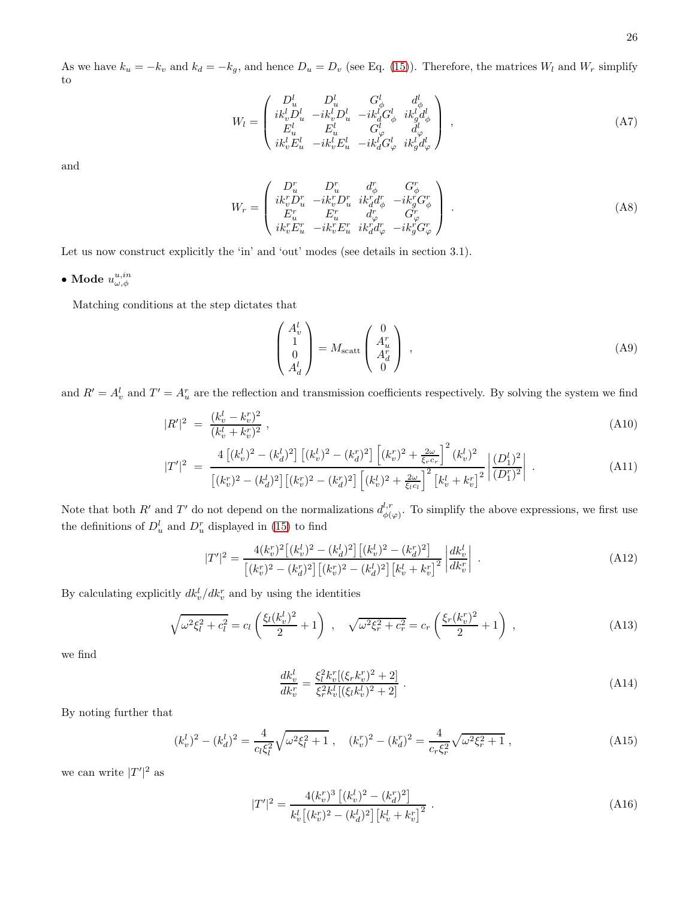As we have $k_u = -k_v$ and $k_d = -k_g$, and hence $D_u = D_v$ (see Eq. (15)). Therefore, the matrices $W_l$ and $W_r$ simplify to

$$W_l = \begin{pmatrix} D_u^l & D_u^l & G_\phi^l & d_\phi^l \\ ik_v^l D_u^l & -ik_v^l D_u^l & -ik_d^l G_\phi^l & ik_g^l d_\phi^l \\ E_u^l & E_u^l & G_\varphi^l & d_\varphi^l \\ ik_v^l E_u^l & -ik_v^l E_u^l & -ik_d^l G_\varphi^l & ik_g^l d_\varphi^l \end{pmatrix} , \tag{A7}$$

and

$$W_r = \begin{pmatrix} D_u^r & D_u^r & d_\phi^r & G_\phi^r \\ ik_v^r D_u^r & -ik_v^r D_u^r & ik_d^r d_\phi^r & -ik_g^r G_\phi^r \\ E_u^r & E_u^r & d_\varphi^r & G_\varphi^r \\ ik_v^r E_u^r & -ik_v^r E_u^r & ik_d^r d_\varphi^r & -ik_g^r G_\varphi^r \end{pmatrix} . \tag{A8}$$

Let us now construct explicitly the 'in' and 'out' modes (see details in section 3.1).

- **Mode** $u_{\omega,\phi}^{u,in}$

Matching conditions at the step dictates that

$$\begin{pmatrix} A_v^l \\ 1 \\ 0 \\ A_d^l \end{pmatrix} = M_{\rm scatt} \begin{pmatrix} 0 \\ A_u^r \\ A_d^r \\ 0 \end{pmatrix} , \tag{A9}$$

and $R' = A_v^l$ and $T' = A_u^r$ are the reflection and transmission coefficients respectively. By solving the system we find

$$|R'|^2 = \frac{(k_v^l - k_v^r)^2}{(k_v^l + k_v^r)^2} , \tag{A10}$$

$$|T'|^2 = \frac{4\left[(k_v^l)^2 - (k_d^l)^2\right]\left[(k_v^l)^2 - (k_d^r)^2\right]\left[(k_v^r)^2 + \frac{2\omega}{\xi_r c_r}\right]^2 (k_v^l)^2}{\left[(k_v^r)^2 - (k_d^l)^2\right]\left[(k_v^r)^2 - (k_d^r)^2\right]\left[(k_v^l)^2 + \frac{2\omega}{\xi_l c_l}\right]^2 \left[k_v^l + k_v^r\right]^2} \left|\frac{(D_1^l)^2}{(D_1^r)^2}\right| . \tag{A11}$$

Note that both $R'$ and $T'$ do not depend on the normalizations $d_{\phi(\varphi)}^{l,r}$. To simplify the above expressions, we first use the definitions of $D_u^l$ and $D_u^r$ displayed in (15) to find

$$|T'|^2 = \frac{4(k_v^r)^2\left[(k_v^l)^2 - (k_d^l)^2\right]\left[(k_v^l)^2 - (k_d^r)^2\right]}{\left[(k_v^r)^2 - (k_d^r)^2\right]\left[(k_v^r)^2 - (k_d^l)^2\right]\left[k_v^l + k_v^r\right]^2} \left|\frac{dk_v^l}{dk_v^r}\right| . \tag{A12}$$

By calculating explicitly $dk_v^l/dk_v^r$ and by using the identities

$$\sqrt{\omega^2\xi_l^2 + c_l^2} = c_l\left(\frac{\xi_l (k_v^l)^2}{2} + 1\right) , \quad \sqrt{\omega^2\xi_r^2 + c_r^2} = c_r\left(\frac{\xi_r (k_v^r)^2}{2} + 1\right) , \tag{A13}$$

we find

$$\frac{dk_v^l}{dk_v^r} = \frac{\xi_l^2 k_v^r[(\xi_r k_v^r)^2 + 2]}{\xi_r^2 k_v^l[(\xi_l k_v^l)^2 + 2]} . \tag{A14}$$

By noting further that

$$(k_v^l)^2 - (k_d^l)^2 = \frac{4}{c_l \xi_l^2}\sqrt{\omega^2\xi_l^2 + 1} , \quad (k_v^r)^2 - (k_d^r)^2 = \frac{4}{c_r \xi_r^2}\sqrt{\omega^2\xi_r^2 + 1} , \tag{A15}$$

we can write $|T'|^2$ as

$$|T'|^2 = \frac{4(k_v^r)^3\left[(k_v^l)^2 - (k_d^r)^2\right]}{k_v^l\left[(k_v^r)^2 - (k_d^l)^2\right]\left[k_v^l + k_v^r\right]^2} . \tag{A16}$$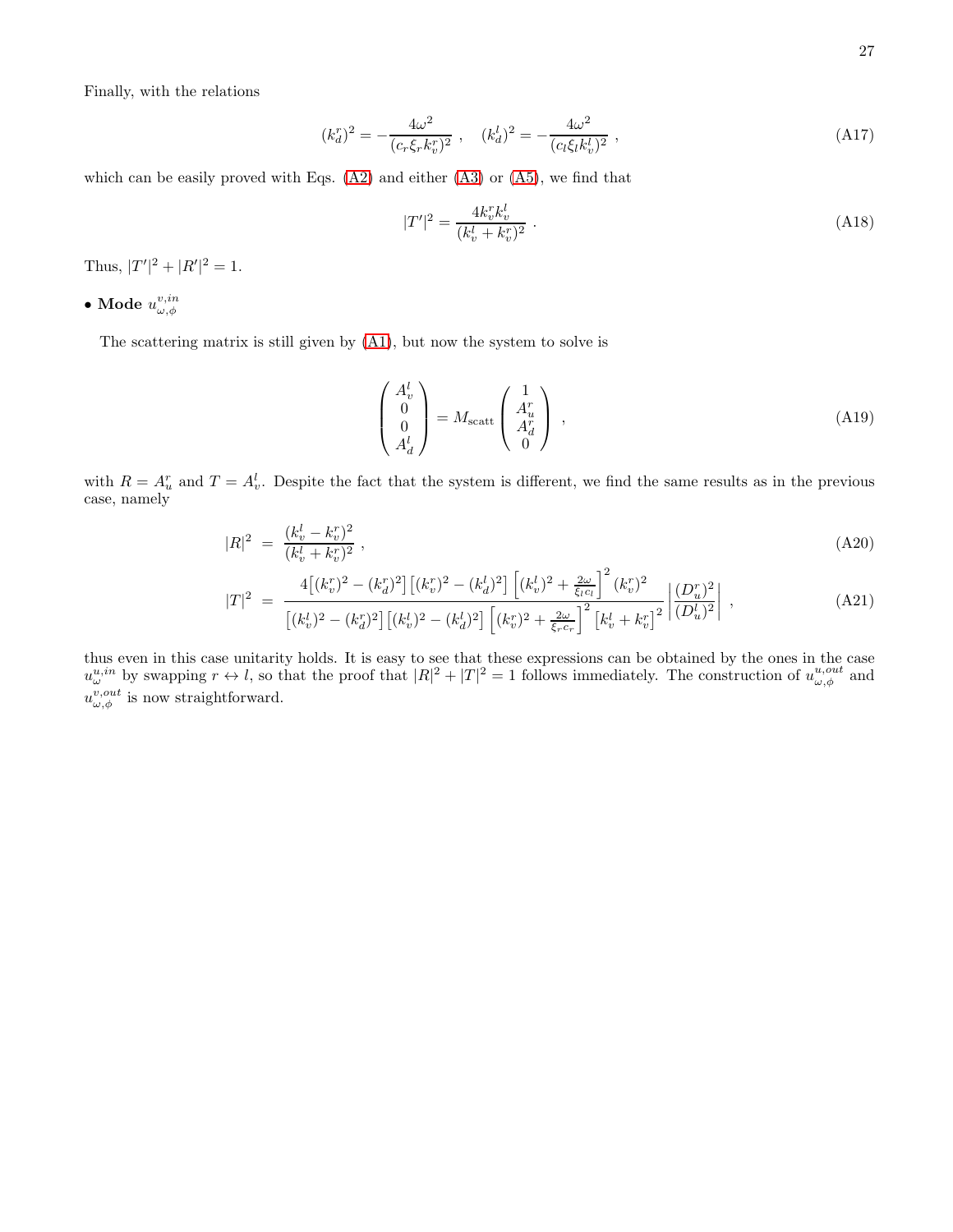Finally, with the relations

$$(k_d^r)^2 = -\frac{4\omega^2}{(c_r \xi_r k_v^r)^2} \ , \quad (k_d^l)^2 = -\frac{4\omega^2}{(c_l \xi_l k_v^l)^2} \ , \tag{A17}$$

which can be easily proved with Eqs. (A2) and either (A3) or (A5), we find that

$$|T'|^2 = \frac{4k_v^r k_v^l}{(k_v^l + k_v^r)^2} \ . \tag{A18}$$

Thus, $|T'|^2 + |R'|^2 = 1$.

- **Mode** $u_{\omega,\phi}^{v,in}$

The scattering matrix is still given by (A1), but now the system to solve is

$$\begin{pmatrix} A_v^l \\ 0 \\ 0 \\ A_d^l \end{pmatrix} = M_{\text{scatt}} \begin{pmatrix} 1 \\ A_u^r \\ A_d^r \\ 0 \end{pmatrix} \ , \tag{A19}$$

with $R = A_u^r$ and $T = A_v^l$. Despite the fact that the system is different, we find the same results as in the previous case, namely

$$|R|^2 = \frac{(k_v^l - k_v^r)^2}{(k_v^l + k_v^r)^2} \ , \tag{A20}$$

$$|T|^2 = \frac{4\left[(k_v^r)^2 - (k_d^r)^2\right]\left[(k_v^r)^2 - (k_d^l)^2\right]\left[(k_v^l)^2 + \frac{2\omega}{\xi_l c_l}\right]^2 (k_v^r)^2}{\left[(k_v^l)^2 - (k_d^r)^2\right]\left[(k_v^l)^2 - (k_d^l)^2\right]\left[(k_v^r)^2 + \frac{2\omega}{\xi_r c_r}\right]^2 \left[k_v^l + k_v^r\right]^2} \left| \frac{(D_u^r)^2}{(D_u^l)^2} \right| \ , \tag{A21}$$

thus even in this case unitarity holds. It is easy to see that these expressions can be obtained by the ones in the case $u_\omega^{u,in}$ by swapping $r \leftrightarrow l$, so that the proof that $|R|^2 + |T|^2 = 1$ follows immediately. The construction of $u_{\omega,\phi}^{u,out}$ and $u_{\omega,\phi}^{v,out}$ is now straightforward.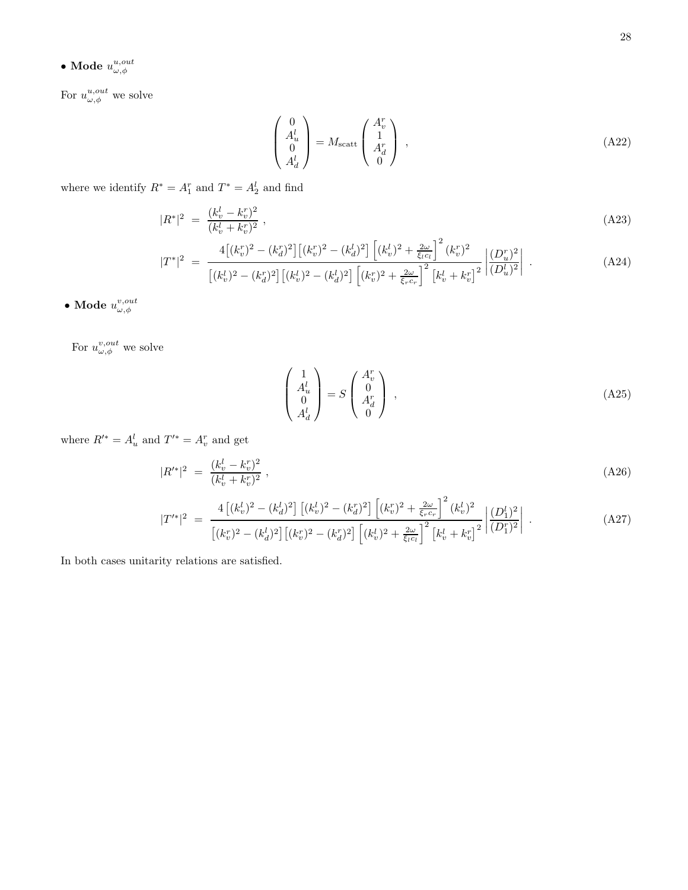• **Mode** $u^{u,out}_{\omega,\phi}$

For $u^{u,out}_{\omega,\phi}$ we solve

$$
\begin{pmatrix} 0 \\ A^l_u \\ 0 \\ A^l_d \end{pmatrix} = M_{\rm scatt} \begin{pmatrix} A^r_v \\ 1 \\ A^r_d \\ 0 \end{pmatrix} \ , \tag{A22}
$$

where we identify $R^* = A^r_1$ and $T^* = A^l_2$ and find

$$
|R^*|^2 \ = \ \frac{(k^l_v - k^r_v)^2}{(k^l_v + k^r_v)^2} \ , \tag{A23}
$$

$$
|T^*|^2 \ = \ \frac{4\big[(k^r_v)^2 - (k^r_d)^2\big]\big[(k^r_v)^2 - (k^l_d)^2\big]\left[(k^l_v)^2 + \frac{2\omega}{\xi_l c_l}\right]^2 (k^r_v)^2}{\big[(k^l_v)^2 - (k^r_d)^2\big]\big[(k^l_v)^2 - (k^l_d)^2\big]\left[(k^r_v)^2 + \frac{2\omega}{\xi_r c_r}\right]^2 \big[k^l_v + k^r_v\big]^2} \left|\frac{(D^r_u)^2}{(D^l_u)^2}\right| \ . \tag{A24}
$$

• **Mode** $u^{v,out}_{\omega,\phi}$

For $u^{v,out}_{\omega,\phi}$ we solve

$$
\begin{pmatrix} 1 \\ A^l_u \\ 0 \\ A^l_d \end{pmatrix} = S \begin{pmatrix} A^r_v \\ 0 \\ A^r_d \\ 0 \end{pmatrix} \ , \tag{A25}
$$

where $R'^* = A^l_u$ and $T'^* = A^r_v$ and get

$$
|R'^*|^2 \ = \ \frac{(k^l_v - k^r_v)^2}{(k^l_v + k^r_v)^2} \ , \tag{A26}
$$

$$
|T'^*|^2 \ = \ \frac{4\left[(k^l_v)^2 - (k^l_d)^2\right]\left[(k^l_v)^2 - (k^r_d)^2\right]\left[(k^r_v)^2 + \frac{2\omega}{\xi_r c_r}\right]^2 (k^l_v)^2}{\big[(k^r_v)^2 - (k^l_d)^2\big]\big[(k^r_v)^2 - (k^r_d)^2\big]\left[(k^l_v)^2 + \frac{2\omega}{\xi_l c_l}\right]^2 \big[k^l_v + k^r_v\big]^2} \left|\frac{(D^l_1)^2}{(D^r_1)^2}\right| \ . \tag{A27}
$$

In both cases unitarity relations are satisfied.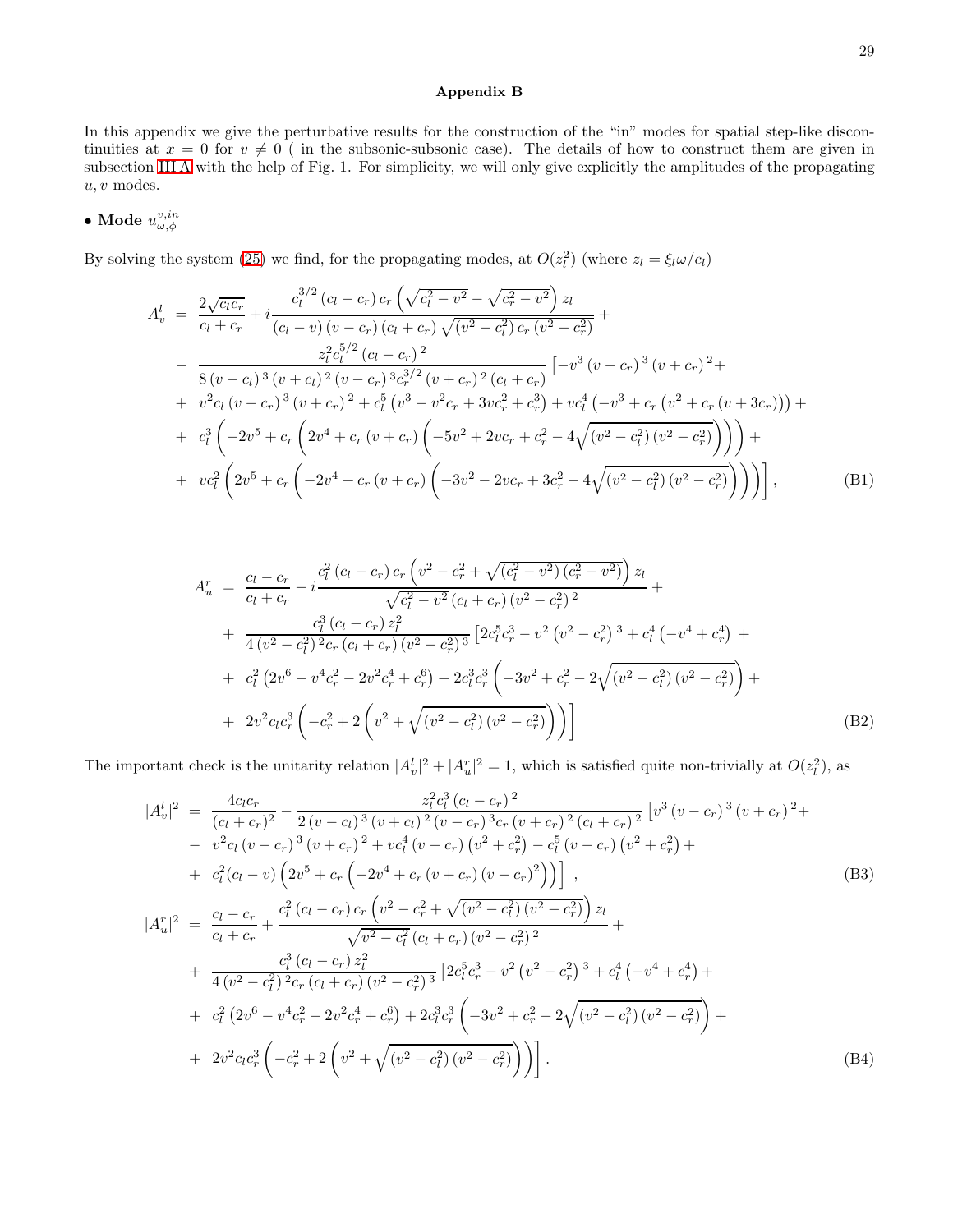## Appendix B

In this appendix we give the perturbative results for the construction of the "in" modes for spatial step-like discontinuities at $x = 0$ for $v \neq 0$ ( in the subsonic-subsonic case). The details of how to construct them are given in subsection III A with the help of Fig. 1. For simplicity, we will only give explicitly the amplitudes of the propagating $u, v$ modes.

### • Mode $u^{v,in}_{\omega,\phi}$

By solving the system (25) we find, for the propagating modes, at $O(z_l^2)$ (where $z_l = \xi_l \omega / c_l$)

$$
\begin{aligned}
A^l_v \;=\;& \frac{2\sqrt{c_l c_r}}{c_l + c_r} + i\frac{c_l^{3/2}\left(c_l - c_r\right)c_r\left(\sqrt{c_l^2 - v^2} - \sqrt{c_r^2 - v^2}\right)z_l}{\left(c_l - v\right)\left(v - c_r\right)\left(c_l + c_r\right)\sqrt{\left(v^2 - c_l^2\right)c_r\left(v^2 - c_r^2\right)}} + \\
-\;& \frac{z_l^2 c_l^{5/2}\left(c_l - c_r\right)^2}{8\left(v - c_l\right)^3\left(v + c_l\right)^2\left(v - c_r\right)^3 c_r^{3/2}\left(v + c_r\right)^2\left(c_l + c_r\right)}\left[-v^3\left(v - c_r\right)^3\left(v + c_r\right)^2 + \right. \\
+\;& v^2 c_l\left(v - c_r\right)^3\left(v + c_r\right)^2 + c_l^5\left(v^3 - v^2 c_r + 3v c_r^2 + c_r^3\right) + v c_l^4\left(-v^3 + c_r\left(v^2 + c_r\left(v + 3c_r\right)\right)\right) + \\
+\;& c_l^3\left(-2v^5 + c_r\left(2v^4 + c_r\left(v + c_r\right)\left(-5v^2 + 2vc_r + c_r^2 - 4\sqrt{\left(v^2 - c_l^2\right)\left(v^2 - c_r^2\right)}\right)\right)\right) + \\
+\;& \left. v c_l^2\left(2v^5 + c_r\left(-2v^4 + c_r\left(v + c_r\right)\left(-3v^2 - 2vc_r + 3c_r^2 - 4\sqrt{\left(v^2 - c_l^2\right)\left(v^2 - c_r^2\right)}\right)\right)\right)\right],
\end{aligned}
\tag{B1}
$$

$$
\begin{aligned}
A^r_u \;=\;& \frac{c_l - c_r}{c_l + c_r} - i\frac{c_l^2\left(c_l - c_r\right)c_r\left(v^2 - c_r^2 + \sqrt{\left(c_l^2 - v^2\right)\left(c_r^2 - v^2\right)}\right)z_l}{\sqrt{c_l^2 - v^2}\left(c_l + c_r\right)\left(v^2 - c_r^2\right)^2} + \\
+\;& \frac{c_l^3\left(c_l - c_r\right)z_l^2}{4\left(v^2 - c_l^2\right)^2 c_r\left(c_l + c_r\right)\left(v^2 - c_r^2\right)^3}\left[2c_l^5 c_r^3 - v^2\left(v^2 - c_r^2\right)^3 + c_l^4\left(-v^4 + c_r^4\right) + \right. \\
+\;& c_l^2\left(2v^6 - v^4 c_r^2 - 2v^2 c_r^4 + c_r^6\right) + 2c_l^3 c_r^3\left(-3v^2 + c_r^2 - 2\sqrt{\left(v^2 - c_l^2\right)\left(v^2 - c_r^2\right)}\right) + \\
+\;& \left. 2v^2 c_l c_r^3\left(-c_r^2 + 2\left(v^2 + \sqrt{\left(v^2 - c_l^2\right)\left(v^2 - c_r^2\right)}\right)\right)\right]
\end{aligned}
\tag{B2}
$$

The important check is the unitarity relation $|A^l_v|^2 + |A^r_u|^2 = 1$, which is satisfied quite non-trivially at $O(z_l^2)$, as

$$
\begin{aligned}
|A^l_v|^2 \;=\;& \frac{4c_l c_r}{\left(c_l + c_r\right)^2} - \frac{z_l^2 c_l^3\left(c_l - c_r\right)^2}{2\left(v - c_l\right)^3\left(v + c_l\right)^2\left(v - c_r\right)^3 c_r\left(v + c_r\right)^2\left(c_l + c_r\right)^2}\left[v^3\left(v - c_r\right)^3\left(v + c_r\right)^2 + \right. \\
-\;& v^2 c_l\left(v - c_r\right)^3\left(v + c_r\right)^2 + v c_l^4\left(v - c_r\right)\left(v^2 + c_r^2\right) - c_l^5\left(v - c_r\right)\left(v^2 + c_r^2\right) + \\
+\;& \left. c_l^2\left(c_l - v\right)\left(2v^5 + c_r\left(-2v^4 + c_r\left(v + c_r\right)\left(v - c_r\right)^2\right)\right)\right],
\end{aligned}
\tag{B3}
$$

$$
\begin{aligned}
|A^r_u|^2 \;=\;& \frac{c_l - c_r}{c_l + c_r} + \frac{c_l^2\left(c_l - c_r\right)c_r\left(v^2 - c_r^2 + \sqrt{\left(v^2 - c_l^2\right)\left(v^2 - c_r^2\right)}\right)z_l}{\sqrt{v^2 - c_l^2}\left(c_l + c_r\right)\left(v^2 - c_r^2\right)^2} + \\
+\;& \frac{c_l^3\left(c_l - c_r\right)z_l^2}{4\left(v^2 - c_l^2\right)^2 c_r\left(c_l + c_r\right)\left(v^2 - c_r^2\right)^3}\left[2c_l^5 c_r^3 - v^2\left(v^2 - c_r^2\right)^3 + c_l^4\left(-v^4 + c_r^4\right) + \right. \\
+\;& c_l^2\left(2v^6 - v^4 c_r^2 - 2v^2 c_r^4 + c_r^6\right) + 2c_l^3 c_r^3\left(-3v^2 + c_r^2 - 2\sqrt{\left(v^2 - c_l^2\right)\left(v^2 - c_r^2\right)}\right) + \\
+\;& \left. 2v^2 c_l c_r^3\left(-c_r^2 + 2\left(v^2 + \sqrt{\left(v^2 - c_l^2\right)\left(v^2 - c_r^2\right)}\right)\right)\right].
\end{aligned}
\tag{B4}
$$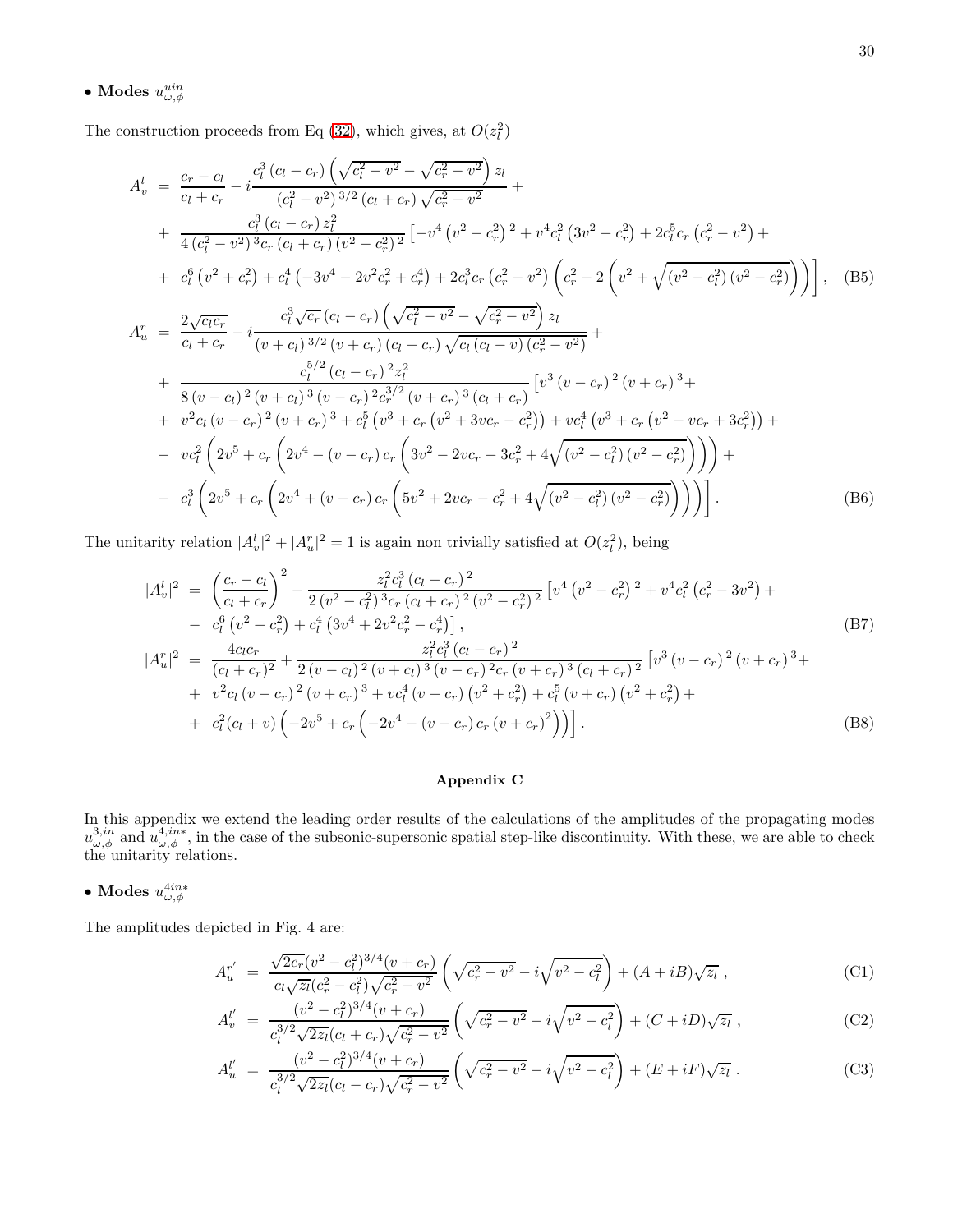• **Modes** $u^{uin}_{\omega,\phi}$

The construction proceeds from Eq (32), which gives, at $O(z_l^2)$

$$
\begin{aligned}
A^l_v &= \frac{c_r-c_l}{c_l+c_r} - i\frac{c_l^3\,(c_l-c_r)\left(\sqrt{c_l^2-v^2}-\sqrt{c_r^2-v^2}\right)z_l}{(c_l^2-v^2)^{3/2}\,(c_l+c_r)\sqrt{c_r^2-v^2}} + \\
&+ \frac{c_l^3\,(c_l-c_r)\,z_l^2}{4\,(c_l^2-v^2)^3 c_r\,(c_l+c_r)\,(v^2-c_r^2)^2}\Big[-v^4\left(v^2-c_r^2\right)^2+v^4c_l^2\left(3v^2-c_r^2\right)+2c_l^5c_r\left(c_r^2-v^2\right)+ \\
&+ c_l^6\left(v^2+c_r^2\right)+c_l^4\left(-3v^4-2v^2c_r^2+c_r^4\right)+2c_l^3c_r\left(c_r^2-v^2\right)\left(c_r^2-2\left(v^2+\sqrt{(v^2-c_l^2)\,(v^2-c_r^2)}\right)\right)\Big], \quad \text{(B5)}
\end{aligned}
$$

$$
\begin{aligned}
A^r_u &= \frac{2\sqrt{c_lc_r}}{c_l+c_r} - i\frac{c_l^3\sqrt{c_r}\,(c_l-c_r)\left(\sqrt{c_l^2-v^2}-\sqrt{c_r^2-v^2}\right)z_l}{(v+c_l)^{3/2}\,(v+c_r)\,(c_l+c_r)\sqrt{c_l\,(c_l-v)\,(c_r^2-v^2)}} + \\
&+ \frac{c_l^{5/2}\,(c_l-c_r)^2 z_l^2}{8\,(v-c_l)^2\,(v+c_l)^3\,(v-c_r)^2 c_r^{3/2}\,(v+c_r)^3\,(c_l+c_r)}\Big[v^3\,(v-c_r)^2\,(v+c_r)^3+ \\
&+ v^2c_l\,(v-c_r)^2\,(v+c_r)^3+c_l^5\left(v^3+c_r\left(v^2+3vc_r-c_r^2\right)\right)+vc_l^4\left(v^3+c_r\left(v^2-vc_r+3c_r^2\right)\right)+ \\
&- vc_l^2\left(2v^5+c_r\left(2v^4-(v-c_r)\,c_r\left(3v^2-2vc_r-3c_r^2+4\sqrt{(v^2-c_l^2)\,(v^2-c_r^2)}\right)\right)\right)+ \\
&- c_l^3\left(2v^5+c_r\left(2v^4+(v-c_r)\,c_r\left(5v^2+2vc_r-c_r^2+4\sqrt{(v^2-c_l^2)\,(v^2-c_r^2)}\right)\right)\right)\Big]. \quad \text{(B6)}
\end{aligned}
$$

The unitarity relation $|A^l_v|^2+|A^r_u|^2=1$ is again non trivially satisfied at $O(z_l^2)$, being

$$
\begin{aligned}
|A^l_v|^2 &= \left(\frac{c_r-c_l}{c_l+c_r}\right)^2 - \frac{z_l^2c_l^3\,(c_l-c_r)^2}{2\,(v^2-c_l^2)^3 c_r\,(c_l+c_r)^2\,(v^2-c_r^2)^2}\Big[v^4\left(v^2-c_r^2\right)^2+v^4c_l^2\left(c_r^2-3v^2\right)+ \\
&- c_l^6\left(v^2+c_r^2\right)+c_l^4\left(3v^4+2v^2c_r^2-c_r^4\right)\Big], \quad \text{(B7)}
\end{aligned}
$$

$$
\begin{aligned}
|A^r_u|^2 &= \frac{4c_lc_r}{(c_l+c_r)^2} + \frac{z_l^2c_l^3\,(c_l-c_r)^2}{2\,(v-c_l)^2\,(v+c_l)^3\,(v-c_r)^2 c_r\,(v+c_r)^3\,(c_l+c_r)^2}\Big[v^3\,(v-c_r)^2\,(v+c_r)^3+ \\
&+ v^2c_l\,(v-c_r)^2\,(v+c_r)^3+vc_l^4\,(v+c_r)\left(v^2+c_r^2\right)+c_l^5\,(v+c_r)\left(v^2+c_r^2\right)+ \\
&+ c_l^2(c_l+v)\left(-2v^5+c_r\left(-2v^4-(v-c_r)\,c_r\,(v+c_r)^2\right)\right)\Big]. \quad \text{(B8)}
\end{aligned}
$$

## Appendix C

In this appendix we extend the leading order results of the calculations of the amplitudes of the propagating modes $u^{3,in}_{\omega,\phi}$ and $u^{4,in*}_{\omega,\phi}$, in the case of the subsonic-supersonic spatial step-like discontinuity. With these, we are able to check the unitarity relations.

• **Modes** $u^{4in*}_{\omega,\phi}$

The amplitudes depicted in Fig. 4 are:

$$
A^{r'}_u = \frac{\sqrt{2c_r}(v^2-c_l^2)^{3/4}(v+c_r)}{c_l\sqrt{z_l}(c_r^2-c_l^2)\sqrt{c_r^2-v^2}}\left(\sqrt{c_r^2-v^2}-i\sqrt{v^2-c_l^2}\right)+(A+iB)\sqrt{z_l}\,, \quad \text{(C1)}
$$

$$
A^{l'}_v = \frac{(v^2-c_l^2)^{3/4}(v+c_r)}{c_l^{3/2}\sqrt{2z_l}(c_l+c_r)\sqrt{c_r^2-v^2}}\left(\sqrt{c_r^2-v^2}-i\sqrt{v^2-c_l^2}\right)+(C+iD)\sqrt{z_l}\,, \quad \text{(C2)}
$$

$$
A^{l'}_u = \frac{(v^2-c_l^2)^{3/4}(v+c_r)}{c_l^{3/2}\sqrt{2z_l}(c_l-c_r)\sqrt{c_r^2-v^2}}\left(\sqrt{c_r^2-v^2}-i\sqrt{v^2-c_l^2}\right)+(E+iF)\sqrt{z_l}\,. \quad \text{(C3)}
$$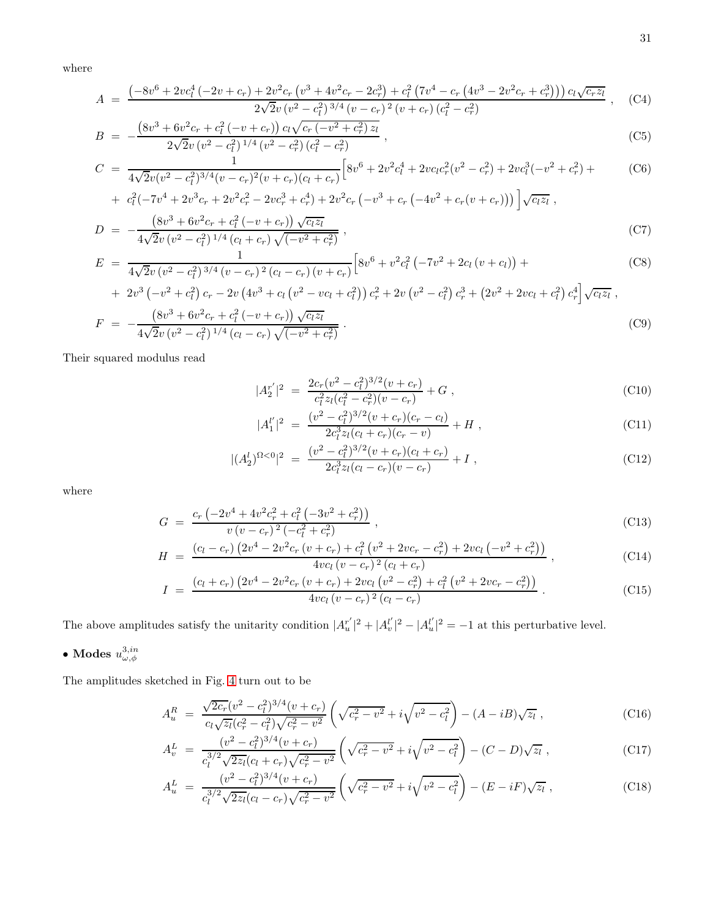where

$$A = \frac{\left(-8v^6 + 2vc_l^4\left(-2v + c_r\right) + 2v^2 c_r\left(v^3 + 4v^2 c_r - 2c_r^3\right) + c_l^2\left(7v^4 - c_r\left(4v^3 - 2v^2 c_r + c_r^3\right)\right)\right) c_l\sqrt{c_r z_l}}{2\sqrt{2}v\left(v^2 - c_l^2\right)^{3/4}\left(v - c_r\right)^2\left(v + c_r\right)\left(c_l^2 - c_r^2\right)} , \quad \text{(C4)}$$

$$B = -\frac{\left(8v^3 + 6v^2 c_r + c_l^2\left(-v + c_r\right)\right) c_l\sqrt{c_r\left(-v^2 + c_r^2\right) z_l}}{2\sqrt{2}v\left(v^2 - c_l^2\right)^{1/4}\left(v^2 - c_r^2\right)\left(c_l^2 - c_r^2\right)} , \quad \text{(C5)}$$

$$C = \frac{1}{4\sqrt{2}v(v^2 - c_l^2)^{3/4}(v - c_r)^2(v + c_r)(c_l + c_r)}\Big[8v^6 + 2v^2 c_l^4 + 2vc_l c_r^2(v^2 - c_r^2) + 2vc_l^3(-v^2 + c_r^2) + \quad \text{(C6)}$$
$$+ \ c_l^2(-7v^4 + 2v^3 c_r + 2v^2 c_r^2 - 2vc_r^3 + c_r^4) + 2v^2 c_r\left(-v^3 + c_r\left(-4v^2 + c_r(v + c_r)\right)\right)\Big]\sqrt{c_l z_l} ,$$

$$D = -\frac{\left(8v^3 + 6v^2 c_r + c_l^2\left(-v + c_r\right)\right)\sqrt{c_l z_l}}{4\sqrt{2}v\left(v^2 - c_l^2\right)^{1/4}\left(c_l + c_r\right)\sqrt{\left(-v^2 + c_r^2\right)}} , \quad \text{(C7)}$$

$$E = \frac{1}{4\sqrt{2}v\left(v^2 - c_l^2\right)^{3/4}\left(v - c_r\right)^2\left(c_l - c_r\right)\left(v + c_r\right)}\Big[8v^6 + v^2 c_l^2\left(-7v^2 + 2c_l\left(v + c_l\right)\right) + \quad \text{(C8)}$$
$$+ \ 2v^3\left(-v^2 + c_l^2\right)c_r - 2v\left(4v^3 + c_l\left(v^2 - vc_l + c_l^2\right)\right)c_r^2 + 2v\left(v^2 - c_l^2\right)c_r^3 + \left(2v^2 + 2vc_l + c_l^2\right)c_r^4\Big]\sqrt{c_l z_l} ,$$

$$F = -\frac{\left(8v^3 + 6v^2 c_r + c_l^2\left(-v + c_r\right)\right)\sqrt{c_l z_l}}{4\sqrt{2}v\left(v^2 - c_l^2\right)^{1/4}\left(c_l - c_r\right)\sqrt{\left(-v^2 + c_r^2\right)}} . \quad \text{(C9)}$$

Their squared modulus read

$$|A_2^{r'}|^2 = \frac{2c_r(v^2 - c_l^2)^{3/2}(v + c_r)}{c_l^2 z_l(c_l^2 - c_r^2)(v - c_r)} + G , \quad \text{(C10)}$$

$$|A_1^{l'}|^2 = \frac{(v^2 - c_l^2)^{3/2}(v + c_r)(c_r - c_l)}{2c_l^3 z_l(c_l + c_r)(c_r - v)} + H , \quad \text{(C11)}$$

$$|(A_2^l)^{\Omega<0}|^2 = \frac{(v^2 - c_l^2)^{3/2}(v + c_r)(c_l + c_r)}{2c_l^3 z_l(c_l - c_r)(v - c_r)} + I , \quad \text{(C12)}$$

where

$$G = \frac{c_r\left(-2v^4 + 4v^2 c_r^2 + c_l^2\left(-3v^2 + c_r^2\right)\right)}{v\left(v - c_r\right)^2\left(-c_l^2 + c_r^2\right)} , \quad \text{(C13)}$$

$$H = \frac{\left(c_l - c_r\right)\left(2v^4 - 2v^2 c_r\left(v + c_r\right) + c_l^2\left(v^2 + 2vc_r - c_r^2\right) + 2vc_l\left(-v^2 + c_r^2\right)\right)}{4vc_l\left(v - c_r\right)^2\left(c_l + c_r\right)} , \quad \text{(C14)}$$

$$I = \frac{\left(c_l + c_r\right)\left(2v^4 - 2v^2 c_r\left(v + c_r\right) + 2vc_l\left(v^2 - c_r^2\right) + c_l^2\left(v^2 + 2vc_r - c_r^2\right)\right)}{4vc_l\left(v - c_r\right)^2\left(c_l - c_r\right)} . \quad \text{(C15)}$$

The above amplitudes satisfy the unitarity condition $|A_u^{r'}|^2 + |A_v^{l'}|^2 - |A_u^{l'}|^2 = -1$ at this perturbative level.

**• Modes $u_{\omega,\phi}^{3,in}$**

The amplitudes sketched in Fig. 4 turn out to be

$$A_u^R = \frac{\sqrt{2c_r}(v^2 - c_l^2)^{3/4}(v + c_r)}{c_l\sqrt{z_l}(c_r^2 - c_l^2)\sqrt{c_r^2 - v^2}}\left(\sqrt{c_r^2 - v^2} + i\sqrt{v^2 - c_l^2}\right) - (A - iB)\sqrt{z_l} , \quad \text{(C16)}$$

$$A_v^L = \frac{(v^2 - c_l^2)^{3/4}(v + c_r)}{c_l^{3/2}\sqrt{2z_l}(c_l + c_r)\sqrt{c_r^2 - v^2}}\left(\sqrt{c_r^2 - v^2} + i\sqrt{v^2 - c_l^2}\right) - (C - D)\sqrt{z_l} , \quad \text{(C17)}$$

$$A_u^L = \frac{(v^2 - c_l^2)^{3/4}(v + c_r)}{c_l^{3/2}\sqrt{2z_l}(c_l - c_r)\sqrt{c_r^2 - v^2}}\left(\sqrt{c_r^2 - v^2} + i\sqrt{v^2 - c_l^2}\right) - (E - iF)\sqrt{z_l} , \quad \text{(C18)}$$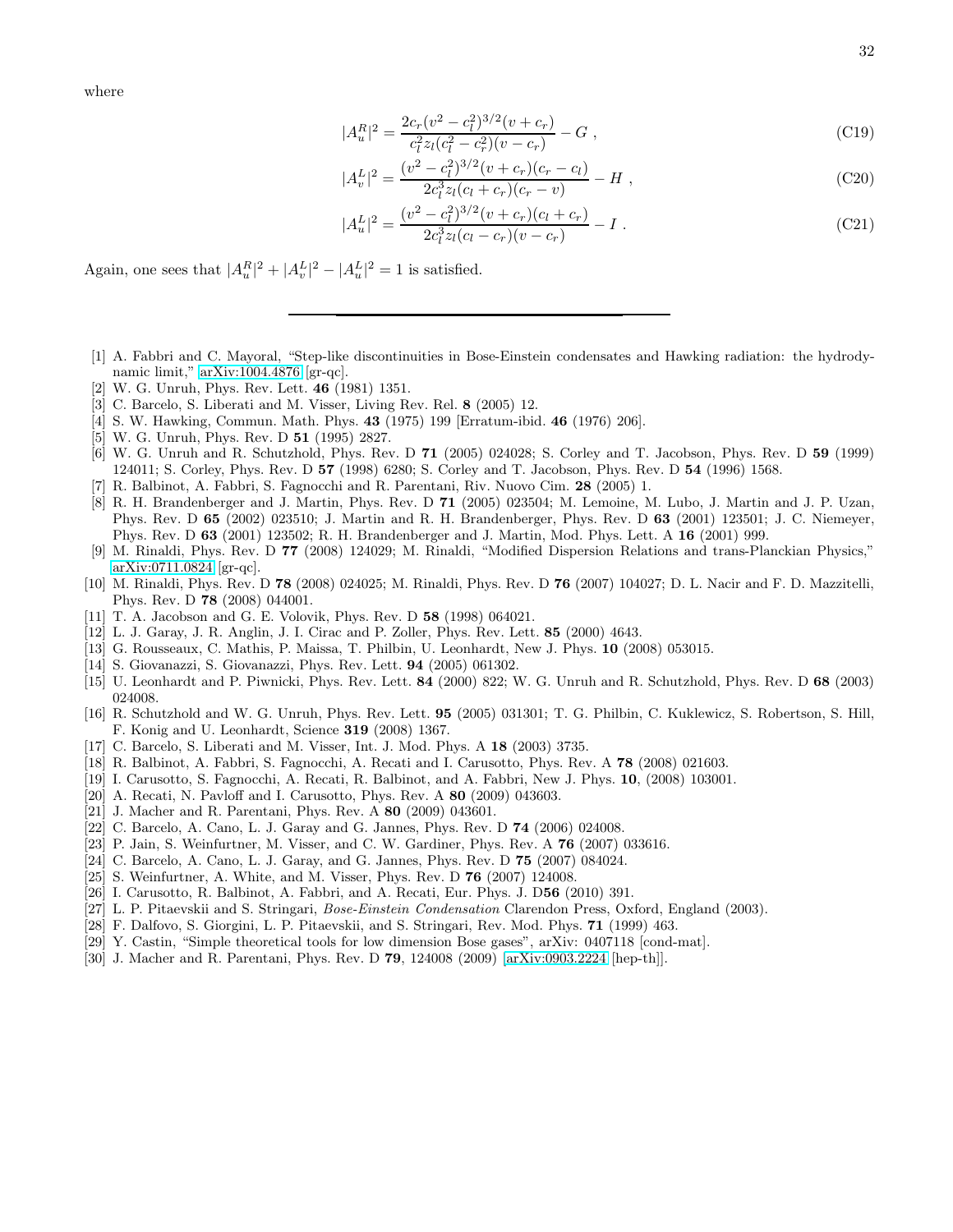where

$$|A_u^R|^2 = \frac{2c_r(v^2-c_l^2)^{3/2}(v+c_r)}{c_l^2 z_l (c_l^2-c_r^2)(v-c_r)} - G \ , \tag{C19}$$

$$|A_v^L|^2 = \frac{(v^2-c_l^2)^{3/2}(v+c_r)(c_r-c_l)}{2c_l^3 z_l (c_l+c_r)(c_r-v)} - H \ , \tag{C20}$$

$$|A_u^L|^2 = \frac{(v^2-c_l^2)^{3/2}(v+c_r)(c_l+c_r)}{2c_l^3 z_l (c_l-c_r)(v-c_r)} - I \ . \tag{C21}$$

Again, one sees that $|A_u^R|^2 + |A_v^L|^2 - |A_u^L|^2 = 1$ is satisfied.

---

[1] A. Fabbri and C. Mayoral, "Step-like discontinuities in Bose-Einstein condensates and Hawking radiation: the hydrodynamic limit," arXiv:1004.4876 [gr-qc].
[2] W. G. Unruh, Phys. Rev. Lett. **46** (1981) 1351.
[3] C. Barcelo, S. Liberati and M. Visser, Living Rev. Rel. **8** (2005) 12.
[4] S. W. Hawking, Commun. Math. Phys. **43** (1975) 199 [Erratum-ibid. **46** (1976) 206].
[5] W. G. Unruh, Phys. Rev. D **51** (1995) 2827.
[6] W. G. Unruh and R. Schutzhold, Phys. Rev. D **71** (2005) 024028; S. Corley and T. Jacobson, Phys. Rev. D **59** (1999) 124011; S. Corley, Phys. Rev. D **57** (1998) 6280; S. Corley and T. Jacobson, Phys. Rev. D **54** (1996) 1568.
[7] R. Balbinot, A. Fabbri, S. Fagnocchi and R. Parentani, Riv. Nuovo Cim. **28** (2005) 1.
[8] R. H. Brandenberger and J. Martin, Phys. Rev. D **71** (2005) 023504; M. Lemoine, M. Lubo, J. Martin and J. P. Uzan, Phys. Rev. D **65** (2002) 023510; J. Martin and R. H. Brandenberger, Phys. Rev. D **63** (2001) 123501; J. C. Niemeyer, Phys. Rev. D **63** (2001) 123502; R. H. Brandenberger and J. Martin, Mod. Phys. Lett. A **16** (2001) 999.
[9] M. Rinaldi, Phys. Rev. D **77** (2008) 124029; M. Rinaldi, "Modified Dispersion Relations and trans-Planckian Physics," arXiv:0711.0824 [gr-qc].
[10] M. Rinaldi, Phys. Rev. D **78** (2008) 024025; M. Rinaldi, Phys. Rev. D **76** (2007) 104027; D. L. Nacir and F. D. Mazzitelli, Phys. Rev. D **78** (2008) 044001.
[11] T. A. Jacobson and G. E. Volovik, Phys. Rev. D **58** (1998) 064021.
[12] L. J. Garay, J. R. Anglin, J. I. Cirac and P. Zoller, Phys. Rev. Lett. **85** (2000) 4643.
[13] G. Rousseaux, C. Mathis, P. Maissa, T. Philbin, U. Leonhardt, New J. Phys. **10** (2008) 053015.
[14] S. Giovanazzi, S. Giovanazzi, Phys. Rev. Lett. **94** (2005) 061302.
[15] U. Leonhardt and P. Piwnicki, Phys. Rev. Lett. **84** (2000) 822; W. G. Unruh and R. Schutzhold, Phys. Rev. D **68** (2003) 024008.
[16] R. Schutzhold and W. G. Unruh, Phys. Rev. Lett. **95** (2005) 031301; T. G. Philbin, C. Kuklewicz, S. Robertson, S. Hill, F. Konig and U. Leonhardt, Science **319** (2008) 1367.
[17] C. Barcelo, S. Liberati and M. Visser, Int. J. Mod. Phys. A **18** (2003) 3735.
[18] R. Balbinot, A. Fabbri, S. Fagnocchi, A. Recati and I. Carusotto, Phys. Rev. A **78** (2008) 021603.
[19] I. Carusotto, S. Fagnocchi, A. Recati, R. Balbinot, and A. Fabbri, New J. Phys. **10**, (2008) 103001.
[20] A. Recati, N. Pavloff and I. Carusotto, Phys. Rev. A **80** (2009) 043603.
[21] J. Macher and R. Parentani, Phys. Rev. A **80** (2009) 043601.
[22] C. Barcelo, A. Cano, L. J. Garay and G. Jannes, Phys. Rev. D **74** (2006) 024008.
[23] P. Jain, S. Weinfurtner, M. Visser, and C. W. Gardiner, Phys. Rev. A **76** (2007) 033616.
[24] C. Barcelo, A. Cano, L. J. Garay, and G. Jannes, Phys. Rev. D **75** (2007) 084024.
[25] S. Weinfurtner, A. White, and M. Visser, Phys. Rev. D **76** (2007) 124008.
[26] I. Carusotto, R. Balbinot, A. Fabbri, and A. Recati, Eur. Phys. J. D**56** (2010) 391.
[27] L. P. Pitaevskii and S. Stringari, *Bose-Einstein Condensation* Clarendon Press, Oxford, England (2003).
[28] F. Dalfovo, S. Giorgini, L. P. Pitaevskii, and S. Stringari, Rev. Mod. Phys. **71** (1999) 463.
[29] Y. Castin, "Simple theoretical tools for low dimension Bose gases", arXiv: 0407118 [cond-mat].
[30] J. Macher and R. Parentani, Phys. Rev. D **79**, 124008 (2009) [arXiv:0903.2224 [hep-th]].